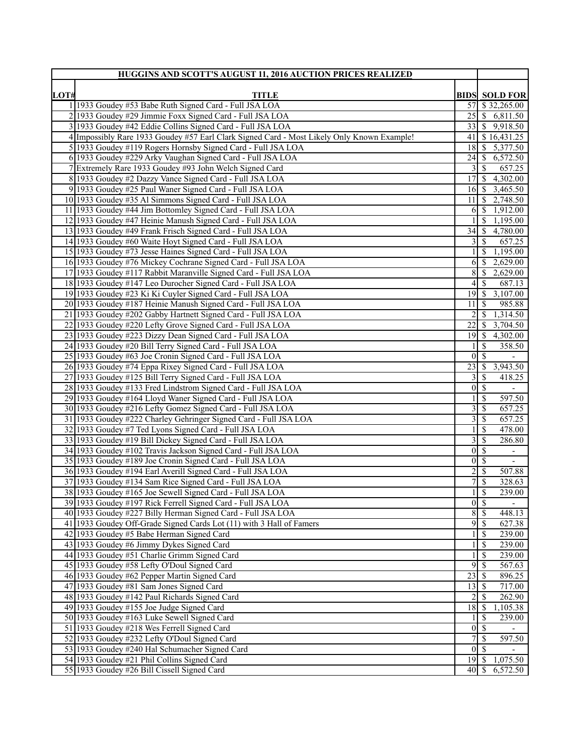| LOT# | HUGGINS AND SCOTT'S AUGUST 11, 2016 AUCTION PRICES REALIZED<br>TITLE | BIDS | SOLD FOR |
|---|---|---|---|
| 1 | 1933 Goudey #53 Babe Ruth Signed Card - Full JSA LOA | 57 | $ 32,265.00 |
| 2 | 1933 Goudey #29 Jimmie Foxx Signed Card - Full JSA LOA | 25 | $ 6,811.50 |
| 3 | 1933 Goudey #42 Eddie Collins Signed Card - Full JSA LOA | 33 | $ 9,918.50 |
| 4 | Impossibly Rare 1933 Goudey #57 Earl Clark Signed Card - Most Likely Only Known Example! | 41 | $ 16,431.25 |
| 5 | 1933 Goudey #119 Rogers Hornsby Signed Card - Full JSA LOA | 18 | $ 5,377.50 |
| 6 | 1933 Goudey #229 Arky Vaughan Signed Card - Full JSA LOA | 24 | $ 6,572.50 |
| 7 | Extremely Rare 1933 Goudey #93 John Welch Signed Card | 3 | $ 657.25 |
| 8 | 1933 Goudey #2 Dazzy Vance Signed Card - Full JSA LOA | 17 | $ 4,302.00 |
| 9 | 1933 Goudey #25 Paul Waner Signed Card - Full JSA LOA | 16 | $ 3,465.50 |
| 10 | 1933 Goudey #35 Al Simmons Signed Card - Full JSA LOA | 11 | $ 2,748.50 |
| 11 | 1933 Goudey #44 Jim Bottomley Signed Card - Full JSA LOA | 6 | $ 1,912.00 |
| 12 | 1933 Goudey #47 Heinie Manush Signed Card - Full JSA LOA | 1 | $ 1,195.00 |
| 13 | 1933 Goudey #49 Frank Frisch Signed Card - Full JSA LOA | 34 | $ 4,780.00 |
| 14 | 1933 Goudey #60 Waite Hoyt Signed Card - Full JSA LOA | 3 | $ 657.25 |
| 15 | 1933 Goudey #73 Jesse Haines Signed Card - Full JSA LOA | 1 | $ 1,195.00 |
| 16 | 1933 Goudey #76 Mickey Cochrane Signed Card - Full JSA LOA | 6 | $ 2,629.00 |
| 17 | 1933 Goudey #117 Rabbit Maranville Signed Card - Full JSA LOA | 8 | $ 2,629.00 |
| 18 | 1933 Goudey #147 Leo Durocher Signed Card - Full JSA LOA | 4 | $ 687.13 |
| 19 | 1933 Goudey #23 Ki Ki Cuyler Signed Card - Full JSA LOA | 19 | $ 3,107.00 |
| 20 | 1933 Goudey #187 Heinie Manush Signed Card - Full JSA LOA | 11 | $ 985.88 |
| 21 | 1933 Goudey #202 Gabby Hartnett Signed Card - Full JSA LOA | 2 | $ 1,314.50 |
| 22 | 1933 Goudey #220 Lefty Grove Signed Card - Full JSA LOA | 22 | $ 3,704.50 |
| 23 | 1933 Goudey #223 Dizzy Dean Signed Card - Full JSA LOA | 19 | $ 4,302.00 |
| 24 | 1933 Goudey #20 Bill Terry Signed Card - Full JSA LOA | 1 | $ 358.50 |
| 25 | 1933 Goudey #63 Joe Cronin Signed Card - Full JSA LOA | 0 | $ - |
| 26 | 1933 Goudey #74 Eppa Rixey Signed Card - Full JSA LOA | 23 | $ 3,943.50 |
| 27 | 1933 Goudey #125 Bill Terry Signed Card - Full JSA LOA | 3 | $ 418.25 |
| 28 | 1933 Goudey #133 Fred Lindstrom Signed Card - Full JSA LOA | 0 | $ - |
| 29 | 1933 Goudey #164 Lloyd Waner Signed Card - Full JSA LOA | 1 | $ 597.50 |
| 30 | 1933 Goudey #216 Lefty Gomez Signed Card - Full JSA LOA | 3 | $ 657.25 |
| 31 | 1933 Goudey #222 Charley Gehringer Signed Card - Full JSA LOA | 3 | $ 657.25 |
| 32 | 1933 Goudey #7 Ted Lyons Signed Card - Full JSA LOA | 1 | $ 478.00 |
| 33 | 1933 Goudey #19 Bill Dickey Signed Card - Full JSA LOA | 3 | $ 286.80 |
| 34 | 1933 Goudey #102 Travis Jackson Signed Card - Full JSA LOA | 0 | $ - |
| 35 | 1933 Goudey #189 Joe Cronin Signed Card - Full JSA LOA | 0 | $ - |
| 36 | 1933 Goudey #194 Earl Averill Signed Card - Full JSA LOA | 2 | $ 507.88 |
| 37 | 1933 Goudey #134 Sam Rice Signed Card - Full JSA LOA | 7 | $ 328.63 |
| 38 | 1933 Goudey #165 Joe Sewell Signed Card - Full JSA LOA | 1 | $ 239.00 |
| 39 | 1933 Goudey #197 Rick Ferrell Signed Card - Full JSA LOA | 0 | $ - |
| 40 | 1933 Goudey #227 Billy Herman Signed Card - Full JSA LOA | 8 | $ 448.13 |
| 41 | 1933 Goudey Off-Grade Signed Cards Lot (11) with 3 Hall of Famers | 9 | $ 627.38 |
| 42 | 1933 Goudey #5 Babe Herman Signed Card | 1 | $ 239.00 |
| 43 | 1933 Goudey #6 Jimmy Dykes Signed Card | 1 | $ 239.00 |
| 44 | 1933 Goudey #51 Charlie Grimm Signed Card | 1 | $ 239.00 |
| 45 | 1933 Goudey #58 Lefty O'Doul Signed Card | 9 | $ 567.63 |
| 46 | 1933 Goudey #62 Pepper Martin Signed Card | 23 | $ 896.25 |
| 47 | 1933 Goudey #81 Sam Jones Signed Card | 13 | $ 717.00 |
| 48 | 1933 Goudey #142 Paul Richards Signed Card | 2 | $ 262.90 |
| 49 | 1933 Goudey #155 Joe Judge Signed Card | 18 | $ 1,105.38 |
| 50 | 1933 Goudey #163 Luke Sewell Signed Card | 1 | $ 239.00 |
| 51 | 1933 Goudey #218 Wes Ferrell Signed Card | 0 | $ - |
| 52 | 1933 Goudey #232 Lefty O'Doul Signed Card | 7 | $ 597.50 |
| 53 | 1933 Goudey #240 Hal Schumacher Signed Card | 0 | $ - |
| 54 | 1933 Goudey #21 Phil Collins Signed Card | 19 | $ 1,075.50 |
| 55 | 1933 Goudey #26 Bill Cissell Signed Card | 40 | $ 6,572.50 |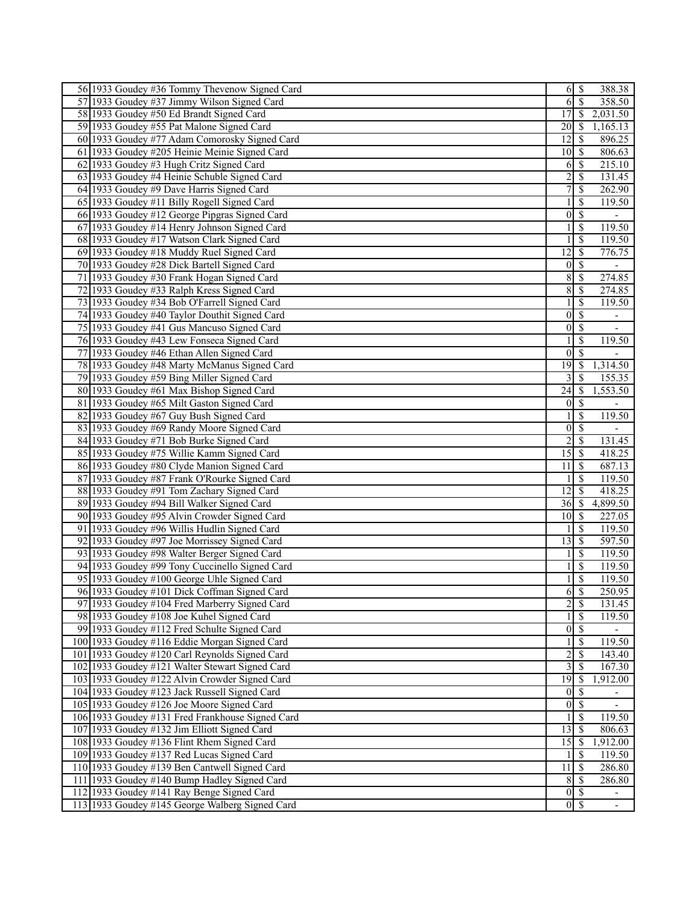| | | | | |
|---|---|---|---|---|
| 56 | 1933 Goudey #36 Tommy Thevenow Signed Card | 6 | $ | 388.38 |
| 57 | 1933 Goudey #37 Jimmy Wilson Signed Card | 6 | $ | 358.50 |
| 58 | 1933 Goudey #50 Ed Brandt Signed Card | 17 | $ | 2,031.50 |
| 59 | 1933 Goudey #55 Pat Malone Signed Card | 20 | $ | 1,165.13 |
| 60 | 1933 Goudey #77 Adam Comorosky Signed Card | 12 | $ | 896.25 |
| 61 | 1933 Goudey #205 Heinie Meinie Signed Card | 10 | $ | 806.63 |
| 62 | 1933 Goudey #3 Hugh Critz Signed Card | 6 | $ | 215.10 |
| 63 | 1933 Goudey #4 Heinie Schuble Signed Card | 2 | $ | 131.45 |
| 64 | 1933 Goudey #9 Dave Harris Signed Card | 7 | $ | 262.90 |
| 65 | 1933 Goudey #11 Billy Rogell Signed Card | 1 | $ | 119.50 |
| 66 | 1933 Goudey #12 George Pipgras Signed Card | 0 | $ | - |
| 67 | 1933 Goudey #14 Henry Johnson Signed Card | 1 | $ | 119.50 |
| 68 | 1933 Goudey #17 Watson Clark Signed Card | 1 | $ | 119.50 |
| 69 | 1933 Goudey #18 Muddy Ruel Signed Card | 12 | $ | 776.75 |
| 70 | 1933 Goudey #28 Dick Bartell Signed Card | 0 | $ | - |
| 71 | 1933 Goudey #30 Frank Hogan Signed Card | 8 | $ | 274.85 |
| 72 | 1933 Goudey #33 Ralph Kress Signed Card | 8 | $ | 274.85 |
| 73 | 1933 Goudey #34 Bob O'Farrell Signed Card | 1 | $ | 119.50 |
| 74 | 1933 Goudey #40 Taylor Douthit Signed Card | 0 | $ | - |
| 75 | 1933 Goudey #41 Gus Mancuso Signed Card | 0 | $ | - |
| 76 | 1933 Goudey #43 Lew Fonseca Signed Card | 1 | $ | 119.50 |
| 77 | 1933 Goudey #46 Ethan Allen Signed Card | 0 | $ | - |
| 78 | 1933 Goudey #48 Marty McManus Signed Card | 19 | $ | 1,314.50 |
| 79 | 1933 Goudey #59 Bing Miller Signed Card | 3 | $ | 155.35 |
| 80 | 1933 Goudey #61 Max Bishop Signed Card | 24 | $ | 1,553.50 |
| 81 | 1933 Goudey #65 Milt Gaston Signed Card | 0 | $ | - |
| 82 | 1933 Goudey #67 Guy Bush Signed Card | 1 | $ | 119.50 |
| 83 | 1933 Goudey #69 Randy Moore Signed Card | 0 | $ | - |
| 84 | 1933 Goudey #71 Bob Burke Signed Card | 2 | $ | 131.45 |
| 85 | 1933 Goudey #75 Willie Kamm Signed Card | 15 | $ | 418.25 |
| 86 | 1933 Goudey #80 Clyde Manion Signed Card | 11 | $ | 687.13 |
| 87 | 1933 Goudey #87 Frank O'Rourke Signed Card | 1 | $ | 119.50 |
| 88 | 1933 Goudey #91 Tom Zachary Signed Card | 12 | $ | 418.25 |
| 89 | 1933 Goudey #94 Bill Walker Signed Card | 36 | $ | 4,899.50 |
| 90 | 1933 Goudey #95 Alvin Crowder Signed Card | 10 | $ | 227.05 |
| 91 | 1933 Goudey #96 Willis Hudlin Signed Card | 1 | $ | 119.50 |
| 92 | 1933 Goudey #97 Joe Morrissey Signed Card | 13 | $ | 597.50 |
| 93 | 1933 Goudey #98 Walter Berger Signed Card | 1 | $ | 119.50 |
| 94 | 1933 Goudey #99 Tony Cuccinello Signed Card | 1 | $ | 119.50 |
| 95 | 1933 Goudey #100 George Uhle Signed Card | 1 | $ | 119.50 |
| 96 | 1933 Goudey #101 Dick Coffman Signed Card | 6 | $ | 250.95 |
| 97 | 1933 Goudey #104 Fred Marberry Signed Card | 2 | $ | 131.45 |
| 98 | 1933 Goudey #108 Joe Kuhel Signed Card | 1 | $ | 119.50 |
| 99 | 1933 Goudey #112 Fred Schulte Signed Card | 0 | $ | - |
| 100 | 1933 Goudey #116 Eddie Morgan Signed Card | 1 | $ | 119.50 |
| 101 | 1933 Goudey #120 Carl Reynolds Signed Card | 2 | $ | 143.40 |
| 102 | 1933 Goudey #121 Walter Stewart Signed Card | 3 | $ | 167.30 |
| 103 | 1933 Goudey #122 Alvin Crowder Signed Card | 19 | $ | 1,912.00 |
| 104 | 1933 Goudey #123 Jack Russell Signed Card | 0 | $ | - |
| 105 | 1933 Goudey #126 Joe Moore Signed Card | 0 | $ | - |
| 106 | 1933 Goudey #131 Fred Frankhouse Signed Card | 1 | $ | 119.50 |
| 107 | 1933 Goudey #132 Jim Elliott Signed Card | 13 | $ | 806.63 |
| 108 | 1933 Goudey #136 Flint Rhem Signed Card | 15 | $ | 1,912.00 |
| 109 | 1933 Goudey #137 Red Lucas Signed Card | 1 | $ | 119.50 |
| 110 | 1933 Goudey #139 Ben Cantwell Signed Card | 11 | $ | 286.80 |
| 111 | 1933 Goudey #140 Bump Hadley Signed Card | 8 | $ | 286.80 |
| 112 | 1933 Goudey #141 Ray Benge Signed Card | 0 | $ | - |
| 113 | 1933 Goudey #145 George Walberg Signed Card | 0 | $ | - |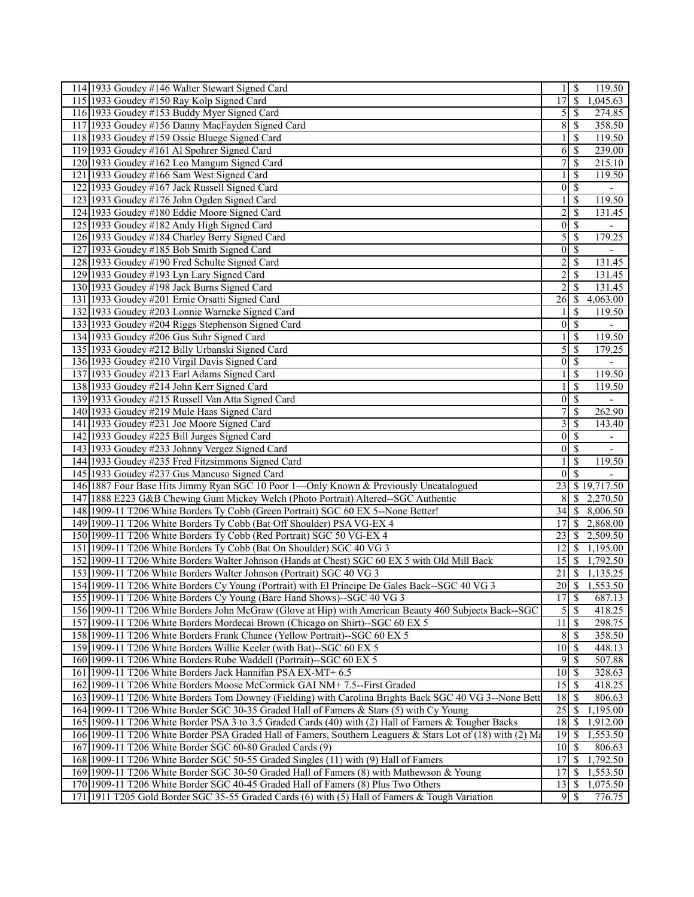| | | | |
|---|---|---|---|
| 114 | 1933 Goudey #146 Walter Stewart Signed Card | 1 | $ 119.50 |
| 115 | 1933 Goudey #150 Ray Kolp Signed Card | 17 | $ 1,045.63 |
| 116 | 1933 Goudey #153 Buddy Myer Signed Card | 5 | $ 274.85 |
| 117 | 1933 Goudey #156 Danny MacFayden Signed Card | 8 | $ 358.50 |
| 118 | 1933 Goudey #159 Ossie Bluege Signed Card | 1 | $ 119.50 |
| 119 | 1933 Goudey #161 Al Spohrer Signed Card | 6 | $ 239.00 |
| 120 | 1933 Goudey #162 Leo Mangum Signed Card | 7 | $ 215.10 |
| 121 | 1933 Goudey #166 Sam West Signed Card | 1 | $ 119.50 |
| 122 | 1933 Goudey #167 Jack Russell Signed Card | 0 | $ - |
| 123 | 1933 Goudey #176 John Ogden Signed Card | 1 | $ 119.50 |
| 124 | 1933 Goudey #180 Eddie Moore Signed Card | 2 | $ 131.45 |
| 125 | 1933 Goudey #182 Andy High Signed Card | 0 | $ - |
| 126 | 1933 Goudey #184 Charley Berry Signed Card | 5 | $ 179.25 |
| 127 | 1933 Goudey #185 Bob Smith Signed Card | 0 | $ - |
| 128 | 1933 Goudey #190 Fred Schulte Signed Card | 2 | $ 131.45 |
| 129 | 1933 Goudey #193 Lyn Lary Signed Card | 2 | $ 131.45 |
| 130 | 1933 Goudey #198 Jack Burns Signed Card | 2 | $ 131.45 |
| 131 | 1933 Goudey #201 Ernie Orsatti Signed Card | 26 | $ 4,063.00 |
| 132 | 1933 Goudey #203 Lonnie Warneke Signed Card | 1 | $ 119.50 |
| 133 | 1933 Goudey #204 Riggs Stephenson Signed Card | 0 | $ - |
| 134 | 1933 Goudey #206 Gus Suhr Signed Card | 1 | $ 119.50 |
| 135 | 1933 Goudey #212 Billy Urbanski Signed Card | 5 | $ 179.25 |
| 136 | 1933 Goudey #210 Virgil Davis Signed Card | 0 | $ - |
| 137 | 1933 Goudey #213 Earl Adams Signed Card | 1 | $ 119.50 |
| 138 | 1933 Goudey #214 John Kerr Signed Card | 1 | $ 119.50 |
| 139 | 1933 Goudey #215 Russell Van Atta Signed Card | 0 | $ - |
| 140 | 1933 Goudey #219 Mule Haas Signed Card | 7 | $ 262.90 |
| 141 | 1933 Goudey #231 Joe Moore Signed Card | 3 | $ 143.40 |
| 142 | 1933 Goudey #225 Bill Jurges Signed Card | 0 | $ - |
| 143 | 1933 Goudey #233 Johnny Vergez Signed Card | 0 | $ - |
| 144 | 1933 Goudey #235 Fred Fitzsimmons Signed Card | 1 | $ 119.50 |
| 145 | 1933 Goudey #237 Gus Mancuso Signed Card | 0 | $ - |
| 146 | 1887 Four Base Hits Jimmy Ryan SGC 10 Poor 1—Only Known & Previously Uncatalogued | 23 | $ 19,717.50 |
| 147 | 1888 E223 G&B Chewing Gum Mickey Welch (Photo Portrait) Altered--SGC Authentic | 8 | $ 2,270.50 |
| 148 | 1909-11 T206 White Borders Ty Cobb (Green Portrait) SGC 60 EX 5--None Better! | 34 | $ 8,006.50 |
| 149 | 1909-11 T206 White Borders Ty Cobb (Bat Off Shoulder) PSA VG-EX 4 | 17 | $ 2,868.00 |
| 150 | 1909-11 T206 White Borders Ty Cobb (Red Portrait) SGC 50 VG-EX 4 | 23 | $ 2,509.50 |
| 151 | 1909-11 T206 White Borders Ty Cobb (Bat On Shoulder) SGC 40 VG 3 | 12 | $ 1,195.00 |
| 152 | 1909-11 T206 White Borders Walter Johnson (Hands at Chest) SGC 60 EX 5 with Old Mill Back | 15 | $ 1,792.50 |
| 153 | 1909-11 T206 White Borders Walter Johnson (Portrait) SGC 40 VG 3 | 21 | $ 1,135.25 |
| 154 | 1909-11 T206 White Borders Cy Young (Portrait) with El Principe De Gales Back--SGC 40 VG 3 | 20 | $ 1,553.50 |
| 155 | 1909-11 T206 White Borders Cy Young (Bare Hand Shows)--SGC 40 VG 3 | 17 | $ 687.13 |
| 156 | 1909-11 T206 White Borders John McGraw (Glove at Hip) with American Beauty 460 Subjects Back--SGC | 5 | $ 418.25 |
| 157 | 1909-11 T206 White Borders Mordecai Brown (Chicago on Shirt)--SGC 60 EX 5 | 11 | $ 298.75 |
| 158 | 1909-11 T206 White Borders Frank Chance (Yellow Portrait)--SGC 60 EX 5 | 8 | $ 358.50 |
| 159 | 1909-11 T206 White Borders Willie Keeler (with Bat)--SGC 60 EX 5 | 10 | $ 448.13 |
| 160 | 1909-11 T206 White Borders Rube Waddell (Portrait)--SGC 60 EX 5 | 9 | $ 507.88 |
| 161 | 1909-11 T206 White Borders Jack Hannifan PSA EX-MT+ 6.5 | 10 | $ 328.63 |
| 162 | 1909-11 T206 White Borders Moose McCormick GAI NM+ 7.5--First Graded | 15 | $ 418.25 |
| 163 | 1909-11 T206 White Borders Tom Downey (Fielding) with Carolina Brights Back SGC 40 VG 3--None Bett | 18 | $ 806.63 |
| 164 | 1909-11 T206 White Border SGC 30-35 Graded Hall of Famers & Stars (5) with Cy Young | 25 | $ 1,195.00 |
| 165 | 1909-11 T206 White Border PSA 3 to 3.5 Graded Cards (40) with (2) Hall of Famers & Tougher Backs | 18 | $ 1,912.00 |
| 166 | 1909-11 T206 White Border PSA Graded Hall of Famers, Southern Leaguers & Stars Lot of (18) with (2) Ma | 19 | $ 1,553.50 |
| 167 | 1909-11 T206 White Border SGC 60-80 Graded Cards (9) | 10 | $ 806.63 |
| 168 | 1909-11 T206 White Border SGC 50-55 Graded Singles (11) with (9) Hall of Famers | 17 | $ 1,792.50 |
| 169 | 1909-11 T206 White Border SGC 30-50 Graded Hall of Famers (8) with Mathewson & Young | 17 | $ 1,553.50 |
| 170 | 1909-11 T206 White Border SGC 40-45 Graded Hall of Famers (8) Plus Two Others | 13 | $ 1,075.50 |
| 171 | 1911 T205 Gold Border SGC 35-55 Graded Cards (6) with (5) Hall of Famers & Tough Variation | 9 | $ 776.75 |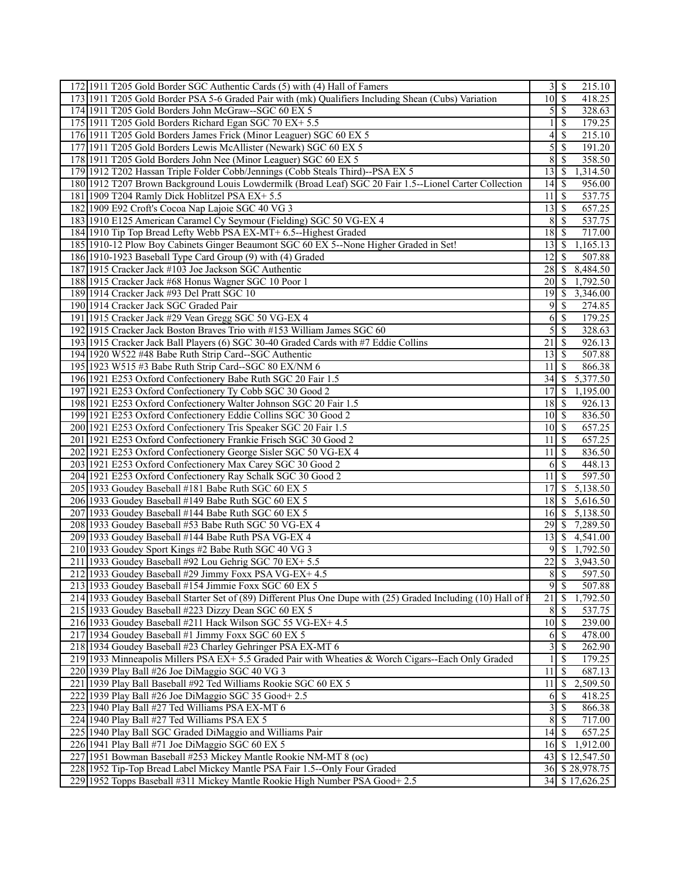| | | | |
|---|---|---|---|
| 172 | 1911 T205 Gold Border SGC Authentic Cards (5) with (4) Hall of Famers | 3 | $ 215.10 |
| 173 | 1911 T205 Gold Border PSA 5-6 Graded Pair with (mk) Qualifiers Including Shean (Cubs) Variation | 10 | $ 418.25 |
| 174 | 1911 T205 Gold Borders John McGraw--SGC 60 EX 5 | 5 | $ 328.63 |
| 175 | 1911 T205 Gold Borders Richard Egan SGC 70 EX+ 5.5 | 1 | $ 179.25 |
| 176 | 1911 T205 Gold Borders James Frick (Minor Leaguer) SGC 60 EX 5 | 4 | $ 215.10 |
| 177 | 1911 T205 Gold Borders Lewis McAllister (Newark) SGC 60 EX 5 | 5 | $ 191.20 |
| 178 | 1911 T205 Gold Borders John Nee (Minor Leaguer) SGC 60 EX 5 | 8 | $ 358.50 |
| 179 | 1912 T202 Hassan Triple Folder Cobb/Jennings (Cobb Steals Third)--PSA EX 5 | 13 | $ 1,314.50 |
| 180 | 1912 T207 Brown Background Louis Lowdermilk (Broad Leaf) SGC 20 Fair 1.5--Lionel Carter Collection | 14 | $ 956.00 |
| 181 | 1909 T204 Ramly Dick Hoblitzel PSA EX+ 5.5 | 11 | $ 537.75 |
| 182 | 1909 E92 Croft's Cocoa Nap Lajoie SGC 40 VG 3 | 13 | $ 657.25 |
| 183 | 1910 E125 American Caramel Cy Seymour (Fielding) SGC 50 VG-EX 4 | 8 | $ 537.75 |
| 184 | 1910 Tip Top Bread Lefty Webb PSA EX-MT+ 6.5--Highest Graded | 18 | $ 717.00 |
| 185 | 1910-12 Plow Boy Cabinets Ginger Beaumont SGC 60 EX 5--None Higher Graded in Set! | 13 | $ 1,165.13 |
| 186 | 1910-1923 Baseball Type Card Group (9) with (4) Graded | 12 | $ 507.88 |
| 187 | 1915 Cracker Jack #103 Joe Jackson SGC Authentic | 28 | $ 8,484.50 |
| 188 | 1915 Cracker Jack #68 Honus Wagner SGC 10 Poor 1 | 20 | $ 1,792.50 |
| 189 | 1914 Cracker Jack #93 Del Pratt SGC 10 | 19 | $ 3,346.00 |
| 190 | 1914 Cracker Jack SGC Graded Pair | 9 | $ 274.85 |
| 191 | 1915 Cracker Jack #29 Vean Gregg SGC 50 VG-EX 4 | 6 | $ 179.25 |
| 192 | 1915 Cracker Jack Boston Braves Trio with #153 William James SGC 60 | 5 | $ 328.63 |
| 193 | 1915 Cracker Jack Ball Players (6) SGC 30-40 Graded Cards with #7 Eddie Collins | 21 | $ 926.13 |
| 194 | 1920 W522 #48 Babe Ruth Strip Card--SGC Authentic | 13 | $ 507.88 |
| 195 | 1923 W515 #3 Babe Ruth Strip Card--SGC 80 EX/NM 6 | 11 | $ 866.38 |
| 196 | 1921 E253 Oxford Confectionery Babe Ruth SGC 20 Fair 1.5 | 34 | $ 5,377.50 |
| 197 | 1921 E253 Oxford Confectionery Ty Cobb SGC 30 Good 2 | 17 | $ 1,195.00 |
| 198 | 1921 E253 Oxford Confectionery Walter Johnson SGC 20 Fair 1.5 | 18 | $ 926.13 |
| 199 | 1921 E253 Oxford Confectionery Eddie Collins SGC 30 Good 2 | 10 | $ 836.50 |
| 200 | 1921 E253 Oxford Confectionery Tris Speaker SGC 20 Fair 1.5 | 10 | $ 657.25 |
| 201 | 1921 E253 Oxford Confectionery Frankie Frisch SGC 30 Good 2 | 11 | $ 657.25 |
| 202 | 1921 E253 Oxford Confectionery George Sisler SGC 50 VG-EX 4 | 11 | $ 836.50 |
| 203 | 1921 E253 Oxford Confectionery Max Carey SGC 30 Good 2 | 6 | $ 448.13 |
| 204 | 1921 E253 Oxford Confectionery Ray Schalk SGC 30 Good 2 | 11 | $ 597.50 |
| 205 | 1933 Goudey Baseball #181 Babe Ruth SGC 60 EX 5 | 17 | $ 5,138.50 |
| 206 | 1933 Goudey Baseball #149 Babe Ruth SGC 60 EX 5 | 18 | $ 5,616.50 |
| 207 | 1933 Goudey Baseball #144 Babe Ruth SGC 60 EX 5 | 16 | $ 5,138.50 |
| 208 | 1933 Goudey Baseball #53 Babe Ruth SGC 50 VG-EX 4 | 29 | $ 7,289.50 |
| 209 | 1933 Goudey Baseball #144 Babe Ruth PSA VG-EX 4 | 13 | $ 4,541.00 |
| 210 | 1933 Goudey Sport Kings #2 Babe Ruth SGC 40 VG 3 | 9 | $ 1,792.50 |
| 211 | 1933 Goudey Baseball #92 Lou Gehrig SGC 70 EX+ 5.5 | 22 | $ 3,943.50 |
| 212 | 1933 Goudey Baseball #29 Jimmy Foxx PSA VG-EX+ 4.5 | 8 | $ 597.50 |
| 213 | 1933 Goudey Baseball #154 Jimmie Foxx SGC 60 EX 5 | 9 | $ 507.88 |
| 214 | 1933 Goudey Baseball Starter Set of (89) Different Plus One Dupe with (25) Graded Including (10) Hall of F | 21 | $ 1,792.50 |
| 215 | 1933 Goudey Baseball #223 Dizzy Dean SGC 60 EX 5 | 8 | $ 537.75 |
| 216 | 1933 Goudey Baseball #211 Hack Wilson SGC 55 VG-EX+ 4.5 | 10 | $ 239.00 |
| 217 | 1934 Goudey Baseball #1 Jimmy Foxx SGC 60 EX 5 | 6 | $ 478.00 |
| 218 | 1934 Goudey Baseball #23 Charley Gehringer PSA EX-MT 6 | 3 | $ 262.90 |
| 219 | 1933 Minneapolis Millers PSA EX+ 5.5 Graded Pair with Wheaties & Worch Cigars--Each Only Graded | 1 | $ 179.25 |
| 220 | 1939 Play Ball #26 Joe DiMaggio SGC 40 VG 3 | 11 | $ 687.13 |
| 221 | 1939 Play Ball Baseball #92 Ted Williams Rookie SGC 60 EX 5 | 11 | $ 2,509.50 |
| 222 | 1939 Play Ball #26 Joe DiMaggio SGC 35 Good+ 2.5 | 6 | $ 418.25 |
| 223 | 1940 Play Ball #27 Ted Williams PSA EX-MT 6 | 3 | $ 866.38 |
| 224 | 1940 Play Ball #27 Ted Williams PSA EX 5 | 8 | $ 717.00 |
| 225 | 1940 Play Ball SGC Graded DiMaggio and Williams Pair | 14 | $ 657.25 |
| 226 | 1941 Play Ball #71 Joe DiMaggio SGC 60 EX 5 | 16 | $ 1,912.00 |
| 227 | 1951 Bowman Baseball #253 Mickey Mantle Rookie NM-MT 8 (oc) | 43 | $ 12,547.50 |
| 228 | 1952 Tip-Top Bread Label Mickey Mantle PSA Fair 1.5--Only Four Graded | 36 | $ 28,978.75 |
| 229 | 1952 Topps Baseball #311 Mickey Mantle Rookie High Number PSA Good+ 2.5 | 34 | $ 17,626.25 |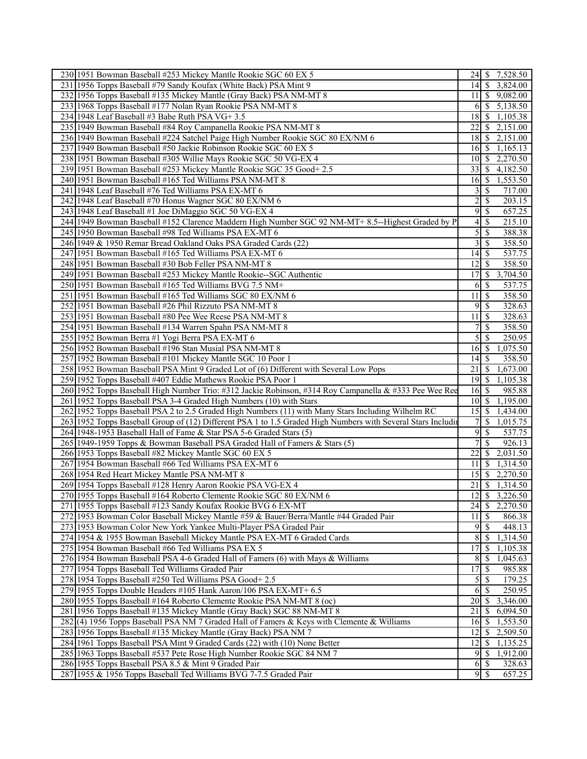| | | | |
|---|---|---|---|
| 230 | 1951 Bowman Baseball #253 Mickey Mantle Rookie SGC 60 EX 5 | 24 | $ 7,528.50 |
| 231 | 1956 Topps Baseball #79 Sandy Koufax (White Back) PSA Mint 9 | 14 | $ 3,824.00 |
| 232 | 1956 Topps Baseball #135 Mickey Mantle (Gray Back) PSA NM-MT 8 | 11 | $ 9,082.00 |
| 233 | 1968 Topps Baseball #177 Nolan Ryan Rookie PSA NM-MT 8 | 6 | $ 5,138.50 |
| 234 | 1948 Leaf Baseball #3 Babe Ruth PSA VG+ 3.5 | 18 | $ 1,105.38 |
| 235 | 1949 Bowman Baseball #84 Roy Campanella Rookie PSA NM-MT 8 | 22 | $ 2,151.00 |
| 236 | 1949 Bowman Baseball #224 Satchel Paige High Number Rookie SGC 80 EX/NM 6 | 18 | $ 2,151.00 |
| 237 | 1949 Bowman Baseball #50 Jackie Robinson Rookie SGC 60 EX 5 | 16 | $ 1,165.13 |
| 238 | 1951 Bowman Baseball #305 Willie Mays Rookie SGC 50 VG-EX 4 | 10 | $ 2,270.50 |
| 239 | 1951 Bowman Baseball #253 Mickey Mantle Rookie SGC 35 Good+ 2.5 | 33 | $ 4,182.50 |
| 240 | 1951 Bowman Baseball #165 Ted Williams PSA NM-MT 8 | 16 | $ 1,553.50 |
| 241 | 1948 Leaf Baseball #76 Ted Williams PSA EX-MT 6 | 3 | $ 717.00 |
| 242 | 1948 Leaf Baseball #70 Honus Wagner SGC 80 EX/NM 6 | 2 | $ 203.15 |
| 243 | 1948 Leaf Baseball #1 Joe DiMaggio SGC 50 VG-EX 4 | 9 | $ 657.25 |
| 244 | 1949 Bowman Baseball #152 Clarence Maddern High Number SGC 92 NM-MT+ 8.5--Highest Graded by P | 4 | $ 215.10 |
| 245 | 1950 Bowman Baseball #98 Ted Williams PSA EX-MT 6 | 5 | $ 388.38 |
| 246 | 1949 & 1950 Remar Bread Oakland Oaks PSA Graded Cards (22) | 3 | $ 358.50 |
| 247 | 1951 Bowman Baseball #165 Ted Williams PSA EX-MT 6 | 14 | $ 537.75 |
| 248 | 1951 Bowman Baseball #30 Bob Feller PSA NM-MT 8 | 12 | $ 358.50 |
| 249 | 1951 Bowman Baseball #253 Mickey Mantle Rookie--SGC Authentic | 17 | $ 3,704.50 |
| 250 | 1951 Bowman Baseball #165 Ted Williams BVG 7.5 NM+ | 6 | $ 537.75 |
| 251 | 1951 Bowman Baseball #165 Ted Williams SGC 80 EX/NM 6 | 11 | $ 358.50 |
| 252 | 1951 Bowman Baseball #26 Phil Rizzuto PSA NM-MT 8 | 9 | $ 328.63 |
| 253 | 1951 Bowman Baseball #80 Pee Wee Reese PSA NM-MT 8 | 11 | $ 328.63 |
| 254 | 1951 Bowman Baseball #134 Warren Spahn PSA NM-MT 8 | 7 | $ 358.50 |
| 255 | 1952 Bowman Berra #1 Yogi Berra PSA EX-MT 6 | 5 | $ 250.95 |
| 256 | 1952 Bowman Baseball #196 Stan Musial PSA NM-MT 8 | 16 | $ 1,075.50 |
| 257 | 1952 Bowman Baseball #101 Mickey Mantle SGC 10 Poor 1 | 14 | $ 358.50 |
| 258 | 1952 Bowman Baseball PSA Mint 9 Graded Lot of (6) Different with Several Low Pops | 21 | $ 1,673.00 |
| 259 | 1952 Topps Baseball #407 Eddie Mathews Rookie PSA Poor 1 | 19 | $ 1,105.38 |
| 260 | 1952 Topps Baseball High Number Trio: #312 Jackie Robinson, #314 Roy Campanella & #333 Pee Wee Ree | 16 | $ 985.88 |
| 261 | 1952 Topps Baseball PSA 3-4 Graded High Numbers (10) with Stars | 10 | $ 1,195.00 |
| 262 | 1952 Topps Baseball PSA 2 to 2.5 Graded High Numbers (11) with Many Stars Including Wilhelm RC | 15 | $ 1,434.00 |
| 263 | 1952 Topps Baseball Group of (12) Different PSA 1 to 1.5 Graded High Numbers with Several Stars Includir | 7 | $ 1,015.75 |
| 264 | 1948-1953 Baseball Hall of Fame & Star PSA 5-6 Graded Stars (5) | 9 | $ 537.75 |
| 265 | 1949-1959 Topps & Bowman Baseball PSA Graded Hall of Famers & Stars (5) | 7 | $ 926.13 |
| 266 | 1953 Topps Baseball #82 Mickey Mantle SGC 60 EX 5 | 22 | $ 2,031.50 |
| 267 | 1954 Bowman Baseball #66 Ted Williams PSA EX-MT 6 | 11 | $ 1,314.50 |
| 268 | 1954 Red Heart Mickey Mantle PSA NM-MT 8 | 15 | $ 2,270.50 |
| 269 | 1954 Topps Baseball #128 Henry Aaron Rookie PSA VG-EX 4 | 21 | $ 1,314.50 |
| 270 | 1955 Topps Baseball #164 Roberto Clemente Rookie SGC 80 EX/NM 6 | 12 | $ 3,226.50 |
| 271 | 1955 Topps Baseball #123 Sandy Koufax Rookie BVG 6 EX-MT | 24 | $ 2,270.50 |
| 272 | 1953 Bowman Color Baseball Mickey Mantle #59 & Bauer/Berra/Mantle #44 Graded Pair | 11 | $ 866.38 |
| 273 | 1953 Bowman Color New York Yankee Multi-Player PSA Graded Pair | 9 | $ 448.13 |
| 274 | 1954 & 1955 Bowman Baseball Mickey Mantle PSA EX-MT 6 Graded Cards | 8 | $ 1,314.50 |
| 275 | 1954 Bowman Baseball #66 Ted Williams PSA EX 5 | 17 | $ 1,105.38 |
| 276 | 1954 Bowman Baseball PSA 4-6 Graded Hall of Famers (6) with Mays & Williams | 8 | $ 1,045.63 |
| 277 | 1954 Topps Baseball Ted Williams Graded Pair | 17 | $ 985.88 |
| 278 | 1954 Topps Baseball #250 Ted Williams PSA Good+ 2.5 | 5 | $ 179.25 |
| 279 | 1955 Topps Double Headers #105 Hank Aaron/106 PSA EX-MT+ 6.5 | 6 | $ 250.95 |
| 280 | 1955 Topps Baseball #164 Roberto Clemente Rookie PSA NM-MT 8 (oc) | 20 | $ 3,346.00 |
| 281 | 1956 Topps Baseball #135 Mickey Mantle (Gray Back) SGC 88 NM-MT 8 | 21 | $ 6,094.50 |
| 282 | (4) 1956 Topps Baseball PSA NM 7 Graded Hall of Famers & Keys with Clemente & Williams | 16 | $ 1,553.50 |
| 283 | 1956 Topps Baseball #135 Mickey Mantle (Gray Back) PSA NM 7 | 12 | $ 2,509.50 |
| 284 | 1961 Topps Baseball PSA Mint 9 Graded Cards (22) with (10) None Better | 12 | $ 1,135.25 |
| 285 | 1963 Topps Baseball #537 Pete Rose High Number Rookie SGC 84 NM 7 | 9 | $ 1,912.00 |
| 286 | 1955 Topps Baseball PSA 8.5 & Mint 9 Graded Pair | 6 | $ 328.63 |
| 287 | 1955 & 1956 Topps Baseball Ted Williams BVG 7-7.5 Graded Pair | 9 | $ 657.25 |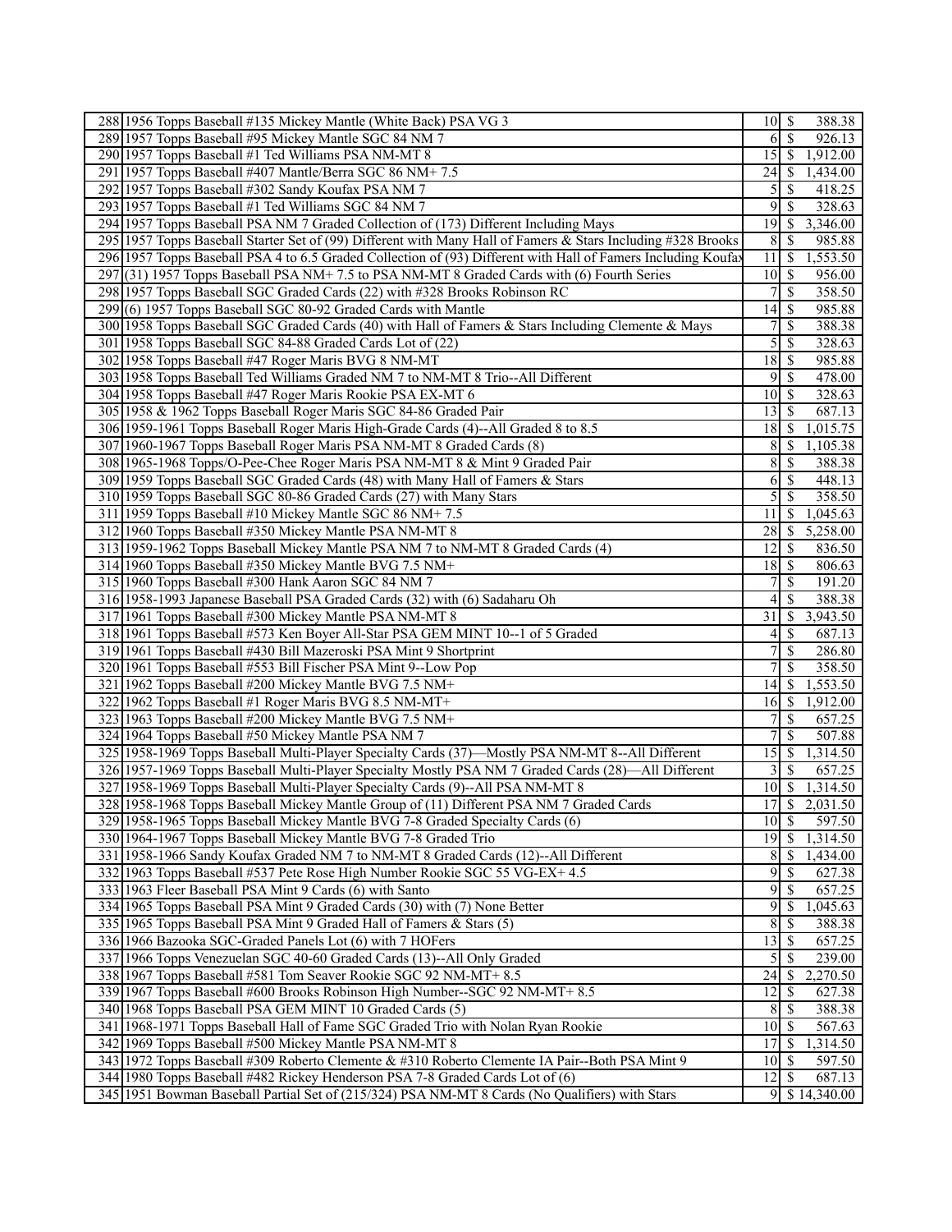| | | | |
|---|---|---|---|
| 288 | 1956 Topps Baseball #135 Mickey Mantle (White Back) PSA VG 3 | 10 | $ 388.38 |
| 289 | 1957 Topps Baseball #95 Mickey Mantle SGC 84 NM 7 | 6 | $ 926.13 |
| 290 | 1957 Topps Baseball #1 Ted Williams PSA NM-MT 8 | 15 | $ 1,912.00 |
| 291 | 1957 Topps Baseball #407 Mantle/Berra SGC 86 NM+ 7.5 | 24 | $ 1,434.00 |
| 292 | 1957 Topps Baseball #302 Sandy Koufax PSA NM 7 | 5 | $ 418.25 |
| 293 | 1957 Topps Baseball #1 Ted Williams SGC 84 NM 7 | 9 | $ 328.63 |
| 294 | 1957 Topps Baseball PSA NM 7 Graded Collection of (173) Different Including Mays | 19 | $ 3,346.00 |
| 295 | 1957 Topps Baseball Starter Set of (99) Different with Many Hall of Famers & Stars Including #328 Brooks | 8 | $ 985.88 |
| 296 | 1957 Topps Baseball PSA 4 to 6.5 Graded Collection of (93) Different with Hall of Famers Including Koufax | 11 | $ 1,553.50 |
| 297 | (31) 1957 Topps Baseball PSA NM+ 7.5 to PSA NM-MT 8 Graded Cards with (6) Fourth Series | 10 | $ 956.00 |
| 298 | 1957 Topps Baseball SGC Graded Cards (22) with #328 Brooks Robinson RC | 7 | $ 358.50 |
| 299 | (6) 1957 Topps Baseball SGC 80-92 Graded Cards with Mantle | 14 | $ 985.88 |
| 300 | 1958 Topps Baseball SGC Graded Cards (40) with Hall of Famers & Stars Including Clemente & Mays | 7 | $ 388.38 |
| 301 | 1958 Topps Baseball SGC 84-88 Graded Cards Lot of (22) | 5 | $ 328.63 |
| 302 | 1958 Topps Baseball #47 Roger Maris BVG 8 NM-MT | 18 | $ 985.88 |
| 303 | 1958 Topps Baseball Ted Williams Graded NM 7 to NM-MT 8 Trio--All Different | 9 | $ 478.00 |
| 304 | 1958 Topps Baseball #47 Roger Maris Rookie PSA EX-MT 6 | 10 | $ 328.63 |
| 305 | 1958 & 1962 Topps Baseball Roger Maris SGC 84-86 Graded Pair | 13 | $ 687.13 |
| 306 | 1959-1961 Topps Baseball Roger Maris High-Grade Cards (4)--All Graded 8 to 8.5 | 18 | $ 1,015.75 |
| 307 | 1960-1967 Topps Baseball Roger Maris PSA NM-MT 8 Graded Cards (8) | 8 | $ 1,105.38 |
| 308 | 1965-1968 Topps/O-Pee-Chee Roger Maris PSA NM-MT 8 & Mint 9 Graded Pair | 8 | $ 388.38 |
| 309 | 1959 Topps Baseball SGC Graded Cards (48) with Many Hall of Famers & Stars | 6 | $ 448.13 |
| 310 | 1959 Topps Baseball SGC 80-86 Graded Cards (27) with Many Stars | 5 | $ 358.50 |
| 311 | 1959 Topps Baseball #10 Mickey Mantle SGC 86 NM+ 7.5 | 11 | $ 1,045.63 |
| 312 | 1960 Topps Baseball #350 Mickey Mantle PSA NM-MT 8 | 28 | $ 5,258.00 |
| 313 | 1959-1962 Topps Baseball Mickey Mantle PSA NM 7 to NM-MT 8 Graded Cards (4) | 12 | $ 836.50 |
| 314 | 1960 Topps Baseball #350 Mickey Mantle BVG 7.5 NM+ | 18 | $ 806.63 |
| 315 | 1960 Topps Baseball #300 Hank Aaron SGC 84 NM 7 | 7 | $ 191.20 |
| 316 | 1958-1993 Japanese Baseball PSA Graded Cards (32) with (6) Sadaharu Oh | 4 | $ 388.38 |
| 317 | 1961 Topps Baseball #300 Mickey Mantle PSA NM-MT 8 | 31 | $ 3,943.50 |
| 318 | 1961 Topps Baseball #573 Ken Boyer All-Star PSA GEM MINT 10--1 of 5 Graded | 4 | $ 687.13 |
| 319 | 1961 Topps Baseball #430 Bill Mazeroski PSA Mint 9 Shortprint | 7 | $ 286.80 |
| 320 | 1961 Topps Baseball #553 Bill Fischer PSA Mint 9--Low Pop | 7 | $ 358.50 |
| 321 | 1962 Topps Baseball #200 Mickey Mantle BVG 7.5 NM+ | 14 | $ 1,553.50 |
| 322 | 1962 Topps Baseball #1 Roger Maris BVG 8.5 NM-MT+ | 16 | $ 1,912.00 |
| 323 | 1963 Topps Baseball #200 Mickey Mantle BVG 7.5 NM+ | 7 | $ 657.25 |
| 324 | 1964 Topps Baseball #50 Mickey Mantle PSA NM 7 | 7 | $ 507.88 |
| 325 | 1958-1969 Topps Baseball Multi-Player Specialty Cards (37)—Mostly PSA NM-MT 8--All Different | 15 | $ 1,314.50 |
| 326 | 1957-1969 Topps Baseball Multi-Player Specialty Mostly PSA NM 7 Graded Cards (28)—All Different | 3 | $ 657.25 |
| 327 | 1958-1969 Topps Baseball Multi-Player Specialty Cards (9)--All PSA NM-MT 8 | 10 | $ 1,314.50 |
| 328 | 1958-1968 Topps Baseball Mickey Mantle Group of (11) Different PSA NM 7 Graded Cards | 17 | $ 2,031.50 |
| 329 | 1958-1965 Topps Baseball Mickey Mantle BVG 7-8 Graded Specialty Cards (6) | 10 | $ 597.50 |
| 330 | 1964-1967 Topps Baseball Mickey Mantle BVG 7-8 Graded Trio | 19 | $ 1,314.50 |
| 331 | 1958-1966 Sandy Koufax Graded NM 7 to NM-MT 8 Graded Cards (12)--All Different | 8 | $ 1,434.00 |
| 332 | 1963 Topps Baseball #537 Pete Rose High Number Rookie SGC 55 VG-EX+ 4.5 | 9 | $ 627.38 |
| 333 | 1963 Fleer Baseball PSA Mint 9 Cards (6) with Santo | 9 | $ 657.25 |
| 334 | 1965 Topps Baseball PSA Mint 9 Graded Cards (30) with (7) None Better | 9 | $ 1,045.63 |
| 335 | 1965 Topps Baseball PSA Mint 9 Graded Hall of Famers & Stars (5) | 8 | $ 388.38 |
| 336 | 1966 Bazooka SGC-Graded Panels Lot (6) with 7 HOFers | 13 | $ 657.25 |
| 337 | 1966 Topps Venezuelan SGC 40-60 Graded Cards (13)--All Only Graded | 5 | $ 239.00 |
| 338 | 1967 Topps Baseball #581 Tom Seaver Rookie SGC 92 NM-MT+ 8.5 | 24 | $ 2,270.50 |
| 339 | 1967 Topps Baseball #600 Brooks Robinson High Number--SGC 92 NM-MT+ 8.5 | 12 | $ 627.38 |
| 340 | 1968 Topps Baseball PSA GEM MINT 10 Graded Cards (5) | 8 | $ 388.38 |
| 341 | 1968-1971 Topps Baseball Hall of Fame SGC Graded Trio with Nolan Ryan Rookie | 10 | $ 567.63 |
| 342 | 1969 Topps Baseball #500 Mickey Mantle PSA NM-MT 8 | 17 | $ 1,314.50 |
| 343 | 1972 Topps Baseball #309 Roberto Clemente & #310 Roberto Clemente IA Pair--Both PSA Mint 9 | 10 | $ 597.50 |
| 344 | 1980 Topps Baseball #482 Rickey Henderson PSA 7-8 Graded Cards Lot of (6) | 12 | $ 687.13 |
| 345 | 1951 Bowman Baseball Partial Set of (215/324) PSA NM-MT 8 Cards (No Qualifiers) with Stars | 9 | $ 14,340.00 |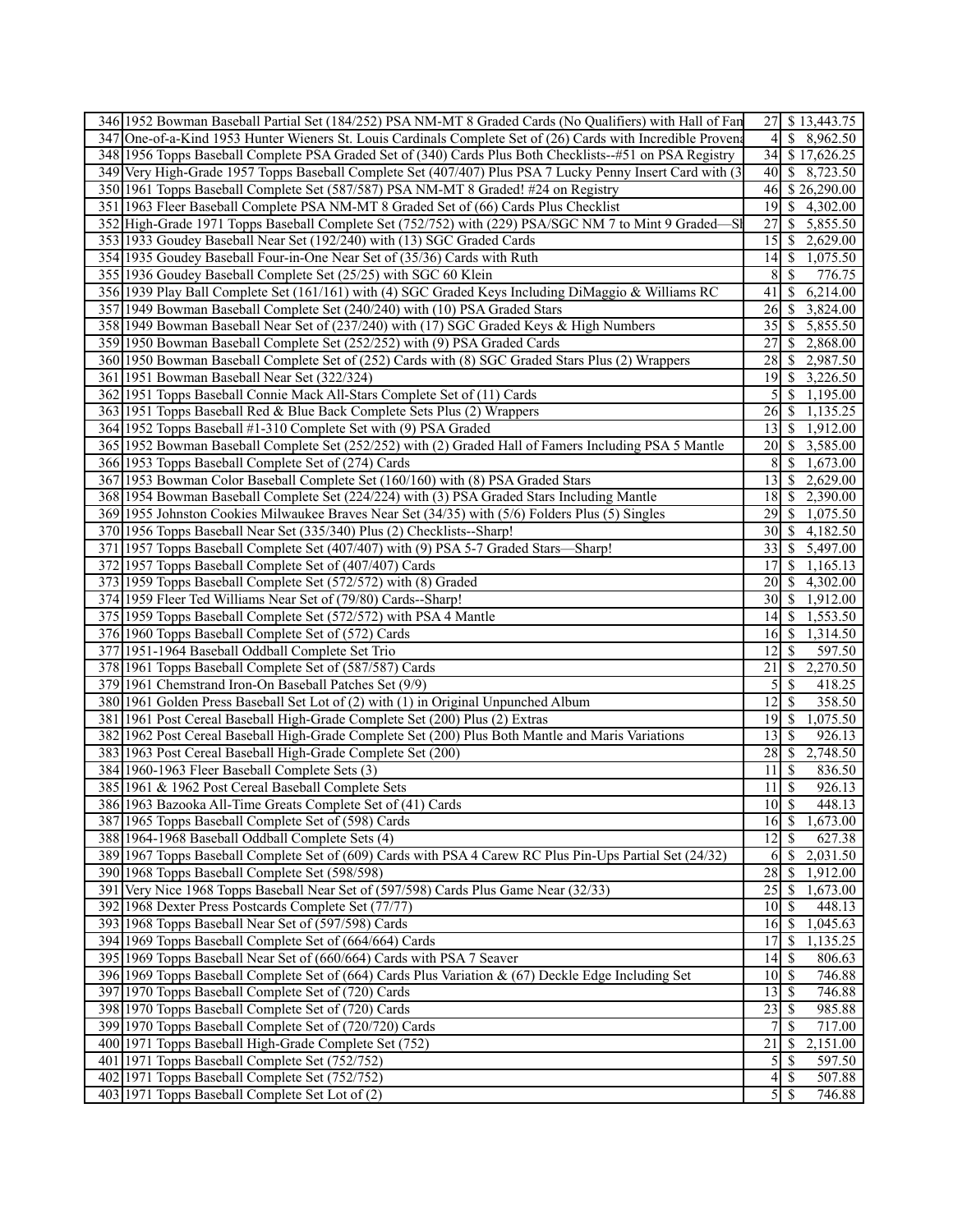| | | | |
|---|---|---|---|
| 346 | 1952 Bowman Baseball Partial Set (184/252) PSA NM-MT 8 Graded Cards (No Qualifiers) with Hall of Fan | 27 | $ 13,443.75 |
| 347 | One-of-a-Kind 1953 Hunter Wieners St. Louis Cardinals Complete Set of (26) Cards with Incredible Provena | 4 | $ 8,962.50 |
| 348 | 1956 Topps Baseball Complete PSA Graded Set of (340) Cards Plus Both Checklists--#51 on PSA Registry | 34 | $ 17,626.25 |
| 349 | Very High-Grade 1957 Topps Baseball Complete Set (407/407) Plus PSA 7 Lucky Penny Insert Card with (3 | 40 | $ 8,723.50 |
| 350 | 1961 Topps Baseball Complete Set (587/587) PSA NM-MT 8 Graded! #24 on Registry | 46 | $ 26,290.00 |
| 351 | 1963 Fleer Baseball Complete PSA NM-MT 8 Graded Set of (66) Cards Plus Checklist | 19 | $ 4,302.00 |
| 352 | High-Grade 1971 Topps Baseball Complete Set (752/752) with (229) PSA/SGC NM 7 to Mint 9 Graded—Sh | 27 | $ 5,855.50 |
| 353 | 1933 Goudey Baseball Near Set (192/240) with (13) SGC Graded Cards | 15 | $ 2,629.00 |
| 354 | 1935 Goudey Baseball Four-in-One Near Set of (35/36) Cards with Ruth | 14 | $ 1,075.50 |
| 355 | 1936 Goudey Baseball Complete Set (25/25) with SGC 60 Klein | 8 | $ 776.75 |
| 356 | 1939 Play Ball Complete Set (161/161) with (4) SGC Graded Keys Including DiMaggio & Williams RC | 41 | $ 6,214.00 |
| 357 | 1949 Bowman Baseball Complete Set (240/240) with (10) PSA Graded Stars | 26 | $ 3,824.00 |
| 358 | 1949 Bowman Baseball Near Set of (237/240) with (17) SGC Graded Keys & High Numbers | 35 | $ 5,855.50 |
| 359 | 1950 Bowman Baseball Complete Set (252/252) with (9) PSA Graded Cards | 27 | $ 2,868.00 |
| 360 | 1950 Bowman Baseball Complete Set of (252) Cards with (8) SGC Graded Stars Plus (2) Wrappers | 28 | $ 2,987.50 |
| 361 | 1951 Bowman Baseball Near Set (322/324) | 19 | $ 3,226.50 |
| 362 | 1951 Topps Baseball Connie Mack All-Stars Complete Set of (11) Cards | 5 | $ 1,195.00 |
| 363 | 1951 Topps Baseball Red & Blue Back Complete Sets Plus (2) Wrappers | 26 | $ 1,135.25 |
| 364 | 1952 Topps Baseball #1-310 Complete Set with (9) PSA Graded | 13 | $ 1,912.00 |
| 365 | 1952 Bowman Baseball Complete Set (252/252) with (2) Graded Hall of Famers Including PSA 5 Mantle | 20 | $ 3,585.00 |
| 366 | 1953 Topps Baseball Complete Set of (274) Cards | 8 | $ 1,673.00 |
| 367 | 1953 Bowman Color Baseball Complete Set (160/160) with (8) PSA Graded Stars | 13 | $ 2,629.00 |
| 368 | 1954 Bowman Baseball Complete Set (224/224) with (3) PSA Graded Stars Including Mantle | 18 | $ 2,390.00 |
| 369 | 1955 Johnston Cookies Milwaukee Braves Near Set (34/35) with (5/6) Folders Plus (5) Singles | 29 | $ 1,075.50 |
| 370 | 1956 Topps Baseball Near Set (335/340) Plus (2) Checklists--Sharp! | 30 | $ 4,182.50 |
| 371 | 1957 Topps Baseball Complete Set (407/407) with (9) PSA 5-7 Graded Stars—Sharp! | 33 | $ 5,497.00 |
| 372 | 1957 Topps Baseball Complete Set of (407/407) Cards | 17 | $ 1,165.13 |
| 373 | 1959 Topps Baseball Complete Set (572/572) with (8) Graded | 20 | $ 4,302.00 |
| 374 | 1959 Fleer Ted Williams Near Set of (79/80) Cards--Sharp! | 30 | $ 1,912.00 |
| 375 | 1959 Topps Baseball Complete Set (572/572) with PSA 4 Mantle | 14 | $ 1,553.50 |
| 376 | 1960 Topps Baseball Complete Set of (572) Cards | 16 | $ 1,314.50 |
| 377 | 1951-1964 Baseball Oddball Complete Set Trio | 12 | $ 597.50 |
| 378 | 1961 Topps Baseball Complete Set of (587/587) Cards | 21 | $ 2,270.50 |
| 379 | 1961 Chemstrand Iron-On Baseball Patches Set (9/9) | 5 | $ 418.25 |
| 380 | 1961 Golden Press Baseball Set Lot of (2) with (1) in Original Unpunched Album | 12 | $ 358.50 |
| 381 | 1961 Post Cereal Baseball High-Grade Complete Set (200) Plus (2) Extras | 19 | $ 1,075.50 |
| 382 | 1962 Post Cereal Baseball High-Grade Complete Set (200) Plus Both Mantle and Maris Variations | 13 | $ 926.13 |
| 383 | 1963 Post Cereal Baseball High-Grade Complete Set (200) | 28 | $ 2,748.50 |
| 384 | 1960-1963 Fleer Baseball Complete Sets (3) | 11 | $ 836.50 |
| 385 | 1961 & 1962 Post Cereal Baseball Complete Sets | 11 | $ 926.13 |
| 386 | 1963 Bazooka All-Time Greats Complete Set of (41) Cards | 10 | $ 448.13 |
| 387 | 1965 Topps Baseball Complete Set of (598) Cards | 16 | $ 1,673.00 |
| 388 | 1964-1968 Baseball Oddball Complete Sets (4) | 12 | $ 627.38 |
| 389 | 1967 Topps Baseball Complete Set of (609) Cards with PSA 4 Carew RC Plus Pin-Ups Partial Set (24/32) | 6 | $ 2,031.50 |
| 390 | 1968 Topps Baseball Complete Set (598/598) | 28 | $ 1,912.00 |
| 391 | Very Nice 1968 Topps Baseball Near Set of (597/598) Cards Plus Game Near (32/33) | 25 | $ 1,673.00 |
| 392 | 1968 Dexter Press Postcards Complete Set (77/77) | 10 | $ 448.13 |
| 393 | 1968 Topps Baseball Near Set of (597/598) Cards | 16 | $ 1,045.63 |
| 394 | 1969 Topps Baseball Complete Set of (664/664) Cards | 17 | $ 1,135.25 |
| 395 | 1969 Topps Baseball Near Set of (660/664) Cards with PSA 7 Seaver | 14 | $ 806.63 |
| 396 | 1969 Topps Baseball Complete Set of (664) Cards Plus Variation & (67) Deckle Edge Including Set | 10 | $ 746.88 |
| 397 | 1970 Topps Baseball Complete Set of (720) Cards | 13 | $ 746.88 |
| 398 | 1970 Topps Baseball Complete Set of (720) Cards | 23 | $ 985.88 |
| 399 | 1970 Topps Baseball Complete Set of (720/720) Cards | 7 | $ 717.00 |
| 400 | 1971 Topps Baseball High-Grade Complete Set (752) | 21 | $ 2,151.00 |
| 401 | 1971 Topps Baseball Complete Set (752/752) | 5 | $ 597.50 |
| 402 | 1971 Topps Baseball Complete Set (752/752) | 4 | $ 507.88 |
| 403 | 1971 Topps Baseball Complete Set Lot of (2) | 5 | $ 746.88 |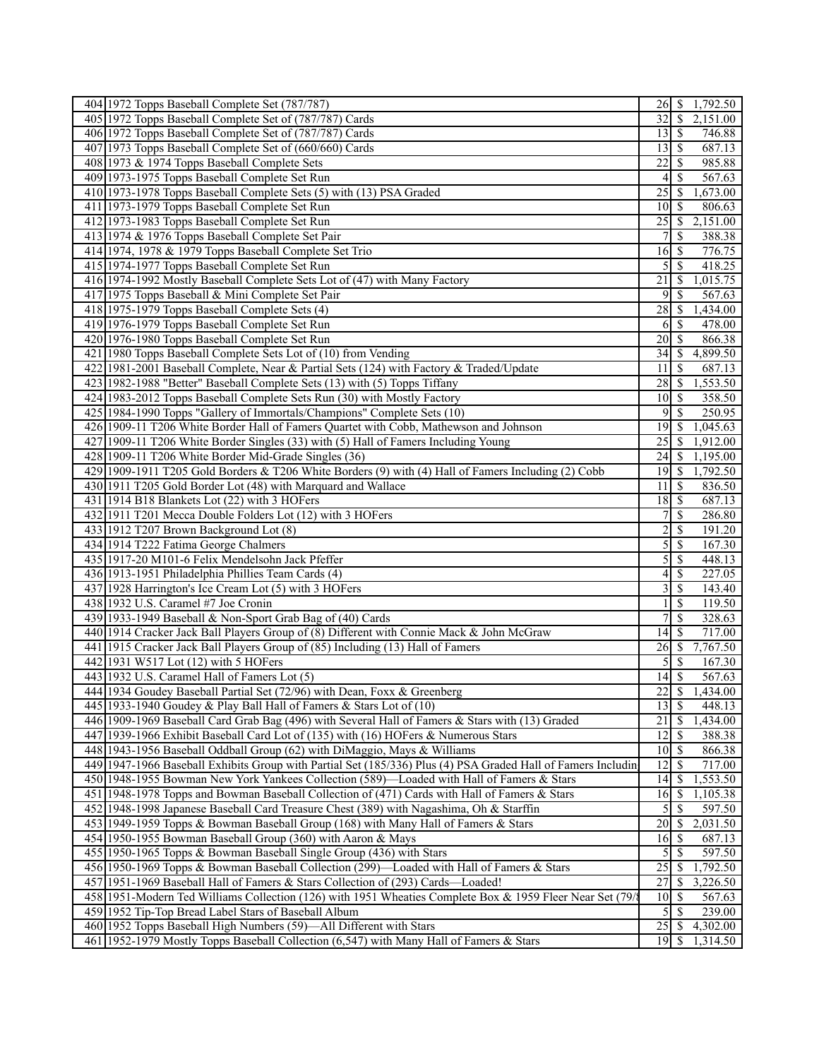| | | | |
|---|---|---|---|
| 404 | 1972 Topps Baseball Complete Set (787/787) | 26 | $ 1,792.50 |
| 405 | 1972 Topps Baseball Complete Set of (787/787) Cards | 32 | $ 2,151.00 |
| 406 | 1972 Topps Baseball Complete Set of (787/787) Cards | 13 | $ 746.88 |
| 407 | 1973 Topps Baseball Complete Set of (660/660) Cards | 13 | $ 687.13 |
| 408 | 1973 & 1974 Topps Baseball Complete Sets | 22 | $ 985.88 |
| 409 | 1973-1975 Topps Baseball Complete Set Run | 4 | $ 567.63 |
| 410 | 1973-1978 Topps Baseball Complete Sets (5) with (13) PSA Graded | 25 | $ 1,673.00 |
| 411 | 1973-1979 Topps Baseball Complete Set Run | 10 | $ 806.63 |
| 412 | 1973-1983 Topps Baseball Complete Set Run | 25 | $ 2,151.00 |
| 413 | 1974 & 1976 Topps Baseball Complete Set Pair | 7 | $ 388.38 |
| 414 | 1974, 1978 & 1979 Topps Baseball Complete Set Trio | 16 | $ 776.75 |
| 415 | 1974-1977 Topps Baseball Complete Set Run | 5 | $ 418.25 |
| 416 | 1974-1992 Mostly Baseball Complete Sets Lot of (47) with Many Factory | 21 | $ 1,015.75 |
| 417 | 1975 Topps Baseball & Mini Complete Set Pair | 9 | $ 567.63 |
| 418 | 1975-1979 Topps Baseball Complete Sets (4) | 28 | $ 1,434.00 |
| 419 | 1976-1979 Topps Baseball Complete Set Run | 6 | $ 478.00 |
| 420 | 1976-1980 Topps Baseball Complete Set Run | 20 | $ 866.38 |
| 421 | 1980 Topps Baseball Complete Sets Lot of (10) from Vending | 34 | $ 4,899.50 |
| 422 | 1981-2001 Baseball Complete, Near & Partial Sets (124) with Factory & Traded/Update | 11 | $ 687.13 |
| 423 | 1982-1988 "Better" Baseball Complete Sets (13) with (5) Topps Tiffany | 28 | $ 1,553.50 |
| 424 | 1983-2012 Topps Baseball Complete Sets Run (30) with Mostly Factory | 10 | $ 358.50 |
| 425 | 1984-1990 Topps "Gallery of Immortals/Champions" Complete Sets (10) | 9 | $ 250.95 |
| 426 | 1909-11 T206 White Border Hall of Famers Quartet with Cobb, Mathewson and Johnson | 19 | $ 1,045.63 |
| 427 | 1909-11 T206 White Border Singles (33) with (5) Hall of Famers Including Young | 25 | $ 1,912.00 |
| 428 | 1909-11 T206 White Border Mid-Grade Singles (36) | 24 | $ 1,195.00 |
| 429 | 1909-1911 T205 Gold Borders & T206 White Borders (9) with (4) Hall of Famers Including (2) Cobb | 19 | $ 1,792.50 |
| 430 | 1911 T205 Gold Border Lot (48) with Marquard and Wallace | 11 | $ 836.50 |
| 431 | 1914 B18 Blankets Lot (22) with 3 HOFers | 18 | $ 687.13 |
| 432 | 1911 T201 Mecca Double Folders Lot (12) with 3 HOFers | 7 | $ 286.80 |
| 433 | 1912 T207 Brown Background Lot (8) | 2 | $ 191.20 |
| 434 | 1914 T222 Fatima George Chalmers | 5 | $ 167.30 |
| 435 | 1917-20 M101-6 Felix Mendelsohn Jack Pfeffer | 5 | $ 448.13 |
| 436 | 1913-1951 Philadelphia Phillies Team Cards (4) | 4 | $ 227.05 |
| 437 | 1928 Harrington's Ice Cream Lot (5) with 3 HOFers | 3 | $ 143.40 |
| 438 | 1932 U.S. Caramel #7 Joe Cronin | 1 | $ 119.50 |
| 439 | 1933-1949 Baseball & Non-Sport Grab Bag of (40) Cards | 7 | $ 328.63 |
| 440 | 1914 Cracker Jack Ball Players Group of (8) Different with Connie Mack & John McGraw | 14 | $ 717.00 |
| 441 | 1915 Cracker Jack Ball Players Group of (85) Including (13) Hall of Famers | 26 | $ 7,767.50 |
| 442 | 1931 W517 Lot (12) with 5 HOFers | 5 | $ 167.30 |
| 443 | 1932 U.S. Caramel Hall of Famers Lot (5) | 14 | $ 567.63 |
| 444 | 1934 Goudey Baseball Partial Set (72/96) with Dean, Foxx & Greenberg | 22 | $ 1,434.00 |
| 445 | 1933-1940 Goudey & Play Ball Hall of Famers & Stars Lot of (10) | 13 | $ 448.13 |
| 446 | 1909-1969 Baseball Card Grab Bag (496) with Several Hall of Famers & Stars with (13) Graded | 21 | $ 1,434.00 |
| 447 | 1939-1966 Exhibit Baseball Card Lot of (135) with (16) HOFers & Numerous Stars | 12 | $ 388.38 |
| 448 | 1943-1956 Baseball Oddball Group (62) with DiMaggio, Mays & Williams | 10 | $ 866.38 |
| 449 | 1947-1966 Baseball Exhibits Group with Partial Set (185/336) Plus (4) PSA Graded Hall of Famers Includin | 12 | $ 717.00 |
| 450 | 1948-1955 Bowman New York Yankees Collection (589)—Loaded with Hall of Famers & Stars | 14 | $ 1,553.50 |
| 451 | 1948-1978 Topps and Bowman Baseball Collection of (471) Cards with Hall of Famers & Stars | 16 | $ 1,105.38 |
| 452 | 1948-1998 Japanese Baseball Card Treasure Chest (389) with Nagashima, Oh & Starffin | 5 | $ 597.50 |
| 453 | 1949-1959 Topps & Bowman Baseball Group (168) with Many Hall of Famers & Stars | 20 | $ 2,031.50 |
| 454 | 1950-1955 Bowman Baseball Group (360) with Aaron & Mays | 16 | $ 687.13 |
| 455 | 1950-1965 Topps & Bowman Baseball Single Group (436) with Stars | 5 | $ 597.50 |
| 456 | 1950-1969 Topps & Bowman Baseball Collection (299)—Loaded with Hall of Famers & Stars | 25 | $ 1,792.50 |
| 457 | 1951-1969 Baseball Hall of Famers & Stars Collection of (293) Cards—Loaded! | 27 | $ 3,226.50 |
| 458 | 1951-Modern Ted Williams Collection (126) with 1951 Wheaties Complete Box & 1959 Fleer Near Set (79/8 | 10 | $ 567.63 |
| 459 | 1952 Tip-Top Bread Label Stars of Baseball Album | 5 | $ 239.00 |
| 460 | 1952 Topps Baseball High Numbers (59)—All Different with Stars | 25 | $ 4,302.00 |
| 461 | 1952-1979 Mostly Topps Baseball Collection (6,547) with Many Hall of Famers & Stars | 19 | $ 1,314.50 |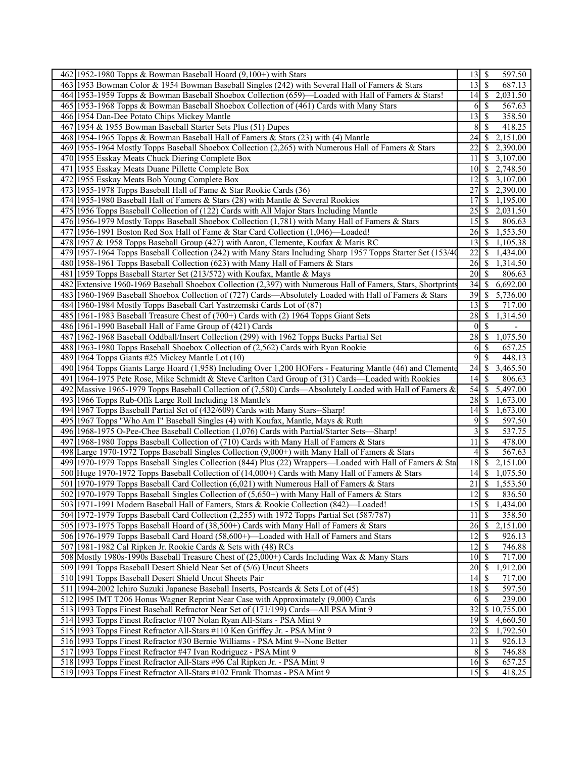| | | | |
|---|---|---|---|
| 462 | 1952-1980 Topps & Bowman Baseball Hoard (9,100+) with Stars | 13 | $ 597.50 |
| 463 | 1953 Bowman Color & 1954 Bowman Baseball Singles (242) with Several Hall of Famers & Stars | 13 | $ 687.13 |
| 464 | 1953-1959 Topps & Bowman Baseball Shoebox Collection (659)—Loaded with Hall of Famers & Stars! | 14 | $ 2,031.50 |
| 465 | 1953-1968 Topps & Bowman Baseball Shoebox Collection of (461) Cards with Many Stars | 6 | $ 567.63 |
| 466 | 1954 Dan-Dee Potato Chips Mickey Mantle | 13 | $ 358.50 |
| 467 | 1954 & 1955 Bowman Baseball Starter Sets Plus (51) Dupes | 8 | $ 418.25 |
| 468 | 1954-1965 Topps & Bowman Baseball Hall of Famers & Stars (23) with (4) Mantle | 24 | $ 2,151.00 |
| 469 | 1955-1964 Mostly Topps Baseball Shoebox Collection (2,265) with Numerous Hall of Famers & Stars | 22 | $ 2,390.00 |
| 470 | 1955 Esskay Meats Chuck Diering Complete Box | 11 | $ 3,107.00 |
| 471 | 1955 Esskay Meats Duane Pillette Complete Box | 10 | $ 2,748.50 |
| 472 | 1955 Esskay Meats Bob Young Complete Box | 12 | $ 3,107.00 |
| 473 | 1955-1978 Topps Baseball Hall of Fame & Star Rookie Cards (36) | 27 | $ 2,390.00 |
| 474 | 1955-1980 Baseball Hall of Famers & Stars (28) with Mantle & Several Rookies | 17 | $ 1,195.00 |
| 475 | 1956 Topps Baseball Collection of (122) Cards with All Major Stars Including Mantle | 25 | $ 2,031.50 |
| 476 | 1956-1979 Mostly Topps Baseball Shoebox Collection (1,781) with Many Hall of Famers & Stars | 15 | $ 806.63 |
| 477 | 1956-1991 Boston Red Sox Hall of Fame & Star Card Collection (1,046)—Loaded! | 26 | $ 1,553.50 |
| 478 | 1957 & 1958 Topps Baseball Group (427) with Aaron, Clemente, Koufax & Maris RC | 13 | $ 1,105.38 |
| 479 | 1957-1964 Topps Baseball Collection (242) with Many Stars Including Sharp 1957 Topps Starter Set (153/40 | 22 | $ 1,434.00 |
| 480 | 1958-1961 Topps Baseball Collection (623) with Many Hall of Famers & Stars | 26 | $ 1,314.50 |
| 481 | 1959 Topps Baseball Starter Set (213/572) with Koufax, Mantle & Mays | 20 | $ 806.63 |
| 482 | Extensive 1960-1969 Baseball Shoebox Collection (2,397) with Numerous Hall of Famers, Stars, Shortprints | 34 | $ 6,692.00 |
| 483 | 1960-1969 Baseball Shoebox Collection of (727) Cards—Absolutely Loaded with Hall of Famers & Stars | 39 | $ 5,736.00 |
| 484 | 1960-1984 Mostly Topps Baseball Carl Yastrzemski Cards Lot of (87) | 13 | $ 717.00 |
| 485 | 1961-1983 Baseball Treasure Chest of (700+) Cards with (2) 1964 Topps Giant Sets | 28 | $ 1,314.50 |
| 486 | 1961-1990 Baseball Hall of Fame Group of (421) Cards | 0 | $ - |
| 487 | 1962-1968 Baseball Oddball/Insert Collection (299) with 1962 Topps Bucks Partial Set | 28 | $ 1,075.50 |
| 488 | 1963-1980 Topps Baseball Shoebox Collection of (2,562) Cards with Ryan Rookie | 6 | $ 657.25 |
| 489 | 1964 Topps Giants #25 Mickey Mantle Lot (10) | 9 | $ 448.13 |
| 490 | 1964 Topps Giants Large Hoard (1,958) Including Over 1,200 HOFers - Featuring Mantle (46) and Clemente | 24 | $ 3,465.50 |
| 491 | 1964-1975 Pete Rose, Mike Schmidt & Steve Carlton Card Group of (31) Cards—Loaded with Rookies | 14 | $ 806.63 |
| 492 | Massive 1965-1979 Topps Baseball Collection of (7,580) Cards—Absolutely Loaded with Hall of Famers & | 54 | $ 5,497.00 |
| 493 | 1966 Topps Rub-Offs Large Roll Including 18 Mantle's | 28 | $ 1,673.00 |
| 494 | 1967 Topps Baseball Partial Set of (432/609) Cards with Many Stars--Sharp! | 14 | $ 1,673.00 |
| 495 | 1967 Topps "Who Am I" Baseball Singles (4) with Koufax, Mantle, Mays & Ruth | 9 | $ 597.50 |
| 496 | 1968-1975 O-Pee-Chee Baseball Collection (1,076) Cards with Partial/Starter Sets—Sharp! | 3 | $ 537.75 |
| 497 | 1968-1980 Topps Baseball Collection of (710) Cards with Many Hall of Famers & Stars | 11 | $ 478.00 |
| 498 | Large 1970-1972 Topps Baseball Singles Collection (9,000+) with Many Hall of Famers & Stars | 4 | $ 567.63 |
| 499 | 1970-1979 Topps Baseball Singles Collection (844) Plus (22) Wrappers—Loaded with Hall of Famers & Sta | 18 | $ 2,151.00 |
| 500 | Huge 1970-1972 Topps Baseball Collection of (14,000+) Cards with Many Hall of Famers & Stars | 14 | $ 1,075.50 |
| 501 | 1970-1979 Topps Baseball Card Collection (6,021) with Numerous Hall of Famers & Stars | 21 | $ 1,553.50 |
| 502 | 1970-1979 Topps Baseball Singles Collection of (5,650+) with Many Hall of Famers & Stars | 12 | $ 836.50 |
| 503 | 1971-1991 Modern Baseball Hall of Famers, Stars & Rookie Collection (842)—Loaded! | 15 | $ 1,434.00 |
| 504 | 1972-1979 Topps Baseball Card Collection (2,255) with 1972 Topps Partial Set (587/787) | 11 | $ 358.50 |
| 505 | 1973-1975 Topps Baseball Hoard of (38,500+) Cards with Many Hall of Famers & Stars | 26 | $ 2,151.00 |
| 506 | 1976-1979 Topps Baseball Card Hoard (58,600+)—Loaded with Hall of Famers and Stars | 12 | $ 926.13 |
| 507 | 1981-1982 Cal Ripken Jr. Rookie Cards & Sets with (48) RCs | 12 | $ 746.88 |
| 508 | Mostly 1980s-1990s Baseball Treasure Chest of (25,000+) Cards Including Wax & Many Stars | 10 | $ 717.00 |
| 509 | 1991 Topps Baseball Desert Shield Near Set of (5/6) Uncut Sheets | 20 | $ 1,912.00 |
| 510 | 1991 Topps Baseball Desert Shield Uncut Sheets Pair | 14 | $ 717.00 |
| 511 | 1994-2002 Ichiro Suzuki Japanese Baseball Inserts, Postcards & Sets Lot of (45) | 18 | $ 597.50 |
| 512 | 1995 IMT T206 Honus Wagner Reprint Near Case with Approximately (9,000) Cards | 6 | $ 239.00 |
| 513 | 1993 Topps Finest Baseball Refractor Near Set of (171/199) Cards—All PSA Mint 9 | 32 | $ 10,755.00 |
| 514 | 1993 Topps Finest Refractor #107 Nolan Ryan All-Stars - PSA Mint 9 | 19 | $ 4,660.50 |
| 515 | 1993 Topps Finest Refractor All-Stars #110 Ken Griffey Jr. - PSA Mint 9 | 22 | $ 1,792.50 |
| 516 | 1993 Topps Finest Refractor #30 Bernie Williams - PSA Mint 9--None Better | 11 | $ 926.13 |
| 517 | 1993 Topps Finest Refractor #47 Ivan Rodriguez - PSA Mint 9 | 8 | $ 746.88 |
| 518 | 1993 Topps Finest Refractor All-Stars #96 Cal Ripken Jr. - PSA Mint 9 | 16 | $ 657.25 |
| 519 | 1993 Topps Finest Refractor All-Stars #102 Frank Thomas - PSA Mint 9 | 15 | $ 418.25 |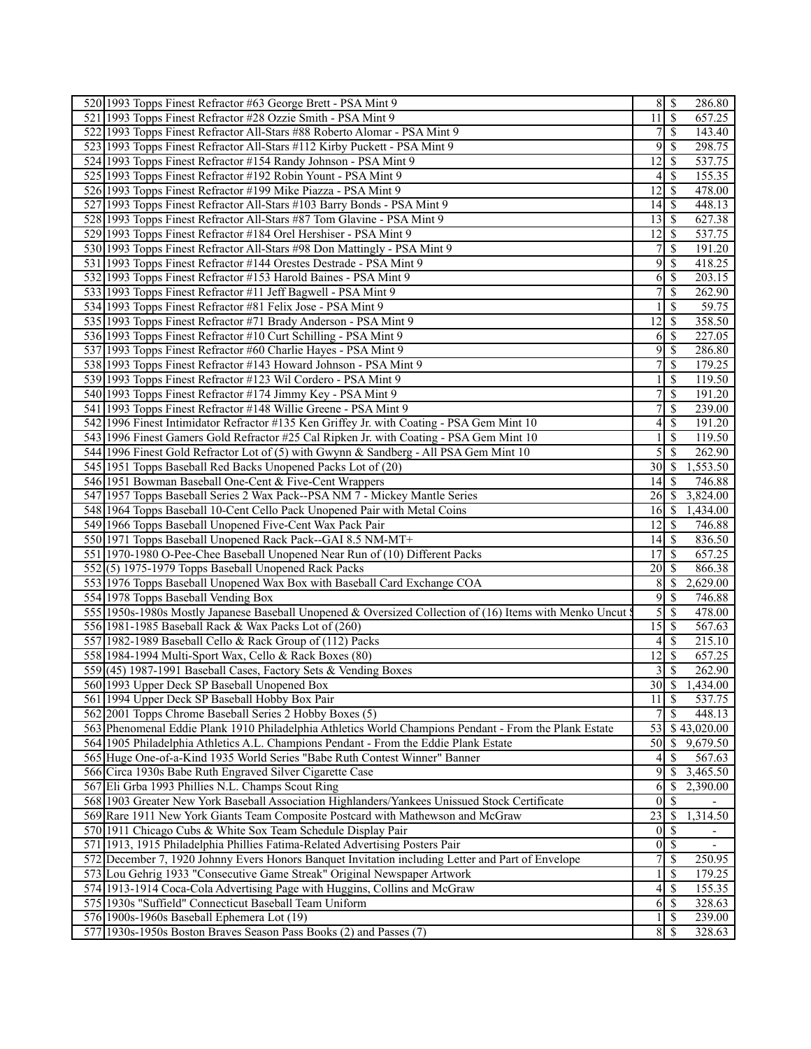| | | | |
|---|---|---|---|
| 520 | 1993 Topps Finest Refractor #63 George Brett - PSA Mint 9 | 8 | $ 286.80 |
| 521 | 1993 Topps Finest Refractor #28 Ozzie Smith - PSA Mint 9 | 11 | $ 657.25 |
| 522 | 1993 Topps Finest Refractor All-Stars #88 Roberto Alomar - PSA Mint 9 | 7 | $ 143.40 |
| 523 | 1993 Topps Finest Refractor All-Stars #112 Kirby Puckett - PSA Mint 9 | 9 | $ 298.75 |
| 524 | 1993 Topps Finest Refractor #154 Randy Johnson - PSA Mint 9 | 12 | $ 537.75 |
| 525 | 1993 Topps Finest Refractor #192 Robin Yount - PSA Mint 9 | 4 | $ 155.35 |
| 526 | 1993 Topps Finest Refractor #199 Mike Piazza - PSA Mint 9 | 12 | $ 478.00 |
| 527 | 1993 Topps Finest Refractor All-Stars #103 Barry Bonds - PSA Mint 9 | 14 | $ 448.13 |
| 528 | 1993 Topps Finest Refractor All-Stars #87 Tom Glavine - PSA Mint 9 | 13 | $ 627.38 |
| 529 | 1993 Topps Finest Refractor #184 Orel Hershiser - PSA Mint 9 | 12 | $ 537.75 |
| 530 | 1993 Topps Finest Refractor All-Stars #98 Don Mattingly - PSA Mint 9 | 7 | $ 191.20 |
| 531 | 1993 Topps Finest Refractor #144 Orestes Destrade - PSA Mint 9 | 9 | $ 418.25 |
| 532 | 1993 Topps Finest Refractor #153 Harold Baines - PSA Mint 9 | 6 | $ 203.15 |
| 533 | 1993 Topps Finest Refractor #11 Jeff Bagwell - PSA Mint 9 | 7 | $ 262.90 |
| 534 | 1993 Topps Finest Refractor #81 Felix Jose - PSA Mint 9 | 1 | $ 59.75 |
| 535 | 1993 Topps Finest Refractor #71 Brady Anderson - PSA Mint 9 | 12 | $ 358.50 |
| 536 | 1993 Topps Finest Refractor #10 Curt Schilling - PSA Mint 9 | 6 | $ 227.05 |
| 537 | 1993 Topps Finest Refractor #60 Charlie Hayes - PSA Mint 9 | 9 | $ 286.80 |
| 538 | 1993 Topps Finest Refractor #143 Howard Johnson - PSA Mint 9 | 7 | $ 179.25 |
| 539 | 1993 Topps Finest Refractor #123 Wil Cordero - PSA Mint 9 | 1 | $ 119.50 |
| 540 | 1993 Topps Finest Refractor #174 Jimmy Key - PSA Mint 9 | 7 | $ 191.20 |
| 541 | 1993 Topps Finest Refractor #148 Willie Greene - PSA Mint 9 | 7 | $ 239.00 |
| 542 | 1996 Finest Intimidator Refractor #135 Ken Griffey Jr. with Coating - PSA Gem Mint 10 | 4 | $ 191.20 |
| 543 | 1996 Finest Gamers Gold Refractor #25 Cal Ripken Jr. with Coating - PSA Gem Mint 10 | 1 | $ 119.50 |
| 544 | 1996 Finest Gold Refractor Lot of (5) with Gwynn & Sandberg - All PSA Gem Mint 10 | 5 | $ 262.90 |
| 545 | 1951 Topps Baseball Red Backs Unopened Packs Lot of (20) | 30 | $ 1,553.50 |
| 546 | 1951 Bowman Baseball One-Cent & Five-Cent Wrappers | 14 | $ 746.88 |
| 547 | 1957 Topps Baseball Series 2 Wax Pack--PSA NM 7 - Mickey Mantle Series | 26 | $ 3,824.00 |
| 548 | 1964 Topps Baseball 10-Cent Cello Pack Unopened Pair with Metal Coins | 16 | $ 1,434.00 |
| 549 | 1966 Topps Baseball Unopened Five-Cent Wax Pack Pair | 12 | $ 746.88 |
| 550 | 1971 Topps Baseball Unopened Rack Pack--GAI 8.5 NM-MT+ | 14 | $ 836.50 |
| 551 | 1970-1980 O-Pee-Chee Baseball Unopened Near Run of (10) Different Packs | 17 | $ 657.25 |
| 552 | (5) 1975-1979 Topps Baseball Unopened Rack Packs | 20 | $ 866.38 |
| 553 | 1976 Topps Baseball Unopened Wax Box with Baseball Card Exchange COA | 8 | $ 2,629.00 |
| 554 | 1978 Topps Baseball Vending Box | 9 | $ 746.88 |
| 555 | 1950s-1980s Mostly Japanese Baseball Unopened & Oversized Collection of (16) Items with Menko Uncut S | 5 | $ 478.00 |
| 556 | 1981-1985 Baseball Rack & Wax Packs Lot of (260) | 15 | $ 567.63 |
| 557 | 1982-1989 Baseball Cello & Rack Group of (112) Packs | 4 | $ 215.10 |
| 558 | 1984-1994 Multi-Sport Wax, Cello & Rack Boxes (80) | 12 | $ 657.25 |
| 559 | (45) 1987-1991 Baseball Cases, Factory Sets & Vending Boxes | 3 | $ 262.90 |
| 560 | 1993 Upper Deck SP Baseball Unopened Box | 30 | $ 1,434.00 |
| 561 | 1994 Upper Deck SP Baseball Hobby Box Pair | 11 | $ 537.75 |
| 562 | 2001 Topps Chrome Baseball Series 2 Hobby Boxes (5) | 7 | $ 448.13 |
| 563 | Phenomenal Eddie Plank 1910 Philadelphia Athletics World Champions Pendant - From the Plank Estate | 53 | $ 43,020.00 |
| 564 | 1905 Philadelphia Athletics A.L. Champions Pendant - From the Eddie Plank Estate | 50 | $ 9,679.50 |
| 565 | Huge One-of-a-Kind 1935 World Series "Babe Ruth Contest Winner" Banner | 4 | $ 567.63 |
| 566 | Circa 1930s Babe Ruth Engraved Silver Cigarette Case | 9 | $ 3,465.50 |
| 567 | Eli Grba 1993 Phillies N.L. Champs Scout Ring | 6 | $ 2,390.00 |
| 568 | 1903 Greater New York Baseball Association Highlanders/Yankees Unissued Stock Certificate | 0 | $ - |
| 569 | Rare 1911 New York Giants Team Composite Postcard with Mathewson and McGraw | 23 | $ 1,314.50 |
| 570 | 1911 Chicago Cubs & White Sox Team Schedule Display Pair | 0 | $ - |
| 571 | 1913, 1915 Philadelphia Phillies Fatima-Related Advertising Posters Pair | 0 | $ - |
| 572 | December 7, 1920 Johnny Evers Honors Banquet Invitation including Letter and Part of Envelope | 7 | $ 250.95 |
| 573 | Lou Gehrig 1933 "Consecutive Game Streak" Original Newspaper Artwork | 1 | $ 179.25 |
| 574 | 1913-1914 Coca-Cola Advertising Page with Huggins, Collins and McGraw | 4 | $ 155.35 |
| 575 | 1930s "Suffield" Connecticut Baseball Team Uniform | 6 | $ 328.63 |
| 576 | 1900s-1960s Baseball Ephemera Lot (19) | 1 | $ 239.00 |
| 577 | 1930s-1950s Boston Braves Season Pass Books (2) and Passes (7) | 8 | $ 328.63 |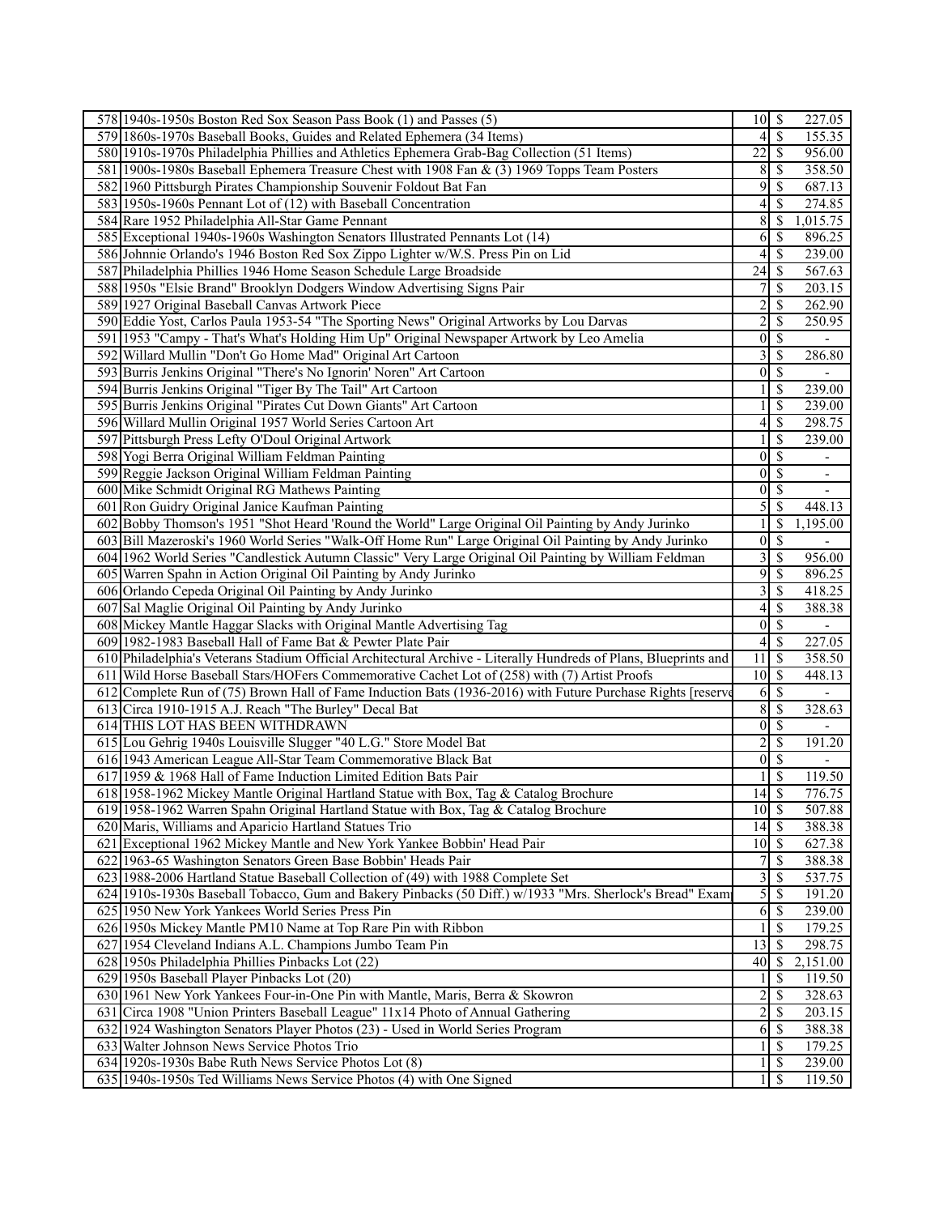| 578 | 1940s-1950s Boston Red Sox Season Pass Book (1) and Passes (5) | 10 | $ | 227.05 |
|---|---|---|---|---|
| 579 | 1860s-1970s Baseball Books, Guides and Related Ephemera (34 Items) | 4 | $ | 155.35 |
| 580 | 1910s-1970s Philadelphia Phillies and Athletics Ephemera Grab-Bag Collection (51 Items) | 22 | $ | 956.00 |
| 581 | 1900s-1980s Baseball Ephemera Treasure Chest with 1908 Fan & (3) 1969 Topps Team Posters | 8 | $ | 358.50 |
| 582 | 1960 Pittsburgh Pirates Championship Souvenir Foldout Bat Fan | 9 | $ | 687.13 |
| 583 | 1950s-1960s Pennant Lot of (12) with Baseball Concentration | 4 | $ | 274.85 |
| 584 | Rare 1952 Philadelphia All-Star Game Pennant | 8 | $ | 1,015.75 |
| 585 | Exceptional 1940s-1960s Washington Senators Illustrated Pennants Lot (14) | 6 | $ | 896.25 |
| 586 | Johnnie Orlando's 1946 Boston Red Sox Zippo Lighter w/W.S. Press Pin on Lid | 4 | $ | 239.00 |
| 587 | Philadelphia Phillies 1946 Home Season Schedule Large Broadside | 24 | $ | 567.63 |
| 588 | 1950s "Elsie Brand" Brooklyn Dodgers Window Advertising Signs Pair | 7 | $ | 203.15 |
| 589 | 1927 Original Baseball Canvas Artwork Piece | 2 | $ | 262.90 |
| 590 | Eddie Yost, Carlos Paula 1953-54 "The Sporting News" Original Artworks by Lou Darvas | 2 | $ | 250.95 |
| 591 | 1953 "Campy - That's What's Holding Him Up" Original Newspaper Artwork by Leo Amelia | 0 | $ | - |
| 592 | Willard Mullin "Don't Go Home Mad" Original Art Cartoon | 3 | $ | 286.80 |
| 593 | Burris Jenkins Original "There's No Ignorin' Noren" Art Cartoon | 0 | $ | - |
| 594 | Burris Jenkins Original "Tiger By The Tail" Art Cartoon | 1 | $ | 239.00 |
| 595 | Burris Jenkins Original "Pirates Cut Down Giants" Art Cartoon | 1 | $ | 239.00 |
| 596 | Willard Mullin Original 1957 World Series Cartoon Art | 4 | $ | 298.75 |
| 597 | Pittsburgh Press Lefty O'Doul Original Artwork | 1 | $ | 239.00 |
| 598 | Yogi Berra Original William Feldman Painting | 0 | $ | - |
| 599 | Reggie Jackson Original William Feldman Painting | 0 | $ | - |
| 600 | Mike Schmidt Original RG Mathews Painting | 0 | $ | - |
| 601 | Ron Guidry Original Janice Kaufman Painting | 5 | $ | 448.13 |
| 602 | Bobby Thomson's 1951 "Shot Heard 'Round the World" Large Original Oil Painting by Andy Jurinko | 1 | $ | 1,195.00 |
| 603 | Bill Mazeroski's 1960 World Series "Walk-Off Home Run" Large Original Oil Painting by Andy Jurinko | 0 | $ | - |
| 604 | 1962 World Series "Candlestick Autumn Classic" Very Large Original Oil Painting by William Feldman | 3 | $ | 956.00 |
| 605 | Warren Spahn in Action Original Oil Painting by Andy Jurinko | 9 | $ | 896.25 |
| 606 | Orlando Cepeda Original Oil Painting by Andy Jurinko | 3 | $ | 418.25 |
| 607 | Sal Maglie Original Oil Painting by Andy Jurinko | 4 | $ | 388.38 |
| 608 | Mickey Mantle Haggar Slacks with Original Mantle Advertising Tag | 0 | $ | - |
| 609 | 1982-1983 Baseball Hall of Fame Bat & Pewter Plate Pair | 4 | $ | 227.05 |
| 610 | Philadelphia's Veterans Stadium Official Architectural Archive - Literally Hundreds of Plans, Blueprints and | 11 | $ | 358.50 |
| 611 | Wild Horse Baseball Stars/HOFers Commemorative Cachet Lot of (258) with (7) Artist Proofs | 10 | $ | 448.13 |
| 612 | Complete Run of (75) Brown Hall of Fame Induction Bats (1936-2016) with Future Purchase Rights [reserve | 6 | $ | - |
| 613 | Circa 1910-1915 A.J. Reach "The Burley" Decal Bat | 8 | $ | 328.63 |
| 614 | THIS LOT HAS BEEN WITHDRAWN | 0 | $ | - |
| 615 | Lou Gehrig 1940s Louisville Slugger "40 L.G." Store Model Bat | 2 | $ | 191.20 |
| 616 | 1943 American League All-Star Team Commemorative Black Bat | 0 | $ | - |
| 617 | 1959 & 1968 Hall of Fame Induction Limited Edition Bats Pair | 1 | $ | 119.50 |
| 618 | 1958-1962 Mickey Mantle Original Hartland Statue with Box, Tag & Catalog Brochure | 14 | $ | 776.75 |
| 619 | 1958-1962 Warren Spahn Original Hartland Statue with Box, Tag & Catalog Brochure | 10 | $ | 507.88 |
| 620 | Maris, Williams and Aparicio Hartland Statues Trio | 14 | $ | 388.38 |
| 621 | Exceptional 1962 Mickey Mantle and New York Yankee Bobbin' Head Pair | 10 | $ | 627.38 |
| 622 | 1963-65 Washington Senators Green Base Bobbin' Heads Pair | 7 | $ | 388.38 |
| 623 | 1988-2006 Hartland Statue Baseball Collection of (49) with 1988 Complete Set | 3 | $ | 537.75 |
| 624 | 1910s-1930s Baseball Tobacco, Gum and Bakery Pinbacks (50 Diff.) w/1933 "Mrs. Sherlock's Bread" Exam | 5 | $ | 191.20 |
| 625 | 1950 New York Yankees World Series Press Pin | 6 | $ | 239.00 |
| 626 | 1950s Mickey Mantle PM10 Name at Top Rare Pin with Ribbon | 1 | $ | 179.25 |
| 627 | 1954 Cleveland Indians A.L. Champions Jumbo Team Pin | 13 | $ | 298.75 |
| 628 | 1950s Philadelphia Phillies Pinbacks Lot (22) | 40 | $ | 2,151.00 |
| 629 | 1950s Baseball Player Pinbacks Lot (20) | 1 | $ | 119.50 |
| 630 | 1961 New York Yankees Four-in-One Pin with Mantle, Maris, Berra & Skowron | 2 | $ | 328.63 |
| 631 | Circa 1908 "Union Printers Baseball League" 11x14 Photo of Annual Gathering | 2 | $ | 203.15 |
| 632 | 1924 Washington Senators Player Photos (23) - Used in World Series Program | 6 | $ | 388.38 |
| 633 | Walter Johnson News Service Photos Trio | 1 | $ | 179.25 |
| 634 | 1920s-1930s Babe Ruth News Service Photos Lot (8) | 1 | $ | 239.00 |
| 635 | 1940s-1950s Ted Williams News Service Photos (4) with One Signed | 1 | $ | 119.50 |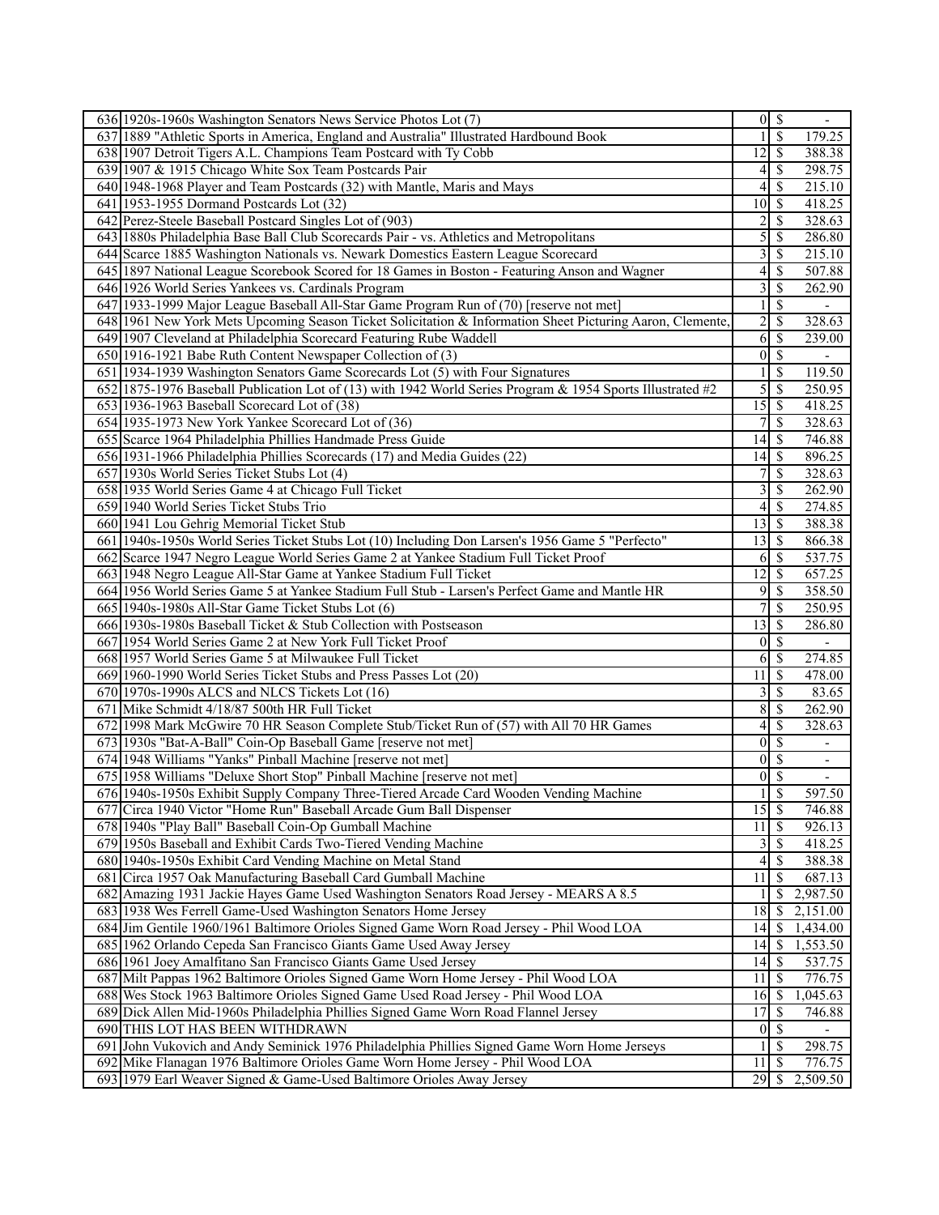| | | | | |
|---|---|---|---|---|
| 636 | 1920s-1960s Washington Senators News Service Photos Lot (7) | 0 | $ | - |
| 637 | 1889 "Athletic Sports in America, England and Australia" Illustrated Hardbound Book | 1 | $ | 179.25 |
| 638 | 1907 Detroit Tigers A.L. Champions Team Postcard with Ty Cobb | 12 | $ | 388.38 |
| 639 | 1907 & 1915 Chicago White Sox Team Postcards Pair | 4 | $ | 298.75 |
| 640 | 1948-1968 Player and Team Postcards (32) with Mantle, Maris and Mays | 4 | $ | 215.10 |
| 641 | 1953-1955 Dormand Postcards Lot (32) | 10 | $ | 418.25 |
| 642 | Perez-Steele Baseball Postcard Singles Lot of (903) | 2 | $ | 328.63 |
| 643 | 1880s Philadelphia Base Ball Club Scorecards Pair - vs. Athletics and Metropolitans | 5 | $ | 286.80 |
| 644 | Scarce 1885 Washington Nationals vs. Newark Domestics Eastern League Scorecard | 3 | $ | 215.10 |
| 645 | 1897 National League Scorebook Scored for 18 Games in Boston - Featuring Anson and Wagner | 4 | $ | 507.88 |
| 646 | 1926 World Series Yankees vs. Cardinals Program | 3 | $ | 262.90 |
| 647 | 1933-1999 Major League Baseball All-Star Game Program Run of (70) [reserve not met] | 1 | $ | - |
| 648 | 1961 New York Mets Upcoming Season Ticket Solicitation & Information Sheet Picturing Aaron, Clemente, | 2 | $ | 328.63 |
| 649 | 1907 Cleveland at Philadelphia Scorecard Featuring Rube Waddell | 6 | $ | 239.00 |
| 650 | 1916-1921 Babe Ruth Content Newspaper Collection of (3) | 0 | $ | - |
| 651 | 1934-1939 Washington Senators Game Scorecards Lot (5) with Four Signatures | 1 | $ | 119.50 |
| 652 | 1875-1976 Baseball Publication Lot of (13) with 1942 World Series Program & 1954 Sports Illustrated #2 | 5 | $ | 250.95 |
| 653 | 1936-1963 Baseball Scorecard Lot of (38) | 15 | $ | 418.25 |
| 654 | 1935-1973 New York Yankee Scorecard Lot of (36) | 7 | $ | 328.63 |
| 655 | Scarce 1964 Philadelphia Phillies Handmade Press Guide | 14 | $ | 746.88 |
| 656 | 1931-1966 Philadelphia Phillies Scorecards (17) and Media Guides (22) | 14 | $ | 896.25 |
| 657 | 1930s World Series Ticket Stubs Lot (4) | 7 | $ | 328.63 |
| 658 | 1935 World Series Game 4 at Chicago Full Ticket | 3 | $ | 262.90 |
| 659 | 1940 World Series Ticket Stubs Trio | 4 | $ | 274.85 |
| 660 | 1941 Lou Gehrig Memorial Ticket Stub | 13 | $ | 388.38 |
| 661 | 1940s-1950s World Series Ticket Stubs Lot (10) Including Don Larsen's 1956 Game 5 "Perfecto" | 13 | $ | 866.38 |
| 662 | Scarce 1947 Negro League World Series Game 2 at Yankee Stadium Full Ticket Proof | 6 | $ | 537.75 |
| 663 | 1948 Negro League All-Star Game at Yankee Stadium Full Ticket | 12 | $ | 657.25 |
| 664 | 1956 World Series Game 5 at Yankee Stadium Full Stub - Larsen's Perfect Game and Mantle HR | 9 | $ | 358.50 |
| 665 | 1940s-1980s All-Star Game Ticket Stubs Lot (6) | 7 | $ | 250.95 |
| 666 | 1930s-1980s Baseball Ticket & Stub Collection with Postseason | 13 | $ | 286.80 |
| 667 | 1954 World Series Game 2 at New York Full Ticket Proof | 0 | $ | - |
| 668 | 1957 World Series Game 5 at Milwaukee Full Ticket | 6 | $ | 274.85 |
| 669 | 1960-1990 World Series Ticket Stubs and Press Passes Lot (20) | 11 | $ | 478.00 |
| 670 | 1970s-1990s ALCS and NLCS Tickets Lot (16) | 3 | $ | 83.65 |
| 671 | Mike Schmidt 4/18/87 500th HR Full Ticket | 8 | $ | 262.90 |
| 672 | 1998 Mark McGwire 70 HR Season Complete Stub/Ticket Run of (57) with All 70 HR Games | 4 | $ | 328.63 |
| 673 | 1930s "Bat-A-Ball" Coin-Op Baseball Game [reserve not met] | 0 | $ | - |
| 674 | 1948 Williams "Yanks" Pinball Machine [reserve not met] | 0 | $ | - |
| 675 | 1958 Williams "Deluxe Short Stop" Pinball Machine [reserve not met] | 0 | $ | - |
| 676 | 1940s-1950s Exhibit Supply Company Three-Tiered Arcade Card Wooden Vending Machine | 1 | $ | 597.50 |
| 677 | Circa 1940 Victor "Home Run" Baseball Arcade Gum Ball Dispenser | 15 | $ | 746.88 |
| 678 | 1940s "Play Ball" Baseball Coin-Op Gumball Machine | 11 | $ | 926.13 |
| 679 | 1950s Baseball and Exhibit Cards Two-Tiered Vending Machine | 3 | $ | 418.25 |
| 680 | 1940s-1950s Exhibit Card Vending Machine on Metal Stand | 4 | $ | 388.38 |
| 681 | Circa 1957 Oak Manufacturing Baseball Card Gumball Machine | 11 | $ | 687.13 |
| 682 | Amazing 1931 Jackie Hayes Game Used Washington Senators Road Jersey - MEARS A 8.5 | 1 | $ | 2,987.50 |
| 683 | 1938 Wes Ferrell Game-Used Washington Senators Home Jersey | 18 | $ | 2,151.00 |
| 684 | Jim Gentile 1960/1961 Baltimore Orioles Signed Game Worn Road Jersey - Phil Wood LOA | 14 | $ | 1,434.00 |
| 685 | 1962 Orlando Cepeda San Francisco Giants Game Used Away Jersey | 14 | $ | 1,553.50 |
| 686 | 1961 Joey Amalfitano San Francisco Giants Game Used Jersey | 14 | $ | 537.75 |
| 687 | Milt Pappas 1962 Baltimore Orioles Signed Game Worn Home Jersey - Phil Wood LOA | 11 | $ | 776.75 |
| 688 | Wes Stock 1963 Baltimore Orioles Signed Game Used Road Jersey - Phil Wood LOA | 16 | $ | 1,045.63 |
| 689 | Dick Allen Mid-1960s Philadelphia Phillies Signed Game Worn Road Flannel Jersey | 17 | $ | 746.88 |
| 690 | THIS LOT HAS BEEN WITHDRAWN | 0 | $ | - |
| 691 | John Vukovich and Andy Seminick 1976 Philadelphia Phillies Signed Game Worn Home Jerseys | 1 | $ | 298.75 |
| 692 | Mike Flanagan 1976 Baltimore Orioles Game Worn Home Jersey - Phil Wood LOA | 11 | $ | 776.75 |
| 693 | 1979 Earl Weaver Signed & Game-Used Baltimore Orioles Away Jersey | 29 | $ | 2,509.50 |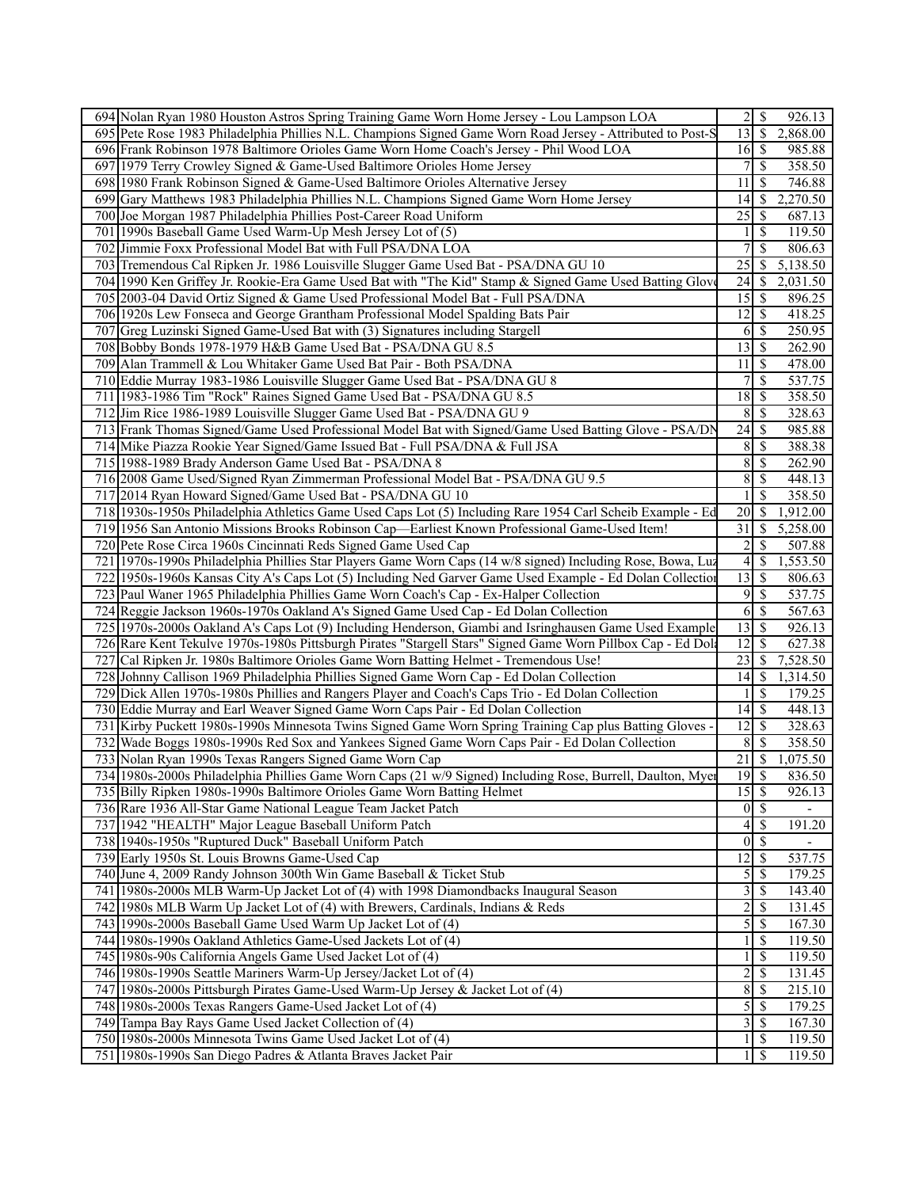| | | | |
|---|---|---|---|
| 694 | Nolan Ryan 1980 Houston Astros Spring Training Game Worn Home Jersey - Lou Lampson LOA | 2 | $ 926.13 |
| 695 | Pete Rose 1983 Philadelphia Phillies N.L. Champions Signed Game Worn Road Jersey - Attributed to Post-S | 13 | $ 2,868.00 |
| 696 | Frank Robinson 1978 Baltimore Orioles Game Worn Home Coach's Jersey - Phil Wood LOA | 16 | $ 985.88 |
| 697 | 1979 Terry Crowley Signed & Game-Used Baltimore Orioles Home Jersey | 7 | $ 358.50 |
| 698 | 1980 Frank Robinson Signed & Game-Used Baltimore Orioles Alternative Jersey | 11 | $ 746.88 |
| 699 | Gary Matthews 1983 Philadelphia Phillies N.L. Champions Signed Game Worn Home Jersey | 14 | $ 2,270.50 |
| 700 | Joe Morgan 1987 Philadelphia Phillies Post-Career Road Uniform | 25 | $ 687.13 |
| 701 | 1990s Baseball Game Used Warm-Up Mesh Jersey Lot of (5) | 1 | $ 119.50 |
| 702 | Jimmie Foxx Professional Model Bat with Full PSA/DNA LOA | 7 | $ 806.63 |
| 703 | Tremendous Cal Ripken Jr. 1986 Louisville Slugger Game Used Bat - PSA/DNA GU 10 | 25 | $ 5,138.50 |
| 704 | 1990 Ken Griffey Jr. Rookie-Era Game Used Bat with "The Kid" Stamp & Signed Game Used Batting Glove | 24 | $ 2,031.50 |
| 705 | 2003-04 David Ortiz Signed & Game Used Professional Model Bat - Full PSA/DNA | 15 | $ 896.25 |
| 706 | 1920s Lew Fonseca and George Grantham Professional Model Spalding Bats Pair | 12 | $ 418.25 |
| 707 | Greg Luzinski Signed Game-Used Bat with (3) Signatures including Stargell | 6 | $ 250.95 |
| 708 | Bobby Bonds 1978-1979 H&B Game Used Bat - PSA/DNA GU 8.5 | 13 | $ 262.90 |
| 709 | Alan Trammell & Lou Whitaker Game Used Bat Pair - Both PSA/DNA | 11 | $ 478.00 |
| 710 | Eddie Murray 1983-1986 Louisville Slugger Game Used Bat - PSA/DNA GU 8 | 7 | $ 537.75 |
| 711 | 1983-1986 Tim "Rock" Raines Signed Game Used Bat - PSA/DNA GU 8.5 | 18 | $ 358.50 |
| 712 | Jim Rice 1986-1989 Louisville Slugger Game Used Bat - PSA/DNA GU 9 | 8 | $ 328.63 |
| 713 | Frank Thomas Signed/Game Used Professional Model Bat with Signed/Game Used Batting Glove - PSA/DN | 24 | $ 985.88 |
| 714 | Mike Piazza Rookie Year Signed/Game Issued Bat - Full PSA/DNA & Full JSA | 8 | $ 388.38 |
| 715 | 1988-1989 Brady Anderson Game Used Bat - PSA/DNA 8 | 8 | $ 262.90 |
| 716 | 2008 Game Used/Signed Ryan Zimmerman Professional Model Bat - PSA/DNA GU 9.5 | 8 | $ 448.13 |
| 717 | 2014 Ryan Howard Signed/Game Used Bat - PSA/DNA GU 10 | 1 | $ 358.50 |
| 718 | 1930s-1950s Philadelphia Athletics Game Used Caps Lot (5) Including Rare 1954 Carl Scheib Example - Ed | 20 | $ 1,912.00 |
| 719 | 1956 San Antonio Missions Brooks Robinson Cap—Earliest Known Professional Game-Used Item! | 31 | $ 5,258.00 |
| 720 | Pete Rose Circa 1960s Cincinnati Reds Signed Game Used Cap | 2 | $ 507.88 |
| 721 | 1970s-1990s Philadelphia Phillies Star Players Game Worn Caps (14 w/8 signed) Including Rose, Bowa, Luz | 4 | $ 1,553.50 |
| 722 | 1950s-1960s Kansas City A's Caps Lot (5) Including Ned Garver Game Used Example - Ed Dolan Collection | 13 | $ 806.63 |
| 723 | Paul Waner 1965 Philadelphia Phillies Game Worn Coach's Cap - Ex-Halper Collection | 9 | $ 537.75 |
| 724 | Reggie Jackson 1960s-1970s Oakland A's Signed Game Used Cap - Ed Dolan Collection | 6 | $ 567.63 |
| 725 | 1970s-2000s Oakland A's Caps Lot (9) Including Henderson, Giambi and Isringhausen Game Used Example | 13 | $ 926.13 |
| 726 | Rare Kent Tekulve 1970s-1980s Pittsburgh Pirates "Stargell Stars" Signed Game Worn Pillbox Cap - Ed Dola | 12 | $ 627.38 |
| 727 | Cal Ripken Jr. 1980s Baltimore Orioles Game Worn Batting Helmet - Tremendous Use! | 23 | $ 7,528.50 |
| 728 | Johnny Callison 1969 Philadelphia Phillies Signed Game Worn Cap - Ed Dolan Collection | 14 | $ 1,314.50 |
| 729 | Dick Allen 1970s-1980s Phillies and Rangers Player and Coach's Caps Trio - Ed Dolan Collection | 1 | $ 179.25 |
| 730 | Eddie Murray and Earl Weaver Signed Game Worn Caps Pair - Ed Dolan Collection | 14 | $ 448.13 |
| 731 | Kirby Puckett 1980s-1990s Minnesota Twins Signed Game Worn Spring Training Cap plus Batting Gloves - | 12 | $ 328.63 |
| 732 | Wade Boggs 1980s-1990s Red Sox and Yankees Signed Game Worn Caps Pair - Ed Dolan Collection | 8 | $ 358.50 |
| 733 | Nolan Ryan 1990s Texas Rangers Signed Game Worn Cap | 21 | $ 1,075.50 |
| 734 | 1980s-2000s Philadelphia Phillies Game Worn Caps (21 w/9 Signed) Including Rose, Burrell, Daulton, Myer | 19 | $ 836.50 |
| 735 | Billy Ripken 1980s-1990s Baltimore Orioles Game Worn Batting Helmet | 15 | $ 926.13 |
| 736 | Rare 1936 All-Star Game National League Team Jacket Patch | 0 | $ - |
| 737 | 1942 "HEALTH" Major League Baseball Uniform Patch | 4 | $ 191.20 |
| 738 | 1940s-1950s "Ruptured Duck" Baseball Uniform Patch | 0 | $ - |
| 739 | Early 1950s St. Louis Browns Game-Used Cap | 12 | $ 537.75 |
| 740 | June 4, 2009 Randy Johnson 300th Win Game Baseball & Ticket Stub | 5 | $ 179.25 |
| 741 | 1980s-2000s MLB Warm-Up Jacket Lot of (4) with 1998 Diamondbacks Inaugural Season | 3 | $ 143.40 |
| 742 | 1980s MLB Warm Up Jacket Lot of (4) with Brewers, Cardinals, Indians & Reds | 2 | $ 131.45 |
| 743 | 1990s-2000s Baseball Game Used Warm Up Jacket Lot of (4) | 5 | $ 167.30 |
| 744 | 1980s-1990s Oakland Athletics Game-Used Jackets Lot of (4) | 1 | $ 119.50 |
| 745 | 1980s-90s California Angels Game Used Jacket Lot of (4) | 1 | $ 119.50 |
| 746 | 1980s-1990s Seattle Mariners Warm-Up Jersey/Jacket Lot of (4) | 2 | $ 131.45 |
| 747 | 1980s-2000s Pittsburgh Pirates Game-Used Warm-Up Jersey & Jacket Lot of (4) | 8 | $ 215.10 |
| 748 | 1980s-2000s Texas Rangers Game-Used Jacket Lot of (4) | 5 | $ 179.25 |
| 749 | Tampa Bay Rays Game Used Jacket Collection of (4) | 3 | $ 167.30 |
| 750 | 1980s-2000s Minnesota Twins Game Used Jacket Lot of (4) | 1 | $ 119.50 |
| 751 | 1980s-1990s San Diego Padres & Atlanta Braves Jacket Pair | 1 | $ 119.50 |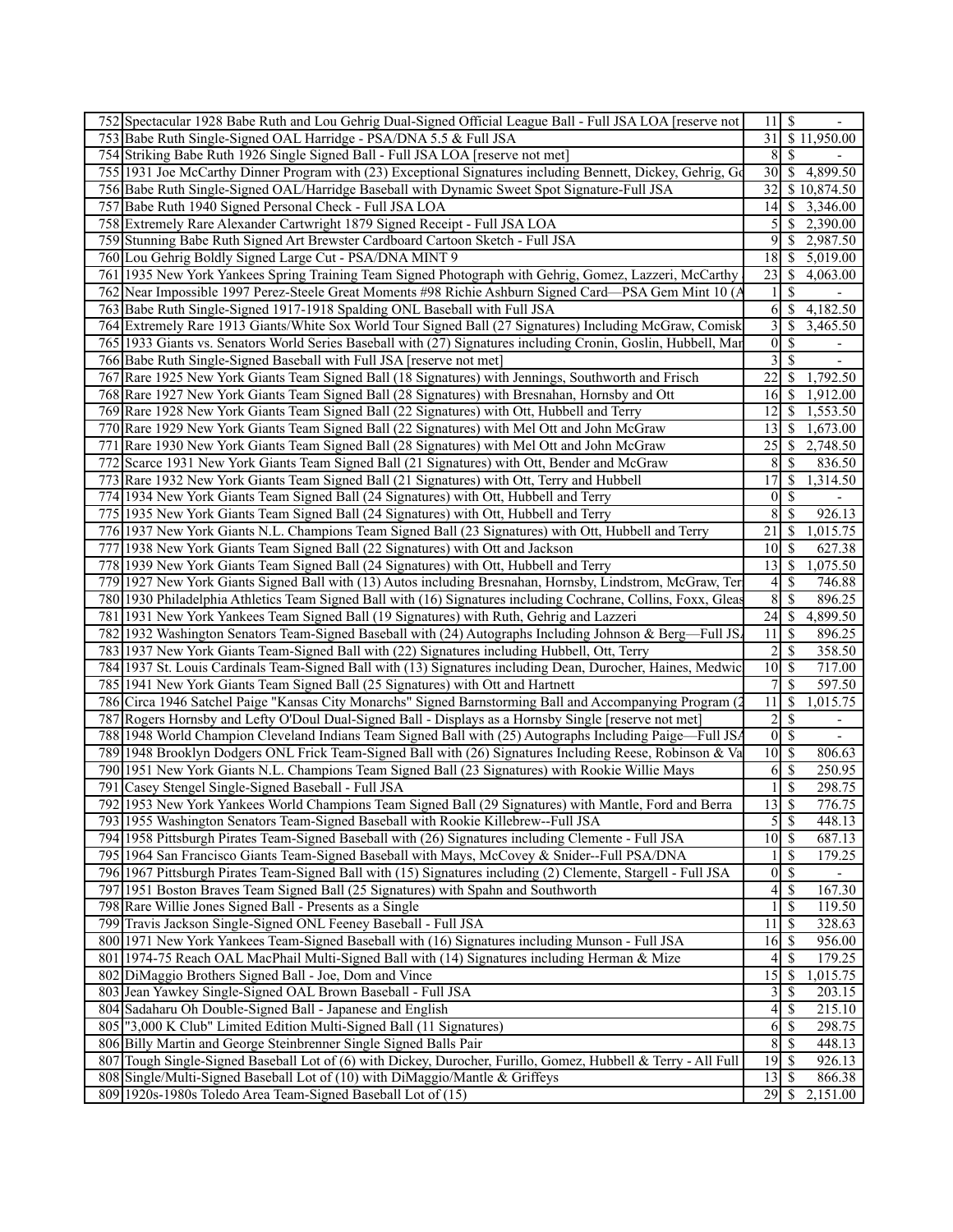| | | | |
|---|---|---|---|
| 752 | Spectacular 1928 Babe Ruth and Lou Gehrig Dual-Signed Official League Ball - Full JSA LOA [reserve not | 11 | $ - |
| 753 | Babe Ruth Single-Signed OAL Harridge - PSA/DNA 5.5 & Full JSA | 31 | $ 11,950.00 |
| 754 | Striking Babe Ruth 1926 Single Signed Ball - Full JSA LOA [reserve not met] | 8 | $ - |
| 755 | 1931 Joe McCarthy Dinner Program with (23) Exceptional Signatures including Bennett, Dickey, Gehrig, Go | 30 | $ 4,899.50 |
| 756 | Babe Ruth Single-Signed OAL/Harridge Baseball with Dynamic Sweet Spot Signature-Full JSA | 32 | $ 10,874.50 |
| 757 | Babe Ruth 1940 Signed Personal Check - Full JSA LOA | 14 | $ 3,346.00 |
| 758 | Extremely Rare Alexander Cartwright 1879 Signed Receipt - Full JSA LOA | 5 | $ 2,390.00 |
| 759 | Stunning Babe Ruth Signed Art Brewster Cardboard Cartoon Sketch - Full JSA | 9 | $ 2,987.50 |
| 760 | Lou Gehrig Boldly Signed Large Cut - PSA/DNA MINT 9 | 18 | $ 5,019.00 |
| 761 | 1935 New York Yankees Spring Training Team Signed Photograph with Gehrig, Gomez, Lazzeri, McCarthy | 23 | $ 4,063.00 |
| 762 | Near Impossible 1997 Perez-Steele Great Moments #98 Richie Ashburn Signed Card—PSA Gem Mint 10 (A | 1 | $ - |
| 763 | Babe Ruth Single-Signed 1917-1918 Spalding ONL Baseball with Full JSA | 6 | $ 4,182.50 |
| 764 | Extremely Rare 1913 Giants/White Sox World Tour Signed Ball (27 Signatures) Including McGraw, Comisk | 3 | $ 3,465.50 |
| 765 | 1933 Giants vs. Senators World Series Baseball with (27) Signatures including Cronin, Goslin, Hubbell, Mar | 0 | $ - |
| 766 | Babe Ruth Single-Signed Baseball with Full JSA [reserve not met] | 3 | $ - |
| 767 | Rare 1925 New York Giants Team Signed Ball (18 Signatures) with Jennings, Southworth and Frisch | 22 | $ 1,792.50 |
| 768 | Rare 1927 New York Giants Team Signed Ball (28 Signatures) with Bresnahan, Hornsby and Ott | 16 | $ 1,912.00 |
| 769 | Rare 1928 New York Giants Team Signed Ball (22 Signatures) with Ott, Hubbell and Terry | 12 | $ 1,553.50 |
| 770 | Rare 1929 New York Giants Team Signed Ball (22 Signatures) with Mel Ott and John McGraw | 13 | $ 1,673.00 |
| 771 | Rare 1930 New York Giants Team Signed Ball (28 Signatures) with Mel Ott and John McGraw | 25 | $ 2,748.50 |
| 772 | Scarce 1931 New York Giants Team Signed Ball (21 Signatures) with Ott, Bender and McGraw | 8 | $ 836.50 |
| 773 | Rare 1932 New York Giants Team Signed Ball (21 Signatures) with Ott, Terry and Hubbell | 17 | $ 1,314.50 |
| 774 | 1934 New York Giants Team Signed Ball (24 Signatures) with Ott, Hubbell and Terry | 0 | $ - |
| 775 | 1935 New York Giants Team Signed Ball (24 Signatures) with Ott, Hubbell and Terry | 8 | $ 926.13 |
| 776 | 1937 New York Giants N.L. Champions Team Signed Ball (23 Signatures) with Ott, Hubbell and Terry | 21 | $ 1,015.75 |
| 777 | 1938 New York Giants Team Signed Ball (22 Signatures) with Ott and Jackson | 10 | $ 627.38 |
| 778 | 1939 New York Giants Team Signed Ball (24 Signatures) with Ott, Hubbell and Terry | 13 | $ 1,075.50 |
| 779 | 1927 New York Giants Signed Ball with (13) Autos including Bresnahan, Hornsby, Lindstrom, McGraw, Ter | 4 | $ 746.88 |
| 780 | 1930 Philadelphia Athletics Team Signed Ball with (16) Signatures including Cochrane, Collins, Foxx, Gleas | 8 | $ 896.25 |
| 781 | 1931 New York Yankees Team Signed Ball (19 Signatures) with Ruth, Gehrig and Lazzeri | 24 | $ 4,899.50 |
| 782 | 1932 Washington Senators Team-Signed Baseball with (24) Autographs Including Johnson & Berg—Full JSA | 11 | $ 896.25 |
| 783 | 1937 New York Giants Team-Signed Ball with (22) Signatures including Hubbell, Ott, Terry | 2 | $ 358.50 |
| 784 | 1937 St. Louis Cardinals Team-Signed Ball with (13) Signatures including Dean, Durocher, Haines, Medwic | 10 | $ 717.00 |
| 785 | 1941 New York Giants Team Signed Ball (25 Signatures) with Ott and Hartnett | 7 | $ 597.50 |
| 786 | Circa 1946 Satchel Paige "Kansas City Monarchs" Signed Barnstorming Ball and Accompanying Program (2 | 11 | $ 1,015.75 |
| 787 | Rogers Hornsby and Lefty O'Doul Dual-Signed Ball - Displays as a Hornsby Single [reserve not met] | 2 | $ - |
| 788 | 1948 World Champion Cleveland Indians Team Signed Ball with (25) Autographs Including Paige—Full JSA | 0 | $ - |
| 789 | 1948 Brooklyn Dodgers ONL Frick Team-Signed Ball with (26) Signatures Including Reese, Robinson & Va | 10 | $ 806.63 |
| 790 | 1951 New York Giants N.L. Champions Team Signed Ball (23 Signatures) with Rookie Willie Mays | 6 | $ 250.95 |
| 791 | Casey Stengel Single-Signed Baseball - Full JSA | 1 | $ 298.75 |
| 792 | 1953 New York Yankees World Champions Team Signed Ball (29 Signatures) with Mantle, Ford and Berra | 13 | $ 776.75 |
| 793 | 1955 Washington Senators Team-Signed Baseball with Rookie Killebrew--Full JSA | 5 | $ 448.13 |
| 794 | 1958 Pittsburgh Pirates Team-Signed Baseball with (26) Signatures including Clemente - Full JSA | 10 | $ 687.13 |
| 795 | 1964 San Francisco Giants Team-Signed Baseball with Mays, McCovey & Snider--Full PSA/DNA | 1 | $ 179.25 |
| 796 | 1967 Pittsburgh Pirates Team-Signed Ball with (15) Signatures including (2) Clemente, Stargell - Full JSA | 0 | $ - |
| 797 | 1951 Boston Braves Team Signed Ball (25 Signatures) with Spahn and Southworth | 4 | $ 167.30 |
| 798 | Rare Willie Jones Signed Ball - Presents as a Single | 1 | $ 119.50 |
| 799 | Travis Jackson Single-Signed ONL Feeney Baseball - Full JSA | 11 | $ 328.63 |
| 800 | 1971 New York Yankees Team-Signed Baseball with (16) Signatures including Munson - Full JSA | 16 | $ 956.00 |
| 801 | 1974-75 Reach OAL MacPhail Multi-Signed Ball with (14) Signatures including Herman & Mize | 4 | $ 179.25 |
| 802 | DiMaggio Brothers Signed Ball - Joe, Dom and Vince | 15 | $ 1,015.75 |
| 803 | Jean Yawkey Single-Signed OAL Brown Baseball - Full JSA | 3 | $ 203.15 |
| 804 | Sadaharu Oh Double-Signed Ball - Japanese and English | 4 | $ 215.10 |
| 805 | "3,000 K Club" Limited Edition Multi-Signed Ball (11 Signatures) | 6 | $ 298.75 |
| 806 | Billy Martin and George Steinbrenner Single Signed Balls Pair | 8 | $ 448.13 |
| 807 | Tough Single-Signed Baseball Lot of (6) with Dickey, Durocher, Furillo, Gomez, Hubbell & Terry - All Full | 19 | $ 926.13 |
| 808 | Single/Multi-Signed Baseball Lot of (10) with DiMaggio/Mantle & Griffeys | 13 | $ 866.38 |
| 809 | 1920s-1980s Toledo Area Team-Signed Baseball Lot of (15) | 29 | $ 2,151.00 |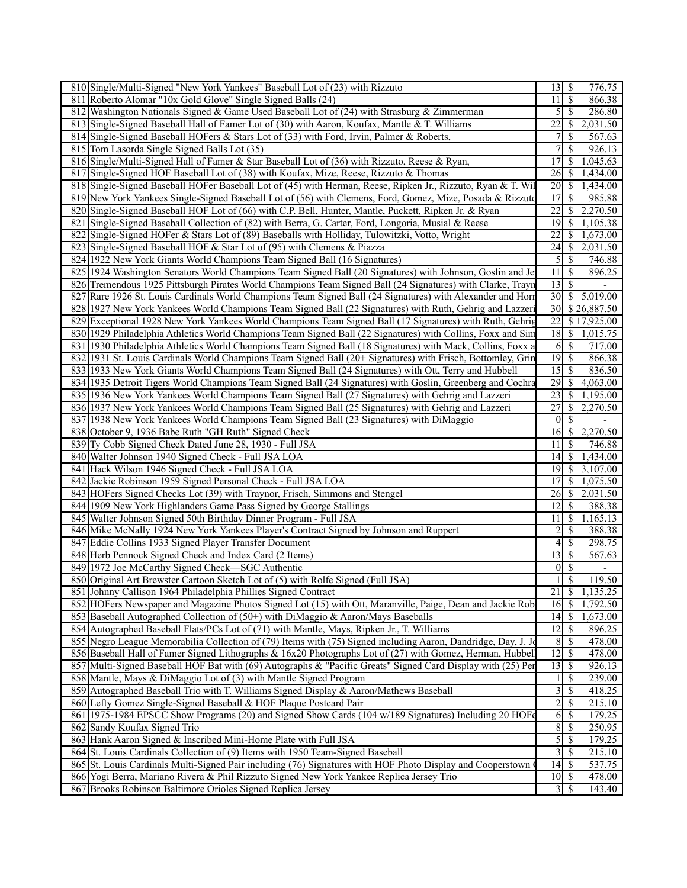| | | | |
|---|---|---|---|
| 810 | Single/Multi-Signed "New York Yankees" Baseball Lot of (23) with Rizzuto | 13 | $ 776.75 |
| 811 | Roberto Alomar "10x Gold Glove" Single Signed Balls (24) | 11 | $ 866.38 |
| 812 | Washington Nationals Signed & Game Used Baseball Lot of (24) with Strasburg & Zimmerman | 5 | $ 286.80 |
| 813 | Single-Signed Baseball Hall of Famer Lot of (30) with Aaron, Koufax, Mantle & T. Williams | 22 | $ 2,031.50 |
| 814 | Single-Signed Baseball HOFers & Stars Lot of (33) with Ford, Irvin, Palmer & Roberts, | 7 | $ 567.63 |
| 815 | Tom Lasorda Single Signed Balls Lot (35) | 7 | $ 926.13 |
| 816 | Single/Multi-Signed Hall of Famer & Star Baseball Lot of (36) with Rizzuto, Reese & Ryan, | 17 | $ 1,045.63 |
| 817 | Single-Signed HOF Baseball Lot of (38) with Koufax, Mize, Reese, Rizzuto & Thomas | 26 | $ 1,434.00 |
| 818 | Single-Signed Baseball HOFer Baseball Lot of (45) with Herman, Reese, Ripken Jr., Rizzuto, Ryan & T. Wil | 20 | $ 1,434.00 |
| 819 | New York Yankees Single-Signed Baseball Lot of (56) with Clemens, Ford, Gomez, Mize, Posada & Rizzuto | 17 | $ 985.88 |
| 820 | Single-Signed Baseball HOF Lot of (66) with C.P. Bell, Hunter, Mantle, Puckett, Ripken Jr. & Ryan | 22 | $ 2,270.50 |
| 821 | Single-Signed Baseball Collection of (82) with Berra, G. Carter, Ford, Longoria, Musial & Reese | 19 | $ 1,105.38 |
| 822 | Single-Signed HOFer & Stars Lot of (89) Baseballs with Holliday, Tulowitzki, Votto, Wright | 22 | $ 1,673.00 |
| 823 | Single-Signed Baseball HOF & Star Lot of (95) with Clemens & Piazza | 24 | $ 2,031.50 |
| 824 | 1922 New York Giants World Champions Team Signed Ball (16 Signatures) | 5 | $ 746.88 |
| 825 | 1924 Washington Senators World Champions Team Signed Ball (20 Signatures) with Johnson, Goslin and Je | 11 | $ 896.25 |
| 826 | Tremendous 1925 Pittsburgh Pirates World Champions Team Signed Ball (24 Signatures) with Clarke, Trayn | 13 | $ - |
| 827 | Rare 1926 St. Louis Cardinals World Champions Team Signed Ball (24 Signatures) with Alexander and Horn | 30 | $ 5,019.00 |
| 828 | 1927 New York Yankees World Champions Team Signed Ball (22 Signatures) with Ruth, Gehrig and Lazzeri | 30 | $ 26,887.50 |
| 829 | Exceptional 1928 New York Yankees World Champions Team Signed Ball (17 Signatures) with Ruth, Gehrig | 22 | $ 17,925.00 |
| 830 | 1929 Philadelphia Athletics World Champions Team Signed Ball (22 Signatures) with Collins, Foxx and Sim | 18 | $ 1,015.75 |
| 831 | 1930 Philadelphia Athletics World Champions Team Signed Ball (18 Signatures) with Mack, Collins, Foxx a | 6 | $ 717.00 |
| 832 | 1931 St. Louis Cardinals World Champions Team Signed Ball (20+ Signatures) with Frisch, Bottomley, Grin | 19 | $ 866.38 |
| 833 | 1933 New York Giants World Champions Team Signed Ball (24 Signatures) with Ott, Terry and Hubbell | 15 | $ 836.50 |
| 834 | 1935 Detroit Tigers World Champions Team Signed Ball (24 Signatures) with Goslin, Greenberg and Cochra | 29 | $ 4,063.00 |
| 835 | 1936 New York Yankees World Champions Team Signed Ball (27 Signatures) with Gehrig and Lazzeri | 23 | $ 1,195.00 |
| 836 | 1937 New York Yankees World Champions Team Signed Ball (25 Signatures) with Gehrig and Lazzeri | 27 | $ 2,270.50 |
| 837 | 1938 New York Yankees World Champions Team Signed Ball (23 Signatures) with DiMaggio | 0 | $ - |
| 838 | October 9, 1936 Babe Ruth "GH Ruth" Signed Check | 16 | $ 2,270.50 |
| 839 | Ty Cobb Signed Check Dated June 28, 1930 - Full JSA | 11 | $ 746.88 |
| 840 | Walter Johnson 1940 Signed Check - Full JSA LOA | 14 | $ 1,434.00 |
| 841 | Hack Wilson 1946 Signed Check - Full JSA LOA | 19 | $ 3,107.00 |
| 842 | Jackie Robinson 1959 Signed Personal Check - Full JSA LOA | 17 | $ 1,075.50 |
| 843 | HOFers Signed Checks Lot (39) with Traynor, Frisch, Simmons and Stengel | 26 | $ 2,031.50 |
| 844 | 1909 New York Highlanders Game Pass Signed by George Stallings | 12 | $ 388.38 |
| 845 | Walter Johnson Signed 50th Birthday Dinner Program - Full JSA | 11 | $ 1,165.13 |
| 846 | Mike McNally 1924 New York Yankees Player's Contract Signed by Johnson and Ruppert | 2 | $ 388.38 |
| 847 | Eddie Collins 1933 Signed Player Transfer Document | 4 | $ 298.75 |
| 848 | Herb Pennock Signed Check and Index Card (2 Items) | 13 | $ 567.63 |
| 849 | 1972 Joe McCarthy Signed Check—SGC Authentic | 0 | $ - |
| 850 | Original Art Brewster Cartoon Sketch Lot of (5) with Rolfe Signed (Full JSA) | 1 | $ 119.50 |
| 851 | Johnny Callison 1964 Philadelphia Phillies Signed Contract | 21 | $ 1,135.25 |
| 852 | HOFers Newspaper and Magazine Photos Signed Lot (15) with Ott, Maranville, Paige, Dean and Jackie Rob | 16 | $ 1,792.50 |
| 853 | Baseball Autographed Collection of (50+) with DiMaggio & Aaron/Mays Baseballs | 14 | $ 1,673.00 |
| 854 | Autographed Baseball Flats/PCs Lot of (71) with Mantle, Mays, Ripken Jr., T. Williams | 12 | $ 896.25 |
| 855 | Negro League Memorabilia Collection of (79) Items with (75) Signed including Aaron, Dandridge, Day, J. Jo | 8 | $ 478.00 |
| 856 | Baseball Hall of Famer Signed Lithographs & 16x20 Photographs Lot of (27) with Gomez, Herman, Hubbell | 12 | $ 478.00 |
| 857 | Multi-Signed Baseball HOF Bat with (69) Autographs & "Pacific Greats" Signed Card Display with (25) Per | 13 | $ 926.13 |
| 858 | Mantle, Mays & DiMaggio Lot of (3) with Mantle Signed Program | 1 | $ 239.00 |
| 859 | Autographed Baseball Trio with T. Williams Signed Display & Aaron/Mathews Baseball | 3 | $ 418.25 |
| 860 | Lefty Gomez Single-Signed Baseball & HOF Plaque Postcard Pair | 2 | $ 215.10 |
| 861 | 1975-1984 EPSCC Show Programs (20) and Signed Show Cards (104 w/189 Signatures) Including 20 HOFe | 6 | $ 179.25 |
| 862 | Sandy Koufax Signed Trio | 8 | $ 250.95 |
| 863 | Hank Aaron Signed & Inscribed Mini-Home Plate with Full JSA | 5 | $ 179.25 |
| 864 | St. Louis Cardinals Collection of (9) Items with 1950 Team-Signed Baseball | 3 | $ 215.10 |
| 865 | St. Louis Cardinals Multi-Signed Pair including (76) Signatures with HOF Photo Display and Cooperstown ( | 14 | $ 537.75 |
| 866 | Yogi Berra, Mariano Rivera & Phil Rizzuto Signed New York Yankee Replica Jersey Trio | 10 | $ 478.00 |
| 867 | Brooks Robinson Baltimore Orioles Signed Replica Jersey | 3 | $ 143.40 |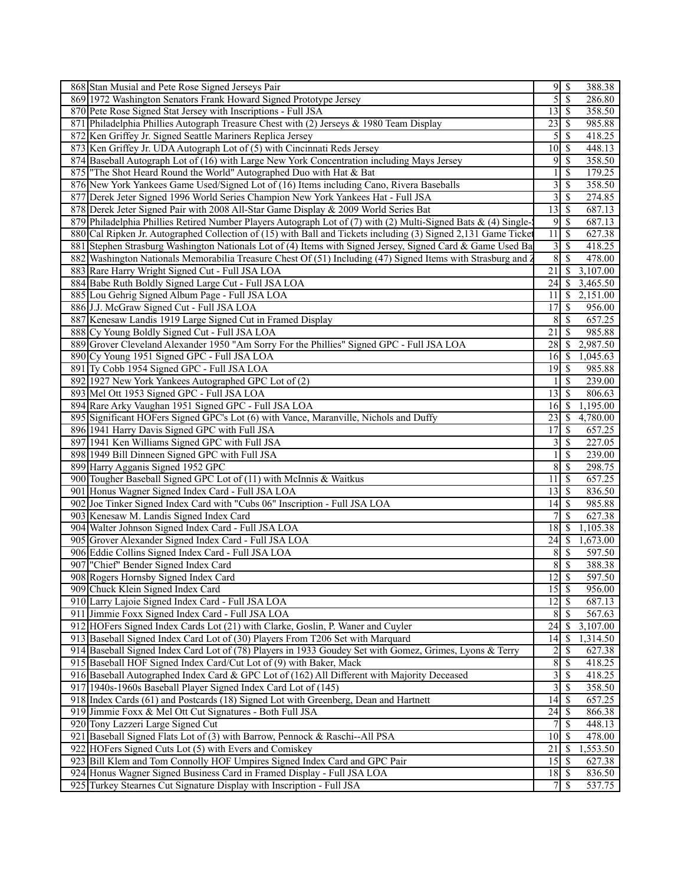| 868 | Stan Musial and Pete Rose Signed Jerseys Pair | 9 | $ | 388.38 |
|---|---|---|---|---|
| 869 | 1972 Washington Senators Frank Howard Signed Prototype Jersey | 5 | $ | 286.80 |
| 870 | Pete Rose Signed Stat Jersey with Inscriptions - Full JSA | 13 | $ | 358.50 |
| 871 | Philadelphia Phillies Autograph Treasure Chest with (2) Jerseys & 1980 Team Display | 23 | $ | 985.88 |
| 872 | Ken Griffey Jr. Signed Seattle Mariners Replica Jersey | 5 | $ | 418.25 |
| 873 | Ken Griffey Jr. UDA Autograph Lot of (5) with Cincinnati Reds Jersey | 10 | $ | 448.13 |
| 874 | Baseball Autograph Lot of (16) with Large New York Concentration including Mays Jersey | 9 | $ | 358.50 |
| 875 | "The Shot Heard Round the World" Autographed Duo with Hat & Bat | 1 | $ | 179.25 |
| 876 | New York Yankees Game Used/Signed Lot of (16) Items including Cano, Rivera Baseballs | 3 | $ | 358.50 |
| 877 | Derek Jeter Signed 1996 World Series Champion New York Yankees Hat - Full JSA | 3 | $ | 274.85 |
| 878 | Derek Jeter Signed Pair with 2008 All-Star Game Display & 2009 World Series Bat | 13 | $ | 687.13 |
| 879 | Philadelphia Phillies Retired Number Players Autograph Lot of (7) with (2) Multi-Signed Bats & (4) Single- | 9 | $ | 687.13 |
| 880 | Cal Ripken Jr. Autographed Collection of (15) with Ball and Tickets including (3) Signed 2,131 Game Ticket | 11 | $ | 627.38 |
| 881 | Stephen Strasburg Washington Nationals Lot of (4) Items with Signed Jersey, Signed Card & Game Used Ba | 3 | $ | 418.25 |
| 882 | Washington Nationals Memorabilia Treasure Chest Of (51) Including (47) Signed Items with Strasburg and Z | 8 | $ | 478.00 |
| 883 | Rare Harry Wright Signed Cut - Full JSA LOA | 21 | $ | 3,107.00 |
| 884 | Babe Ruth Boldly Signed Large Cut - Full JSA LOA | 24 | $ | 3,465.50 |
| 885 | Lou Gehrig Signed Album Page - Full JSA LOA | 11 | $ | 2,151.00 |
| 886 | J.J. McGraw Signed Cut - Full JSA LOA | 17 | $ | 956.00 |
| 887 | Kenesaw Landis 1919 Large Signed Cut in Framed Display | 8 | $ | 657.25 |
| 888 | Cy Young Boldly Signed Cut - Full JSA LOA | 21 | $ | 985.88 |
| 889 | Grover Cleveland Alexander 1950 "Am Sorry For the Phillies" Signed GPC - Full JSA LOA | 28 | $ | 2,987.50 |
| 890 | Cy Young 1951 Signed GPC - Full JSA LOA | 16 | $ | 1,045.63 |
| 891 | Ty Cobb 1954 Signed GPC - Full JSA LOA | 19 | $ | 985.88 |
| 892 | 1927 New York Yankees Autographed GPC Lot of (2) | 1 | $ | 239.00 |
| 893 | Mel Ott 1953 Signed GPC - Full JSA LOA | 13 | $ | 806.63 |
| 894 | Rare Arky Vaughan 1951 Signed GPC - Full JSA LOA | 16 | $ | 1,195.00 |
| 895 | Significant HOFers Signed GPC's Lot (6) with Vance, Maranville, Nichols and Duffy | 23 | $ | 4,780.00 |
| 896 | 1941 Harry Davis Signed GPC with Full JSA | 17 | $ | 657.25 |
| 897 | 1941 Ken Williams Signed GPC with Full JSA | 3 | $ | 227.05 |
| 898 | 1949 Bill Dinneen Signed GPC with Full JSA | 1 | $ | 239.00 |
| 899 | Harry Agganis Signed 1952 GPC | 8 | $ | 298.75 |
| 900 | Tougher Baseball Signed GPC Lot of (11) with McInnis & Waitkus | 11 | $ | 657.25 |
| 901 | Honus Wagner Signed Index Card - Full JSA LOA | 13 | $ | 836.50 |
| 902 | Joe Tinker Signed Index Card with "Cubs 06" Inscription - Full JSA LOA | 14 | $ | 985.88 |
| 903 | Kenesaw M. Landis Signed Index Card | 7 | $ | 627.38 |
| 904 | Walter Johnson Signed Index Card - Full JSA LOA | 18 | $ | 1,105.38 |
| 905 | Grover Alexander Signed Index Card - Full JSA LOA | 24 | $ | 1,673.00 |
| 906 | Eddie Collins Signed Index Card - Full JSA LOA | 8 | $ | 597.50 |
| 907 | "Chief" Bender Signed Index Card | 8 | $ | 388.38 |
| 908 | Rogers Hornsby Signed Index Card | 12 | $ | 597.50 |
| 909 | Chuck Klein Signed Index Card | 15 | $ | 956.00 |
| 910 | Larry Lajoie Signed Index Card - Full JSA LOA | 12 | $ | 687.13 |
| 911 | Jimmie Foxx Signed Index Card - Full JSA LOA | 8 | $ | 567.63 |
| 912 | HOFers Signed Index Cards Lot (21) with Clarke, Goslin, P. Waner and Cuyler | 24 | $ | 3,107.00 |
| 913 | Baseball Signed Index Card Lot of (30) Players From T206 Set with Marquard | 14 | $ | 1,314.50 |
| 914 | Baseball Signed Index Card Lot of (78) Players in 1933 Goudey Set with Gomez, Grimes, Lyons & Terry | 2 | $ | 627.38 |
| 915 | Baseball HOF Signed Index Card/Cut Lot of (9) with Baker, Mack | 8 | $ | 418.25 |
| 916 | Baseball Autographed Index Card & GPC Lot of (162) All Different with Majority Deceased | 3 | $ | 418.25 |
| 917 | 1940s-1960s Baseball Player Signed Index Card Lot of (145) | 3 | $ | 358.50 |
| 918 | Index Cards (61) and Postcards (18) Signed Lot with Greenberg, Dean and Hartnett | 14 | $ | 657.25 |
| 919 | Jimmie Foxx & Mel Ott Cut Signatures - Both Full JSA | 24 | $ | 866.38 |
| 920 | Tony Lazzeri Large Signed Cut | 7 | $ | 448.13 |
| 921 | Baseball Signed Flats Lot of (3) with Barrow, Pennock & Raschi--All PSA | 10 | $ | 478.00 |
| 922 | HOFers Signed Cuts Lot (5) with Evers and Comiskey | 21 | $ | 1,553.50 |
| 923 | Bill Klem and Tom Connolly HOF Umpires Signed Index Card and GPC Pair | 15 | $ | 627.38 |
| 924 | Honus Wagner Signed Business Card in Framed Display - Full JSA LOA | 18 | $ | 836.50 |
| 925 | Turkey Stearnes Cut Signature Display with Inscription - Full JSA | 7 | $ | 537.75 |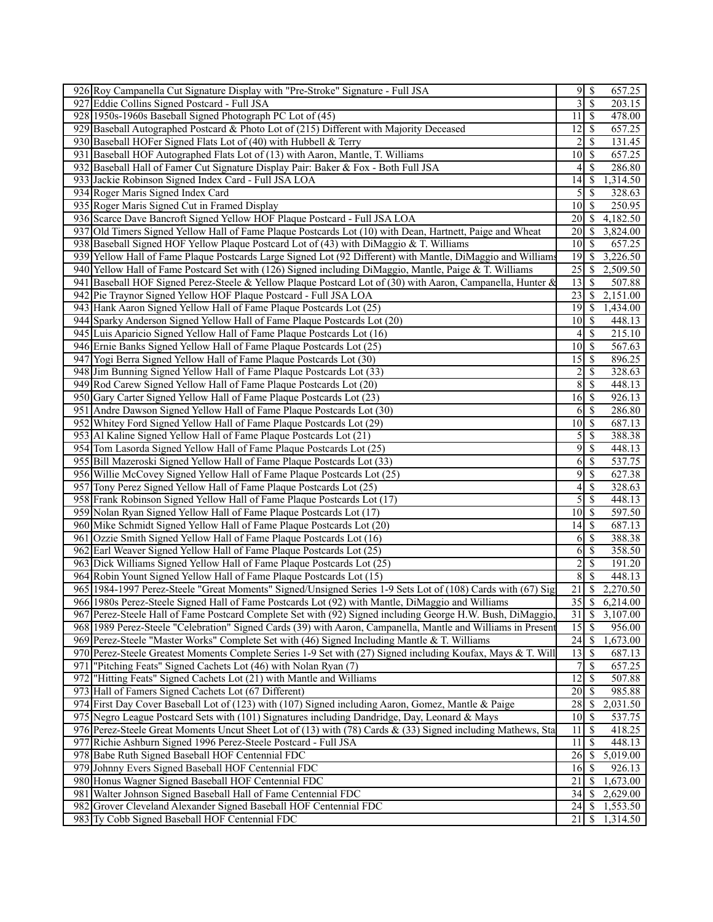| | | | |
|---|---|---|---|
| 926 | Roy Campanella Cut Signature Display with "Pre-Stroke" Signature - Full JSA | 9 | $ 657.25 |
| 927 | Eddie Collins Signed Postcard - Full JSA | 3 | $ 203.15 |
| 928 | 1950s-1960s Baseball Signed Photograph PC Lot of (45) | 11 | $ 478.00 |
| 929 | Baseball Autographed Postcard & Photo Lot of (215) Different with Majority Deceased | 12 | $ 657.25 |
| 930 | Baseball HOFer Signed Flats Lot of (40) with Hubbell & Terry | 2 | $ 131.45 |
| 931 | Baseball HOF Autographed Flats Lot of (13) with Aaron, Mantle, T. Williams | 10 | $ 657.25 |
| 932 | Baseball Hall of Famer Cut Signature Display Pair: Baker & Fox - Both Full JSA | 4 | $ 286.80 |
| 933 | Jackie Robinson Signed Index Card - Full JSA LOA | 14 | $ 1,314.50 |
| 934 | Roger Maris Signed Index Card | 5 | $ 328.63 |
| 935 | Roger Maris Signed Cut in Framed Display | 10 | $ 250.95 |
| 936 | Scarce Dave Bancroft Signed Yellow HOF Plaque Postcard - Full JSA LOA | 20 | $ 4,182.50 |
| 937 | Old Timers Signed Yellow Hall of Fame Plaque Postcards Lot (10) with Dean, Hartnett, Paige and Wheat | 20 | $ 3,824.00 |
| 938 | Baseball Signed HOF Yellow Plaque Postcard Lot of (43) with DiMaggio & T. Williams | 10 | $ 657.25 |
| 939 | Yellow Hall of Fame Plaque Postcards Large Signed Lot (92 Different) with Mantle, DiMaggio and Williams | 19 | $ 3,226.50 |
| 940 | Yellow Hall of Fame Postcard Set with (126) Signed including DiMaggio, Mantle, Paige & T. Williams | 25 | $ 2,509.50 |
| 941 | Baseball HOF Signed Perez-Steele & Yellow Plaque Postcard Lot of (30) with Aaron, Campanella, Hunter & | 13 | $ 507.88 |
| 942 | Pie Traynor Signed Yellow HOF Plaque Postcard - Full JSA LOA | 23 | $ 2,151.00 |
| 943 | Hank Aaron Signed Yellow Hall of Fame Plaque Postcards Lot (25) | 19 | $ 1,434.00 |
| 944 | Sparky Anderson Signed Yellow Hall of Fame Plaque Postcards Lot (20) | 10 | $ 448.13 |
| 945 | Luis Aparicio Signed Yellow Hall of Fame Plaque Postcards Lot (16) | 4 | $ 215.10 |
| 946 | Ernie Banks Signed Yellow Hall of Fame Plaque Postcards Lot (25) | 10 | $ 567.63 |
| 947 | Yogi Berra Signed Yellow Hall of Fame Plaque Postcards Lot (30) | 15 | $ 896.25 |
| 948 | Jim Bunning Signed Yellow Hall of Fame Plaque Postcards Lot (33) | 2 | $ 328.63 |
| 949 | Rod Carew Signed Yellow Hall of Fame Plaque Postcards Lot (20) | 8 | $ 448.13 |
| 950 | Gary Carter Signed Yellow Hall of Fame Plaque Postcards Lot (23) | 16 | $ 926.13 |
| 951 | Andre Dawson Signed Yellow Hall of Fame Plaque Postcards Lot (30) | 6 | $ 286.80 |
| 952 | Whitey Ford Signed Yellow Hall of Fame Plaque Postcards Lot (29) | 10 | $ 687.13 |
| 953 | Al Kaline Signed Yellow Hall of Fame Plaque Postcards Lot (21) | 5 | $ 388.38 |
| 954 | Tom Lasorda Signed Yellow Hall of Fame Plaque Postcards Lot (25) | 9 | $ 448.13 |
| 955 | Bill Mazeroski Signed Yellow Hall of Fame Plaque Postcards Lot (33) | 6 | $ 537.75 |
| 956 | Willie McCovey Signed Yellow Hall of Fame Plaque Postcards Lot (25) | 9 | $ 627.38 |
| 957 | Tony Perez Signed Yellow Hall of Fame Plaque Postcards Lot (25) | 4 | $ 328.63 |
| 958 | Frank Robinson Signed Yellow Hall of Fame Plaque Postcards Lot (17) | 5 | $ 448.13 |
| 959 | Nolan Ryan Signed Yellow Hall of Fame Plaque Postcards Lot (17) | 10 | $ 597.50 |
| 960 | Mike Schmidt Signed Yellow Hall of Fame Plaque Postcards Lot (20) | 14 | $ 687.13 |
| 961 | Ozzie Smith Signed Yellow Hall of Fame Plaque Postcards Lot (16) | 6 | $ 388.38 |
| 962 | Earl Weaver Signed Yellow Hall of Fame Plaque Postcards Lot (25) | 6 | $ 358.50 |
| 963 | Dick Williams Signed Yellow Hall of Fame Plaque Postcards Lot (25) | 2 | $ 191.20 |
| 964 | Robin Yount Signed Yellow Hall of Fame Plaque Postcards Lot (15) | 8 | $ 448.13 |
| 965 | 1984-1997 Perez-Steele "Great Moments" Signed/Unsigned Series 1-9 Sets Lot of (108) Cards with (67) Sig | 21 | $ 2,270.50 |
| 966 | 1980s Perez-Steele Signed Hall of Fame Postcards Lot (92) with Mantle, DiMaggio and Williams | 35 | $ 6,214.00 |
| 967 | Perez-Steele Hall of Fame Postcard Complete Set with (92) Signed including George H.W. Bush, DiMaggio, | 31 | $ 3,107.00 |
| 968 | 1989 Perez-Steele "Celebration" Signed Cards (39) with Aaron, Campanella, Mantle and Williams in Present | 15 | $ 956.00 |
| 969 | Perez-Steele "Master Works" Complete Set with (46) Signed Including Mantle & T. Williams | 24 | $ 1,673.00 |
| 970 | Perez-Steele Greatest Moments Complete Series 1-9 Set with (27) Signed including Koufax, Mays & T. Will | 13 | $ 687.13 |
| 971 | "Pitching Feats" Signed Cachets Lot (46) with Nolan Ryan (7) | 7 | $ 657.25 |
| 972 | "Hitting Feats" Signed Cachets Lot (21) with Mantle and Williams | 12 | $ 507.88 |
| 973 | Hall of Famers Signed Cachets Lot (67 Different) | 20 | $ 985.88 |
| 974 | First Day Cover Baseball Lot of (123) with (107) Signed including Aaron, Gomez, Mantle & Paige | 28 | $ 2,031.50 |
| 975 | Negro League Postcard Sets with (101) Signatures including Dandridge, Day, Leonard & Mays | 10 | $ 537.75 |
| 976 | Perez-Steele Great Moments Uncut Sheet Lot of (13) with (78) Cards & (33) Signed including Mathews, Sta | 11 | $ 418.25 |
| 977 | Richie Ashburn Signed 1996 Perez-Steele Postcard - Full JSA | 11 | $ 448.13 |
| 978 | Babe Ruth Signed Baseball HOF Centennial FDC | 26 | $ 5,019.00 |
| 979 | Johnny Evers Signed Baseball HOF Centennial FDC | 16 | $ 926.13 |
| 980 | Honus Wagner Signed Baseball HOF Centennial FDC | 21 | $ 1,673.00 |
| 981 | Walter Johnson Signed Baseball Hall of Fame Centennial FDC | 34 | $ 2,629.00 |
| 982 | Grover Cleveland Alexander Signed Baseball HOF Centennial FDC | 24 | $ 1,553.50 |
| 983 | Ty Cobb Signed Baseball HOF Centennial FDC | 21 | $ 1,314.50 |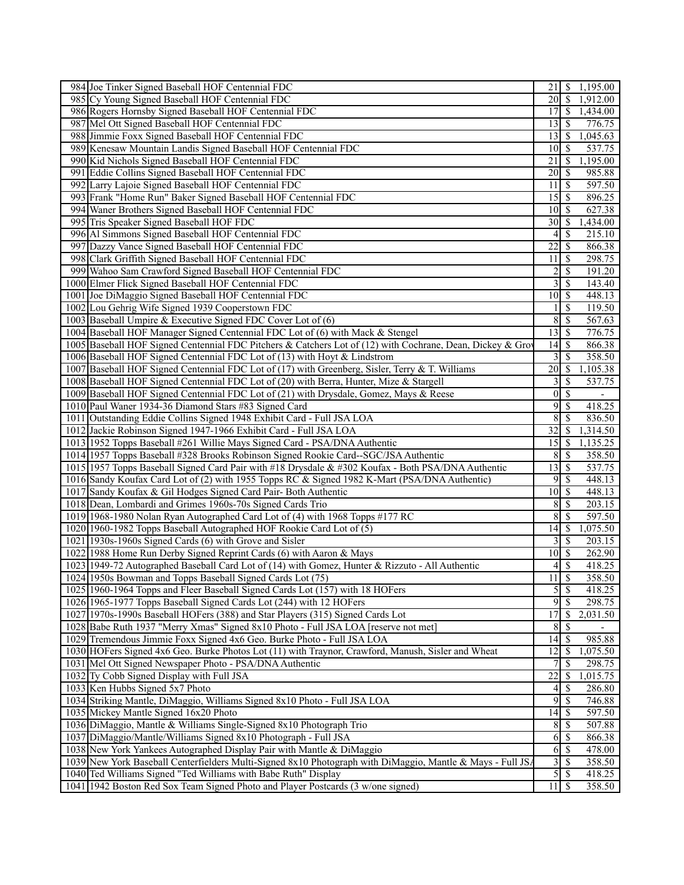| | | | | |
|---|---|---|---|---|
| 984 | Joe Tinker Signed Baseball HOF Centennial FDC | 21 | $ | 1,195.00 |
| 985 | Cy Young Signed Baseball HOF Centennial FDC | 20 | $ | 1,912.00 |
| 986 | Rogers Hornsby Signed Baseball HOF Centennial FDC | 17 | $ | 1,434.00 |
| 987 | Mel Ott Signed Baseball HOF Centennial FDC | 13 | $ | 776.75 |
| 988 | Jimmie Foxx Signed Baseball HOF Centennial FDC | 13 | $ | 1,045.63 |
| 989 | Kenesaw Mountain Landis Signed Baseball HOF Centennial FDC | 10 | $ | 537.75 |
| 990 | Kid Nichols Signed Baseball HOF Centennial FDC | 21 | $ | 1,195.00 |
| 991 | Eddie Collins Signed Baseball HOF Centennial FDC | 20 | $ | 985.88 |
| 992 | Larry Lajoie Signed Baseball HOF Centennial FDC | 11 | $ | 597.50 |
| 993 | Frank "Home Run" Baker Signed Baseball HOF Centennial FDC | 15 | $ | 896.25 |
| 994 | Waner Brothers Signed Baseball HOF Centennial FDC | 10 | $ | 627.38 |
| 995 | Tris Speaker Signed Baseball HOF FDC | 30 | $ | 1,434.00 |
| 996 | Al Simmons Signed Baseball HOF Centennial FDC | 4 | $ | 215.10 |
| 997 | Dazzy Vance Signed Baseball HOF Centennial FDC | 22 | $ | 866.38 |
| 998 | Clark Griffith Signed Baseball HOF Centennial FDC | 11 | $ | 298.75 |
| 999 | Wahoo Sam Crawford Signed Baseball HOF Centennial FDC | 2 | $ | 191.20 |
| 1000 | Elmer Flick Signed Baseball HOF Centennial FDC | 3 | $ | 143.40 |
| 1001 | Joe DiMaggio Signed Baseball HOF Centennial FDC | 10 | $ | 448.13 |
| 1002 | Lou Gehrig Wife Signed 1939 Cooperstown FDC | 1 | $ | 119.50 |
| 1003 | Baseball Umpire & Executive Signed FDC Cover Lot of (6) | 8 | $ | 567.63 |
| 1004 | Baseball HOF Manager Signed Centennial FDC Lot of (6) with Mack & Stengel | 13 | $ | 776.75 |
| 1005 | Baseball HOF Signed Centennial FDC Pitchers & Catchers Lot of (12) with Cochrane, Dean, Dickey & Grov | 14 | $ | 866.38 |
| 1006 | Baseball HOF Signed Centennial FDC Lot of (13) with Hoyt & Lindstrom | 3 | $ | 358.50 |
| 1007 | Baseball HOF Signed Centennial FDC Lot of (17) with Greenberg, Sisler, Terry & T. Williams | 20 | $ | 1,105.38 |
| 1008 | Baseball HOF Signed Centennial FDC Lot of (20) with Berra, Hunter, Mize & Stargell | 3 | $ | 537.75 |
| 1009 | Baseball HOF Signed Centennial FDC Lot of (21) with Drysdale, Gomez, Mays & Reese | 0 | $ | - |
| 1010 | Paul Waner 1934-36 Diamond Stars #83 Signed Card | 9 | $ | 418.25 |
| 1011 | Outstanding Eddie Collins Signed 1948 Exhibit Card - Full JSA LOA | 8 | $ | 836.50 |
| 1012 | Jackie Robinson Signed 1947-1966 Exhibit Card - Full JSA LOA | 32 | $ | 1,314.50 |
| 1013 | 1952 Topps Baseball #261 Willie Mays Signed Card - PSA/DNA Authentic | 15 | $ | 1,135.25 |
| 1014 | 1957 Topps Baseball #328 Brooks Robinson Signed Rookie Card--SGC/JSA Authentic | 8 | $ | 358.50 |
| 1015 | 1957 Topps Baseball Signed Card Pair with #18 Drysdale & #302 Koufax - Both PSA/DNA Authentic | 13 | $ | 537.75 |
| 1016 | Sandy Koufax Card Lot of (2) with 1955 Topps RC & Signed 1982 K-Mart (PSA/DNA Authentic) | 9 | $ | 448.13 |
| 1017 | Sandy Koufax & Gil Hodges Signed Card Pair- Both Authentic | 10 | $ | 448.13 |
| 1018 | Dean, Lombardi and Grimes 1960s-70s Signed Cards Trio | 8 | $ | 203.15 |
| 1019 | 1968-1980 Nolan Ryan Autographed Card Lot of (4) with 1968 Topps #177 RC | 8 | $ | 597.50 |
| 1020 | 1960-1982 Topps Baseball Autographed HOF Rookie Card Lot of (5) | 14 | $ | 1,075.50 |
| 1021 | 1930s-1960s Signed Cards (6) with Grove and Sisler | 3 | $ | 203.15 |
| 1022 | 1988 Home Run Derby Signed Reprint Cards (6) with Aaron & Mays | 10 | $ | 262.90 |
| 1023 | 1949-72 Autographed Baseball Card Lot of (14) with Gomez, Hunter & Rizzuto - All Authentic | 4 | $ | 418.25 |
| 1024 | 1950s Bowman and Topps Baseball Signed Cards Lot (75) | 11 | $ | 358.50 |
| 1025 | 1960-1964 Topps and Fleer Baseball Signed Cards Lot (157) with 18 HOFers | 5 | $ | 418.25 |
| 1026 | 1965-1977 Topps Baseball Signed Cards Lot (244) with 12 HOFers | 9 | $ | 298.75 |
| 1027 | 1970s-1990s Baseball HOFers (388) and Star Players (315) Signed Cards Lot | 17 | $ | 2,031.50 |
| 1028 | Babe Ruth 1937 "Merry Xmas" Signed 8x10 Photo - Full JSA LOA [reserve not met] | 8 | $ | - |
| 1029 | Tremendous Jimmie Foxx Signed 4x6 Geo. Burke Photo - Full JSA LOA | 14 | $ | 985.88 |
| 1030 | HOFers Signed 4x6 Geo. Burke Photos Lot (11) with Traynor, Crawford, Manush, Sisler and Wheat | 12 | $ | 1,075.50 |
| 1031 | Mel Ott Signed Newspaper Photo - PSA/DNA Authentic | 7 | $ | 298.75 |
| 1032 | Ty Cobb Signed Display with Full JSA | 22 | $ | 1,015.75 |
| 1033 | Ken Hubbs Signed 5x7 Photo | 4 | $ | 286.80 |
| 1034 | Striking Mantle, DiMaggio, Williams Signed 8x10 Photo - Full JSA LOA | 9 | $ | 746.88 |
| 1035 | Mickey Mantle Signed 16x20 Photo | 14 | $ | 597.50 |
| 1036 | DiMaggio, Mantle & Williams Single-Signed 8x10 Photograph Trio | 8 | $ | 507.88 |
| 1037 | DiMaggio/Mantle/Williams Signed 8x10 Photograph - Full JSA | 6 | $ | 866.38 |
| 1038 | New York Yankees Autographed Display Pair with Mantle & DiMaggio | 6 | $ | 478.00 |
| 1039 | New York Baseball Centerfielders Multi-Signed 8x10 Photograph with DiMaggio, Mantle & Mays - Full JSA | 3 | $ | 358.50 |
| 1040 | Ted Williams Signed "Ted Williams with Babe Ruth" Display | 5 | $ | 418.25 |
| 1041 | 1942 Boston Red Sox Team Signed Photo and Player Postcards (3 w/one signed) | 11 | $ | 358.50 |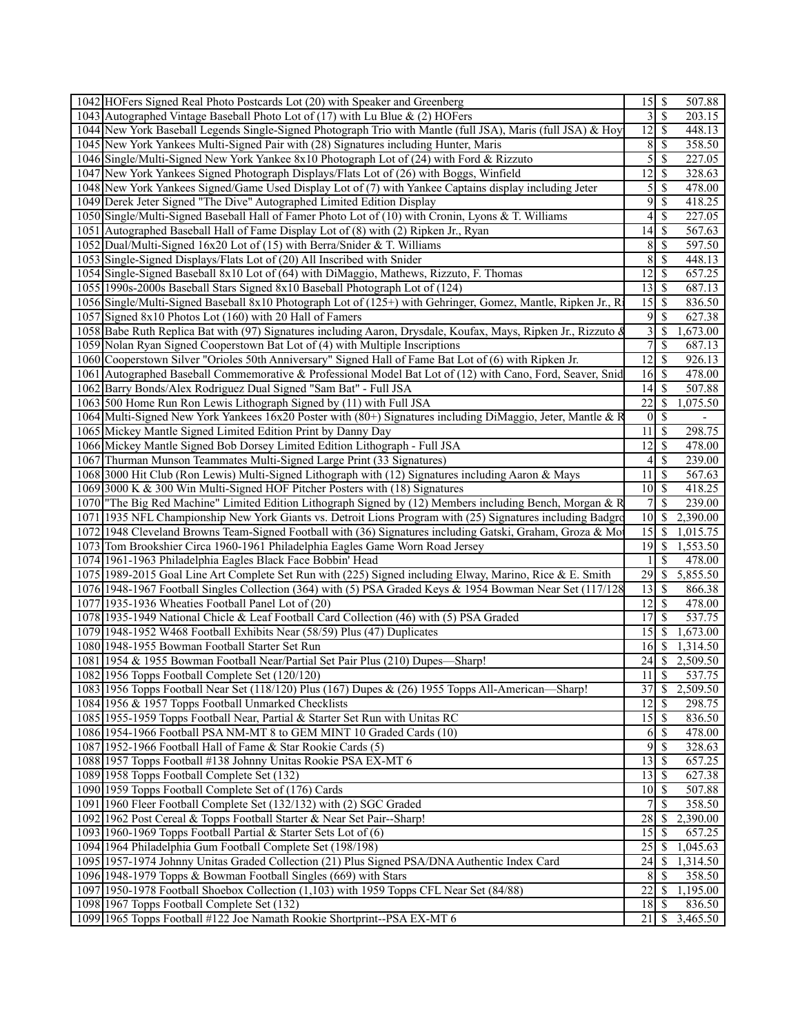| | | | | |
|---|---|---|---|---|
| 1042 | HOFers Signed Real Photo Postcards Lot (20) with Speaker and Greenberg | 15 | $ | 507.88 |
| 1043 | Autographed Vintage Baseball Photo Lot of (17) with Lu Blue & (2) HOFers | 3 | $ | 203.15 |
| 1044 | New York Baseball Legends Single-Signed Photograph Trio with Mantle (full JSA), Maris (full JSA) & Hoy | 12 | $ | 448.13 |
| 1045 | New York Yankees Multi-Signed Pair with (28) Signatures including Hunter, Maris | 8 | $ | 358.50 |
| 1046 | Single/Multi-Signed New York Yankee 8x10 Photograph Lot of (24) with Ford & Rizzuto | 5 | $ | 227.05 |
| 1047 | New York Yankees Signed Photograph Displays/Flats Lot of (26) with Boggs, Winfield | 12 | $ | 328.63 |
| 1048 | New York Yankees Signed/Game Used Display Lot of (7) with Yankee Captains display including Jeter | 5 | $ | 478.00 |
| 1049 | Derek Jeter Signed "The Dive" Autographed Limited Edition Display | 9 | $ | 418.25 |
| 1050 | Single/Multi-Signed Baseball Hall of Famer Photo Lot of (10) with Cronin, Lyons & T. Williams | 4 | $ | 227.05 |
| 1051 | Autographed Baseball Hall of Fame Display Lot of (8) with (2) Ripken Jr., Ryan | 14 | $ | 567.63 |
| 1052 | Dual/Multi-Signed 16x20 Lot of (15) with Berra/Snider & T. Williams | 8 | $ | 597.50 |
| 1053 | Single-Signed Displays/Flats Lot of (20) All Inscribed with Snider | 8 | $ | 448.13 |
| 1054 | Single-Signed Baseball 8x10 Lot of (64) with DiMaggio, Mathews, Rizzuto, F. Thomas | 12 | $ | 657.25 |
| 1055 | 1990s-2000s Baseball Stars Signed 8x10 Baseball Photograph Lot of (124) | 13 | $ | 687.13 |
| 1056 | Single/Multi-Signed Baseball 8x10 Photograph Lot of (125+) with Gehringer, Gomez, Mantle, Ripken Jr., Ri | 15 | $ | 836.50 |
| 1057 | Signed 8x10 Photos Lot (160) with 20 Hall of Famers | 9 | $ | 627.38 |
| 1058 | Babe Ruth Replica Bat with (97) Signatures including Aaron, Drysdale, Koufax, Mays, Ripken Jr., Rizzuto & | 3 | $ | 1,673.00 |
| 1059 | Nolan Ryan Signed Cooperstown Bat Lot of (4) with Multiple Inscriptions | 7 | $ | 687.13 |
| 1060 | Cooperstown Silver "Orioles 50th Anniversary" Signed Hall of Fame Bat Lot of (6) with Ripken Jr. | 12 | $ | 926.13 |
| 1061 | Autographed Baseball Commemorative & Professional Model Bat Lot of (12) with Cano, Ford, Seaver, Snid | 16 | $ | 478.00 |
| 1062 | Barry Bonds/Alex Rodriguez Dual Signed "Sam Bat" - Full JSA | 14 | $ | 507.88 |
| 1063 | 500 Home Run Ron Lewis Lithograph Signed by (11) with Full JSA | 22 | $ | 1,075.50 |
| 1064 | Multi-Signed New York Yankees 16x20 Poster with (80+) Signatures including DiMaggio, Jeter, Mantle & R | 0 | $ | - |
| 1065 | Mickey Mantle Signed Limited Edition Print by Danny Day | 11 | $ | 298.75 |
| 1066 | Mickey Mantle Signed Bob Dorsey Limited Edition Lithograph - Full JSA | 12 | $ | 478.00 |
| 1067 | Thurman Munson Teammates Multi-Signed Large Print (33 Signatures) | 4 | $ | 239.00 |
| 1068 | 3000 Hit Club (Ron Lewis) Multi-Signed Lithograph with (12) Signatures including Aaron & Mays | 11 | $ | 567.63 |
| 1069 | 3000 K & 300 Win Multi-Signed HOF Pitcher Posters with (18) Signatures | 10 | $ | 418.25 |
| 1070 | "The Big Red Machine" Limited Edition Lithograph Signed by (12) Members including Bench, Morgan & R | 7 | $ | 239.00 |
| 1071 | 1935 NFL Championship New York Giants vs. Detroit Lions Program with (25) Signatures including Badgro | 10 | $ | 2,390.00 |
| 1072 | 1948 Cleveland Browns Team-Signed Football with (36) Signatures including Gatski, Graham, Groza & Mo | 15 | $ | 1,015.75 |
| 1073 | Tom Brookshier Circa 1960-1961 Philadelphia Eagles Game Worn Road Jersey | 19 | $ | 1,553.50 |
| 1074 | 1961-1963 Philadelphia Eagles Black Face Bobbin' Head | 1 | $ | 478.00 |
| 1075 | 1989-2015 Goal Line Art Complete Set Run with (225) Signed including Elway, Marino, Rice & E. Smith | 29 | $ | 5,855.50 |
| 1076 | 1948-1967 Football Singles Collection (364) with (5) PSA Graded Keys & 1954 Bowman Near Set (117/128 | 13 | $ | 866.38 |
| 1077 | 1935-1936 Wheaties Football Panel Lot of (20) | 12 | $ | 478.00 |
| 1078 | 1935-1949 National Chicle & Leaf Football Card Collection (46) with (5) PSA Graded | 17 | $ | 537.75 |
| 1079 | 1948-1952 W468 Football Exhibits Near (58/59) Plus (47) Duplicates | 15 | $ | 1,673.00 |
| 1080 | 1948-1955 Bowman Football Starter Set Run | 16 | $ | 1,314.50 |
| 1081 | 1954 & 1955 Bowman Football Near/Partial Set Pair Plus (210) Dupes—Sharp! | 24 | $ | 2,509.50 |
| 1082 | 1956 Topps Football Complete Set (120/120) | 11 | $ | 537.75 |
| 1083 | 1956 Topps Football Near Set (118/120) Plus (167) Dupes & (26) 1955 Topps All-American—Sharp! | 37 | $ | 2,509.50 |
| 1084 | 1956 & 1957 Topps Football Unmarked Checklists | 12 | $ | 298.75 |
| 1085 | 1955-1959 Topps Football Near, Partial & Starter Set Run with Unitas RC | 15 | $ | 836.50 |
| 1086 | 1954-1966 Football PSA NM-MT 8 to GEM MINT 10 Graded Cards (10) | 6 | $ | 478.00 |
| 1087 | 1952-1966 Football Hall of Fame & Star Rookie Cards (5) | 9 | $ | 328.63 |
| 1088 | 1957 Topps Football #138 Johnny Unitas Rookie PSA EX-MT 6 | 13 | $ | 657.25 |
| 1089 | 1958 Topps Football Complete Set (132) | 13 | $ | 627.38 |
| 1090 | 1959 Topps Football Complete Set of (176) Cards | 10 | $ | 507.88 |
| 1091 | 1960 Fleer Football Complete Set (132/132) with (2) SGC Graded | 7 | $ | 358.50 |
| 1092 | 1962 Post Cereal & Topps Football Starter & Near Set Pair--Sharp! | 28 | $ | 2,390.00 |
| 1093 | 1960-1969 Topps Football Partial & Starter Sets Lot of (6) | 15 | $ | 657.25 |
| 1094 | 1964 Philadelphia Gum Football Complete Set (198/198) | 25 | $ | 1,045.63 |
| 1095 | 1957-1974 Johnny Unitas Graded Collection (21) Plus Signed PSA/DNA Authentic Index Card | 24 | $ | 1,314.50 |
| 1096 | 1948-1979 Topps & Bowman Football Singles (669) with Stars | 8 | $ | 358.50 |
| 1097 | 1950-1978 Football Shoebox Collection (1,103) with 1959 Topps CFL Near Set (84/88) | 22 | $ | 1,195.00 |
| 1098 | 1967 Topps Football Complete Set (132) | 18 | $ | 836.50 |
| 1099 | 1965 Topps Football #122 Joe Namath Rookie Shortprint--PSA EX-MT 6 | 21 | $ | 3,465.50 |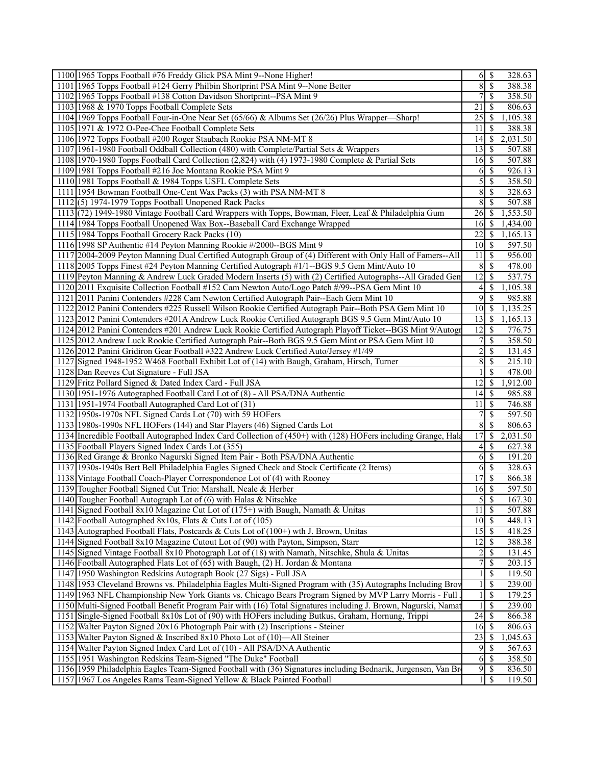| | | | | |
|---|---|---|---|---|
| 1100 | 1965 Topps Football #76 Freddy Glick PSA Mint 9--None Higher! | 6 | $ | 328.63 |
| 1101 | 1965 Topps Football #124 Gerry Philbin Shortprint PSA Mint 9--None Better | 8 | $ | 388.38 |
| 1102 | 1965 Topps Football #138 Cotton Davidson Shortprint--PSA Mint 9 | 7 | $ | 358.50 |
| 1103 | 1968 & 1970 Topps Football Complete Sets | 21 | $ | 806.63 |
| 1104 | 1969 Topps Football Four-in-One Near Set (65/66) & Albums Set (26/26) Plus Wrapper—Sharp! | 25 | $ | 1,105.38 |
| 1105 | 1971 & 1972 O-Pee-Chee Football Complete Sets | 11 | $ | 388.38 |
| 1106 | 1972 Topps Football #200 Roger Staubach Rookie PSA NM-MT 8 | 14 | $ | 2,031.50 |
| 1107 | 1961-1980 Football Oddball Collection (480) with Complete/Partial Sets & Wrappers | 13 | $ | 507.88 |
| 1108 | 1970-1980 Topps Football Card Collection (2,824) with (4) 1973-1980 Complete & Partial Sets | 16 | $ | 507.88 |
| 1109 | 1981 Topps Football #216 Joe Montana Rookie PSA Mint 9 | 6 | $ | 926.13 |
| 1110 | 1981 Topps Football & 1984 Topps USFL Complete Sets | 5 | $ | 358.50 |
| 1111 | 1954 Bowman Football One-Cent Wax Packs (3) with PSA NM-MT 8 | 8 | $ | 328.63 |
| 1112 | (5) 1974-1979 Topps Football Unopened Rack Packs | 8 | $ | 507.88 |
| 1113 | (72) 1949-1980 Vintage Football Card Wrappers with Topps, Bowman, Fleer, Leaf & Philadelphia Gum | 26 | $ | 1,553.50 |
| 1114 | 1984 Topps Football Unopened Wax Box--Baseball Card Exchange Wrapped | 16 | $ | 1,434.00 |
| 1115 | 1984 Topps Football Grocery Rack Packs (10) | 22 | $ | 1,165.13 |
| 1116 | 1998 SP Authentic #14 Peyton Manning Rookie #/2000--BGS Mint 9 | 10 | $ | 597.50 |
| 1117 | 2004-2009 Peyton Manning Dual Certified Autograph Group of (4) Different with Only Hall of Famers--All | 11 | $ | 956.00 |
| 1118 | 2005 Topps Finest #24 Peyton Manning Certified Autograph #1/1--BGS 9.5 Gem Mint/Auto 10 | 8 | $ | 478.00 |
| 1119 | Peyton Manning & Andrew Luck Graded Modern Inserts (5) with (2) Certified Autographs--All Graded Gem | 12 | $ | 537.75 |
| 1120 | 2011 Exquisite Collection Football #152 Cam Newton Auto/Logo Patch #/99--PSA Gem Mint 10 | 4 | $ | 1,105.38 |
| 1121 | 2011 Panini Contenders #228 Cam Newton Certified Autograph Pair--Each Gem Mint 10 | 9 | $ | 985.88 |
| 1122 | 2012 Panini Contenders #225 Russell Wilson Rookie Certified Autograph Pair--Both PSA Gem Mint 10 | 10 | $ | 1,135.25 |
| 1123 | 2012 Panini Contenders #201A Andrew Luck Rookie Certified Autograph BGS 9.5 Gem Mint/Auto 10 | 13 | $ | 1,165.13 |
| 1124 | 2012 Panini Contenders #201 Andrew Luck Rookie Certified Autograph Playoff Ticket--BGS Mint 9/Autogr | 12 | $ | 776.75 |
| 1125 | 2012 Andrew Luck Rookie Certified Autograph Pair--Both BGS 9.5 Gem Mint or PSA Gem Mint 10 | 7 | $ | 358.50 |
| 1126 | 2012 Panini Gridiron Gear Football #322 Andrew Luck Certified Auto/Jersey #1/49 | 2 | $ | 131.45 |
| 1127 | Signed 1948-1952 W468 Football Exhibit Lot of (14) with Baugh, Graham, Hirsch, Turner | 8 | $ | 215.10 |
| 1128 | Dan Reeves Cut Signature - Full JSA | 1 | $ | 478.00 |
| 1129 | Fritz Pollard Signed & Dated Index Card - Full JSA | 12 | $ | 1,912.00 |
| 1130 | 1951-1976 Autographed Football Card Lot of (8) - All PSA/DNA Authentic | 14 | $ | 985.88 |
| 1131 | 1951-1974 Football Autographed Card Lot of (31) | 11 | $ | 746.88 |
| 1132 | 1950s-1970s NFL Signed Cards Lot (70) with 59 HOFers | 7 | $ | 597.50 |
| 1133 | 1980s-1990s NFL HOFers (144) and Star Players (46) Signed Cards Lot | 8 | $ | 806.63 |
| 1134 | Incredible Football Autographed Index Card Collection of (450+) with (128) HOFers including Grange, Hala | 17 | $ | 2,031.50 |
| 1135 | Football Players Signed Index Cards Lot (355) | 4 | $ | 627.38 |
| 1136 | Red Grange & Bronko Nagurski Signed Item Pair - Both PSA/DNA Authentic | 6 | $ | 191.20 |
| 1137 | 1930s-1940s Bert Bell Philadelphia Eagles Signed Check and Stock Certificate (2 Items) | 6 | $ | 328.63 |
| 1138 | Vintage Football Coach-Player Correspondence Lot of (4) with Rooney | 17 | $ | 866.38 |
| 1139 | Tougher Football Signed Cut Trio: Marshall, Neale & Herber | 16 | $ | 597.50 |
| 1140 | Tougher Football Autograph Lot of (6) with Halas & Nitschke | 5 | $ | 167.30 |
| 1141 | Signed Football 8x10 Magazine Cut Lot of (175+) with Baugh, Namath & Unitas | 11 | $ | 507.88 |
| 1142 | Football Autographed 8x10s, Flats & Cuts Lot of (105) | 10 | $ | 448.13 |
| 1143 | Autographed Football Flats, Postcards & Cuts Lot of (100+) wth J. Brown, Unitas | 15 | $ | 418.25 |
| 1144 | Signed Football 8x10 Magazine Cutout Lot of (90) with Payton, Simpson, Starr | 12 | $ | 388.38 |
| 1145 | Signed Vintage Football 8x10 Photograph Lot of (18) with Namath, Nitschke, Shula & Unitas | 2 | $ | 131.45 |
| 1146 | Football Autographed Flats Lot of (65) with Baugh, (2) H. Jordan & Montana | 7 | $ | 203.15 |
| 1147 | 1950 Washington Redskins Autograph Book (27 Sigs) - Full JSA | 1 | $ | 119.50 |
| 1148 | 1953 Cleveland Browns vs. Philadelphia Eagles Multi-Signed Program with (35) Autographs Including Brow | 1 | $ | 239.00 |
| 1149 | 1963 NFL Championship New York Giants vs. Chicago Bears Program Signed by MVP Larry Morris - Full | 1 | $ | 179.25 |
| 1150 | Multi-Signed Football Benefit Program Pair with (16) Total Signatures including J. Brown, Nagurski, Namat | 1 | $ | 239.00 |
| 1151 | Single-Signed Football 8x10s Lot of (90) with HOFers including Butkus, Graham, Hornung, Trippi | 24 | $ | 866.38 |
| 1152 | Walter Payton Signed 20x16 Photograph Pair with (2) Inscriptions - Steiner | 16 | $ | 806.63 |
| 1153 | Walter Payton Signed & Inscribed 8x10 Photo Lot of (10)—All Steiner | 23 | $ | 1,045.63 |
| 1154 | Walter Payton Signed Index Card Lot of (10) - All PSA/DNA Authentic | 9 | $ | 567.63 |
| 1155 | 1951 Washington Redskins Team-Signed "The Duke" Football | 6 | $ | 358.50 |
| 1156 | 1959 Philadelphia Eagles Team-Signed Football with (36) Signatures including Bednarik, Jurgensen, Van Br | 9 | $ | 836.50 |
| 1157 | 1967 Los Angeles Rams Team-Signed Yellow & Black Painted Football | 1 | $ | 119.50 |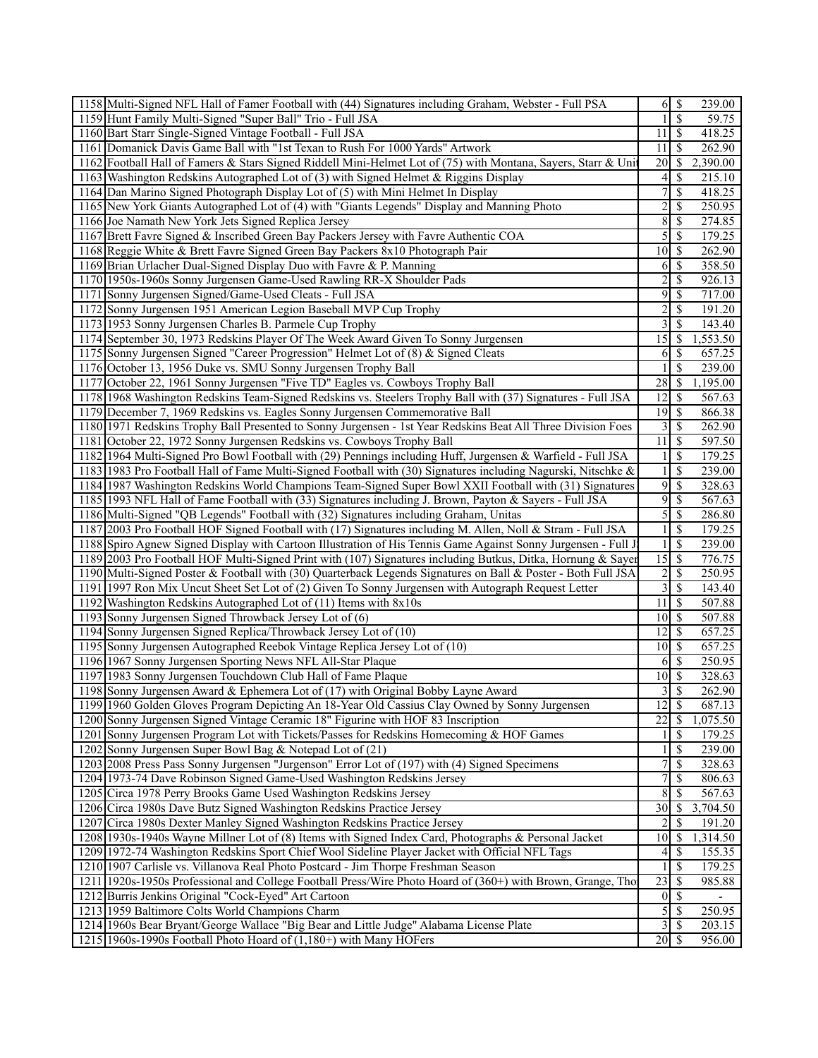| | | | | |
|---|---|---|---|---|
| 1158 | Multi-Signed NFL Hall of Famer Football with (44) Signatures including Graham, Webster - Full PSA | 6 | $ | 239.00 |
| 1159 | Hunt Family Multi-Signed "Super Ball" Trio - Full JSA | 1 | $ | 59.75 |
| 1160 | Bart Starr Single-Signed Vintage Football - Full JSA | 11 | $ | 418.25 |
| 1161 | Domanick Davis Game Ball with "1st Texan to Rush For 1000 Yards" Artwork | 11 | $ | 262.90 |
| 1162 | Football Hall of Famers & Stars Signed Riddell Mini-Helmet Lot of (75) with Montana, Sayers, Starr & Unit | 20 | $ | 2,390.00 |
| 1163 | Washington Redskins Autographed Lot of (3) with Signed Helmet & Riggins Display | 4 | $ | 215.10 |
| 1164 | Dan Marino Signed Photograph Display Lot of (5) with Mini Helmet In Display | 7 | $ | 418.25 |
| 1165 | New York Giants Autographed Lot of (4) with "Giants Legends" Display and Manning Photo | 2 | $ | 250.95 |
| 1166 | Joe Namath New York Jets Signed Replica Jersey | 8 | $ | 274.85 |
| 1167 | Brett Favre Signed & Inscribed Green Bay Packers Jersey with Favre Authentic COA | 5 | $ | 179.25 |
| 1168 | Reggie White & Brett Favre Signed Green Bay Packers 8x10 Photograph Pair | 10 | $ | 262.90 |
| 1169 | Brian Urlacher Dual-Signed Display Duo with Favre & P. Manning | 6 | $ | 358.50 |
| 1170 | 1950s-1960s Sonny Jurgensen Game-Used Rawling RR-X Shoulder Pads | 2 | $ | 926.13 |
| 1171 | Sonny Jurgensen Signed/Game-Used Cleats - Full JSA | 9 | $ | 717.00 |
| 1172 | Sonny Jurgensen 1951 American Legion Baseball MVP Cup Trophy | 2 | $ | 191.20 |
| 1173 | 1953 Sonny Jurgensen Charles B. Parmele Cup Trophy | 3 | $ | 143.40 |
| 1174 | September 30, 1973 Redskins Player Of The Week Award Given To Sonny Jurgensen | 15 | $ | 1,553.50 |
| 1175 | Sonny Jurgensen Signed "Career Progression" Helmet Lot of (8) & Signed Cleats | 6 | $ | 657.25 |
| 1176 | October 13, 1956 Duke vs. SMU Sonny Jurgensen Trophy Ball | 1 | $ | 239.00 |
| 1177 | October 22, 1961 Sonny Jurgensen "Five TD" Eagles vs. Cowboys Trophy Ball | 28 | $ | 1,195.00 |
| 1178 | 1968 Washington Redskins Team-Signed Redskins vs. Steelers Trophy Ball with (37) Signatures - Full JSA | 12 | $ | 567.63 |
| 1179 | December 7, 1969 Redskins vs. Eagles Sonny Jurgensen Commemorative Ball | 19 | $ | 866.38 |
| 1180 | 1971 Redskins Trophy Ball Presented to Sonny Jurgensen - 1st Year Redskins Beat All Three Division Foes | 3 | $ | 262.90 |
| 1181 | October 22, 1972 Sonny Jurgensen Redskins vs. Cowboys Trophy Ball | 11 | $ | 597.50 |
| 1182 | 1964 Multi-Signed Pro Bowl Football with (29) Pennings including Huff, Jurgensen & Warfield - Full JSA | 1 | $ | 179.25 |
| 1183 | 1983 Pro Football Hall of Fame Multi-Signed Football with (30) Signatures including Nagurski, Nitschke & | 1 | $ | 239.00 |
| 1184 | 1987 Washington Redskins World Champions Team-Signed Super Bowl XXII Football with (31) Signatures | 9 | $ | 328.63 |
| 1185 | 1993 NFL Hall of Fame Football with (33) Signatures including J. Brown, Payton & Sayers - Full JSA | 9 | $ | 567.63 |
| 1186 | Multi-Signed "QB Legends" Football with (32) Signatures including Graham, Unitas | 5 | $ | 286.80 |
| 1187 | 2003 Pro Football HOF Signed Football with (17) Signatures including M. Allen, Noll & Stram - Full JSA | 1 | $ | 179.25 |
| 1188 | Spiro Agnew Signed Display with Cartoon Illustration of His Tennis Game Against Sonny Jurgensen - Full J | 1 | $ | 239.00 |
| 1189 | 2003 Pro Football HOF Multi-Signed Print with (107) Signatures including Butkus, Ditka, Hornung & Sayer | 15 | $ | 776.75 |
| 1190 | Multi-Signed Poster & Football with (30) Quarterback Legends Signatures on Ball & Poster - Both Full JSA | 2 | $ | 250.95 |
| 1191 | 1997 Ron Mix Uncut Sheet Set Lot of (2) Given To Sonny Jurgensen with Autograph Request Letter | 3 | $ | 143.40 |
| 1192 | Washington Redskins Autographed Lot of (11) Items with 8x10s | 11 | $ | 507.88 |
| 1193 | Sonny Jurgensen Signed Throwback Jersey Lot of (6) | 10 | $ | 507.88 |
| 1194 | Sonny Jurgensen Signed Replica/Throwback Jersey Lot of (10) | 12 | $ | 657.25 |
| 1195 | Sonny Jurgensen Autographed Reebok Vintage Replica Jersey Lot of (10) | 10 | $ | 657.25 |
| 1196 | 1967 Sonny Jurgensen Sporting News NFL All-Star Plaque | 6 | $ | 250.95 |
| 1197 | 1983 Sonny Jurgensen Touchdown Club Hall of Fame Plaque | 10 | $ | 328.63 |
| 1198 | Sonny Jurgensen Award & Ephemera Lot of (17) with Original Bobby Layne Award | 3 | $ | 262.90 |
| 1199 | 1960 Golden Gloves Program Depicting An 18-Year Old Cassius Clay Owned by Sonny Jurgensen | 12 | $ | 687.13 |
| 1200 | Sonny Jurgensen Signed Vintage Ceramic 18" Figurine with HOF 83 Inscription | 22 | $ | 1,075.50 |
| 1201 | Sonny Jurgensen Program Lot with Tickets/Passes for Redskins Homecoming & HOF Games | 1 | $ | 179.25 |
| 1202 | Sonny Jurgensen Super Bowl Bag & Notepad Lot of (21) | 1 | $ | 239.00 |
| 1203 | 2008 Press Pass Sonny Jurgensen "Jurgenson" Error Lot of (197) with (4) Signed Specimens | 7 | $ | 328.63 |
| 1204 | 1973-74 Dave Robinson Signed Game-Used Washington Redskins Jersey | 7 | $ | 806.63 |
| 1205 | Circa 1978 Perry Brooks Game Used Washington Redskins Jersey | 8 | $ | 567.63 |
| 1206 | Circa 1980s Dave Butz Signed Washington Redskins Practice Jersey | 30 | $ | 3,704.50 |
| 1207 | Circa 1980s Dexter Manley Signed Washington Redskins Practice Jersey | 2 | $ | 191.20 |
| 1208 | 1930s-1940s Wayne Millner Lot of (8) Items with Signed Index Card, Photographs & Personal Jacket | 10 | $ | 1,314.50 |
| 1209 | 1972-74 Washington Redskins Sport Chief Wool Sideline Player Jacket with Official NFL Tags | 4 | $ | 155.35 |
| 1210 | 1907 Carlisle vs. Villanova Real Photo Postcard - Jim Thorpe Freshman Season | 1 | $ | 179.25 |
| 1211 | 1920s-1950s Professional and College Football Press/Wire Photo Hoard of (360+) with Brown, Grange, Tho | 23 | $ | 985.88 |
| 1212 | Burris Jenkins Original "Cock-Eyed" Art Cartoon | 0 | $ | - |
| 1213 | 1959 Baltimore Colts World Champions Charm | 5 | $ | 250.95 |
| 1214 | 1960s Bear Bryant/George Wallace "Big Bear and Little Judge" Alabama License Plate | 3 | $ | 203.15 |
| 1215 | 1960s-1990s Football Photo Hoard of (1,180+) with Many HOFers | 20 | $ | 956.00 |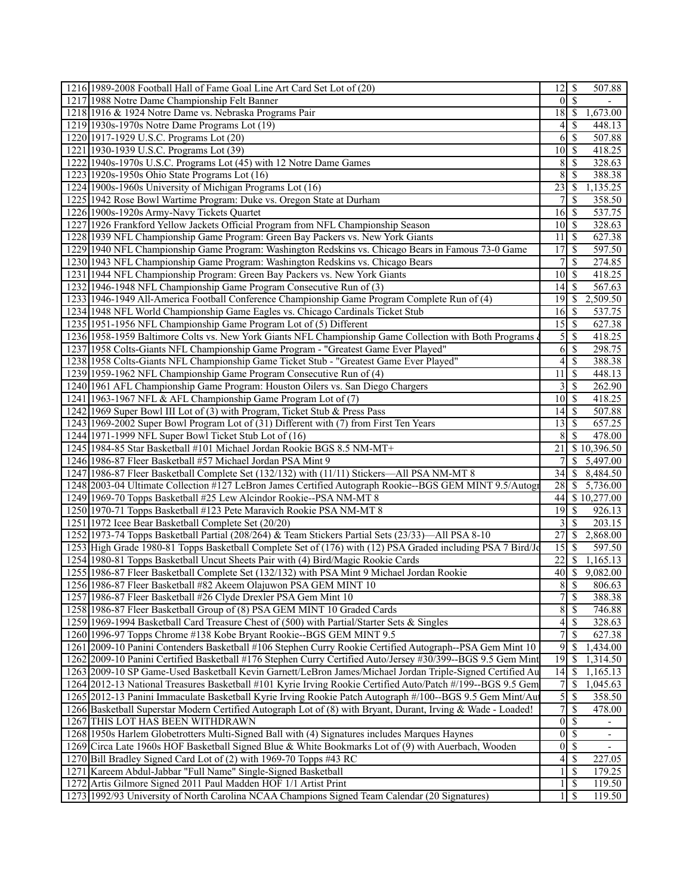| | | | |
|---|---|---|---|
| 1216 | 1989-2008 Football Hall of Fame Goal Line Art Card Set Lot of (20) | 12 | $ 507.88 |
| 1217 | 1988 Notre Dame Championship Felt Banner | 0 | $ - |
| 1218 | 1916 & 1924 Notre Dame vs. Nebraska Programs Pair | 18 | $ 1,673.00 |
| 1219 | 1930s-1970s Notre Dame Programs Lot (19) | 4 | $ 448.13 |
| 1220 | 1917-1929 U.S.C. Programs Lot (20) | 6 | $ 507.88 |
| 1221 | 1930-1939 U.S.C. Programs Lot (39) | 10 | $ 418.25 |
| 1222 | 1940s-1970s U.S.C. Programs Lot (45) with 12 Notre Dame Games | 8 | $ 328.63 |
| 1223 | 1920s-1950s Ohio State Programs Lot (16) | 8 | $ 388.38 |
| 1224 | 1900s-1960s University of Michigan Programs Lot (16) | 23 | $ 1,135.25 |
| 1225 | 1942 Rose Bowl Wartime Program: Duke vs. Oregon State at Durham | 7 | $ 358.50 |
| 1226 | 1900s-1920s Army-Navy Tickets Quartet | 16 | $ 537.75 |
| 1227 | 1926 Frankford Yellow Jackets Official Program from NFL Championship Season | 10 | $ 328.63 |
| 1228 | 1939 NFL Championship Game Program: Green Bay Packers vs. New York Giants | 11 | $ 627.38 |
| 1229 | 1940 NFL Championship Game Program: Washington Redskins vs. Chicago Bears in Famous 73-0 Game | 17 | $ 597.50 |
| 1230 | 1943 NFL Championship Game Program: Washington Redskins vs. Chicago Bears | 7 | $ 274.85 |
| 1231 | 1944 NFL Championship Program: Green Bay Packers vs. New York Giants | 10 | $ 418.25 |
| 1232 | 1946-1948 NFL Championship Game Program Consecutive Run of (3) | 14 | $ 567.63 |
| 1233 | 1946-1949 All-America Football Conference Championship Game Program Complete Run of (4) | 19 | $ 2,509.50 |
| 1234 | 1948 NFL World Championship Game Eagles vs. Chicago Cardinals Ticket Stub | 16 | $ 537.75 |
| 1235 | 1951-1956 NFL Championship Game Program Lot of (5) Different | 15 | $ 627.38 |
| 1236 | 1958-1959 Baltimore Colts vs. New York Giants NFL Championship Game Collection with Both Programs & | 5 | $ 418.25 |
| 1237 | 1958 Colts-Giants NFL Championship Game Program - "Greatest Game Ever Played" | 6 | $ 298.75 |
| 1238 | 1958 Colts-Giants NFL Championship Game Ticket Stub - "Greatest Game Ever Played" | 4 | $ 388.38 |
| 1239 | 1959-1962 NFL Championship Game Program Consecutive Run of (4) | 11 | $ 448.13 |
| 1240 | 1961 AFL Championship Game Program: Houston Oilers vs. San Diego Chargers | 3 | $ 262.90 |
| 1241 | 1963-1967 NFL & AFL Championship Game Program Lot of (7) | 10 | $ 418.25 |
| 1242 | 1969 Super Bowl III Lot of (3) with Program, Ticket Stub & Press Pass | 14 | $ 507.88 |
| 1243 | 1969-2002 Super Bowl Program Lot of (31) Different with (7) from First Ten Years | 13 | $ 657.25 |
| 1244 | 1971-1999 NFL Super Bowl Ticket Stub Lot of (16) | 8 | $ 478.00 |
| 1245 | 1984-85 Star Basketball #101 Michael Jordan Rookie BGS 8.5 NM-MT+ | 21 | $ 10,396.50 |
| 1246 | 1986-87 Fleer Basketball #57 Michael Jordan PSA Mint 9 | 7 | $ 5,497.00 |
| 1247 | 1986-87 Fleer Basketball Complete Set (132/132) with (11/11) Stickers—All PSA NM-MT 8 | 34 | $ 8,484.50 |
| 1248 | 2003-04 Ultimate Collection #127 LeBron James Certified Autograph Rookie--BGS GEM MINT 9.5/Autogr | 28 | $ 5,736.00 |
| 1249 | 1969-70 Topps Basketball #25 Lew Alcindor Rookie--PSA NM-MT 8 | 44 | $ 10,277.00 |
| 1250 | 1970-71 Topps Basketball #123 Pete Maravich Rookie PSA NM-MT 8 | 19 | $ 926.13 |
| 1251 | 1972 Icee Bear Basketball Complete Set (20/20) | 3 | $ 203.15 |
| 1252 | 1973-74 Topps Basketball Partial (208/264) & Team Stickers Partial Sets (23/33)—All PSA 8-10 | 27 | $ 2,868.00 |
| 1253 | High Grade 1980-81 Topps Basketball Complete Set of (176) with (12) PSA Graded including PSA 7 Bird/Jo | 15 | $ 597.50 |
| 1254 | 1980-81 Topps Basketball Uncut Sheets Pair with (4) Bird/Magic Rookie Cards | 22 | $ 1,165.13 |
| 1255 | 1986-87 Fleer Basketball Complete Set (132/132) with PSA Mint 9 Michael Jordan Rookie | 40 | $ 9,082.00 |
| 1256 | 1986-87 Fleer Basketball #82 Akeem Olajuwon PSA GEM MINT 10 | 8 | $ 806.63 |
| 1257 | 1986-87 Fleer Basketball #26 Clyde Drexler PSA Gem Mint 10 | 7 | $ 388.38 |
| 1258 | 1986-87 Fleer Basketball Group of (8) PSA GEM MINT 10 Graded Cards | 8 | $ 746.88 |
| 1259 | 1969-1994 Basketball Card Treasure Chest of (500) with Partial/Starter Sets & Singles | 4 | $ 328.63 |
| 1260 | 1996-97 Topps Chrome #138 Kobe Bryant Rookie--BGS GEM MINT 9.5 | 7 | $ 627.38 |
| 1261 | 2009-10 Panini Contenders Basketball #106 Stephen Curry Rookie Certified Autograph--PSA Gem Mint 10 | 9 | $ 1,434.00 |
| 1262 | 2009-10 Panini Certified Basketball #176 Stephen Curry Certified Auto/Jersey #30/399--BGS 9.5 Gem Mint | 19 | $ 1,314.50 |
| 1263 | 2009-10 SP Game-Used Basketball Kevin Garnett/LeBron James/Michael Jordan Triple-Signed Certified Au | 14 | $ 1,165.13 |
| 1264 | 2012-13 National Treasures Basketball #101 Kyrie Irving Rookie Certified Auto/Patch #/199--BGS 9.5 Gem | 7 | $ 1,045.63 |
| 1265 | 2012-13 Panini Immaculate Basketball Kyrie Irving Rookie Patch Autograph #/100--BGS 9.5 Gem Mint/Aut | 5 | $ 358.50 |
| 1266 | Basketball Superstar Modern Certified Autograph Lot of (8) with Bryant, Durant, Irving & Wade - Loaded! | 7 | $ 478.00 |
| 1267 | THIS LOT HAS BEEN WITHDRAWN | 0 | $ - |
| 1268 | 1950s Harlem Globetrotters Multi-Signed Ball with (4) Signatures includes Marques Haynes | 0 | $ - |
| 1269 | Circa Late 1960s HOF Basketball Signed Blue & White Bookmarks Lot of (9) with Auerbach, Wooden | 0 | $ - |
| 1270 | Bill Bradley Signed Card Lot of (2) with 1969-70 Topps #43 RC | 4 | $ 227.05 |
| 1271 | Kareem Abdul-Jabbar "Full Name" Single-Signed Basketball | 1 | $ 179.25 |
| 1272 | Artis Gilmore Signed 2011 Paul Madden HOF 1/1 Artist Print | 1 | $ 119.50 |
| 1273 | 1992/93 University of North Carolina NCAA Champions Signed Team Calendar (20 Signatures) | 1 | $ 119.50 |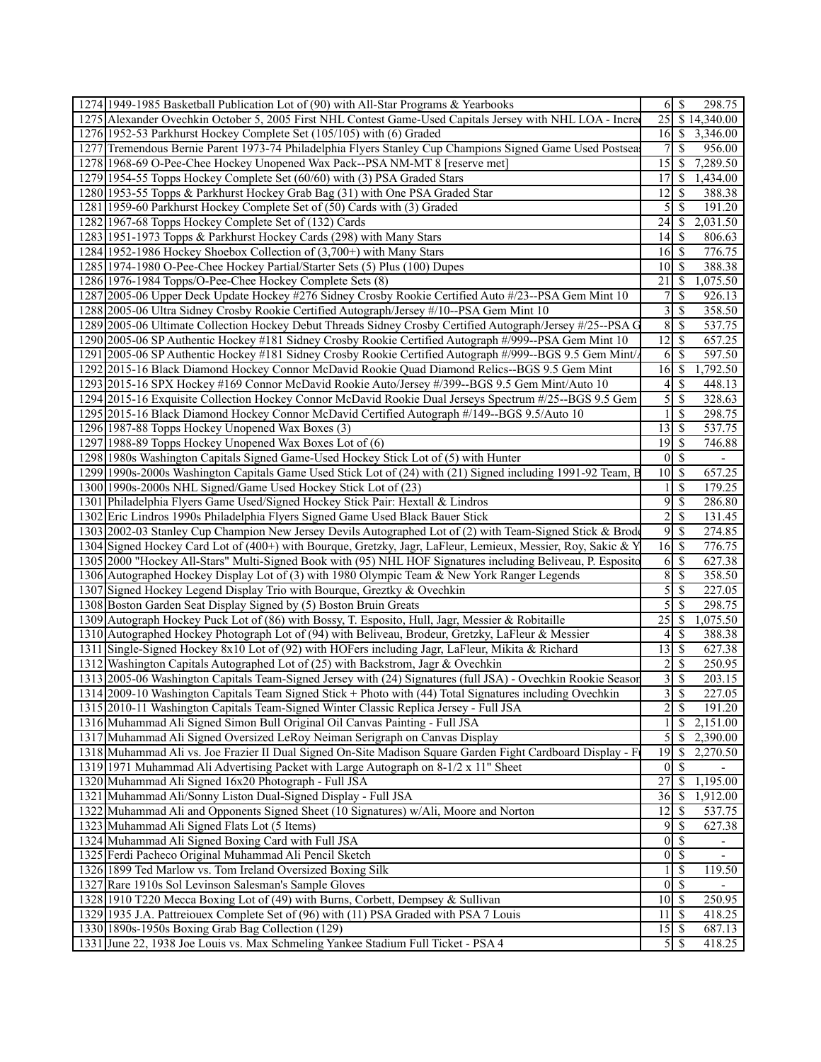| | | | |
|---|---|---|---|
| 1274 | 1949-1985 Basketball Publication Lot of (90) with All-Star Programs & Yearbooks | 6 | $ 298.75 |
| 1275 | Alexander Ovechkin October 5, 2005 First NHL Contest Game-Used Capitals Jersey with NHL LOA - Incre | 25 | $ 14,340.00 |
| 1276 | 1952-53 Parkhurst Hockey Complete Set (105/105) with (6) Graded | 16 | $ 3,346.00 |
| 1277 | Tremendous Bernie Parent 1973-74 Philadelphia Flyers Stanley Cup Champions Signed Game Used Postsea | 7 | $ 956.00 |
| 1278 | 1968-69 O-Pee-Chee Hockey Unopened Wax Pack--PSA NM-MT 8 [reserve met] | 15 | $ 7,289.50 |
| 1279 | 1954-55 Topps Hockey Complete Set (60/60) with (3) PSA Graded Stars | 17 | $ 1,434.00 |
| 1280 | 1953-55 Topps & Parkhurst Hockey Grab Bag (31) with One PSA Graded Star | 12 | $ 388.38 |
| 1281 | 1959-60 Parkhurst Hockey Complete Set of (50) Cards with (3) Graded | 5 | $ 191.20 |
| 1282 | 1967-68 Topps Hockey Complete Set of (132) Cards | 24 | $ 2,031.50 |
| 1283 | 1951-1973 Topps & Parkhurst Hockey Cards (298) with Many Stars | 14 | $ 806.63 |
| 1284 | 1952-1986 Hockey Shoebox Collection of (3,700+) with Many Stars | 16 | $ 776.75 |
| 1285 | 1974-1980 O-Pee-Chee Hockey Partial/Starter Sets (5) Plus (100) Dupes | 10 | $ 388.38 |
| 1286 | 1976-1984 Topps/O-Pee-Chee Hockey Complete Sets (8) | 21 | $ 1,075.50 |
| 1287 | 2005-06 Upper Deck Update Hockey #276 Sidney Crosby Rookie Certified Auto #/23--PSA Gem Mint 10 | 7 | $ 926.13 |
| 1288 | 2005-06 Ultra Sidney Crosby Rookie Certified Autograph/Jersey #/10--PSA Gem Mint 10 | 3 | $ 358.50 |
| 1289 | 2005-06 Ultimate Collection Hockey Debut Threads Sidney Crosby Certified Autograph/Jersey #/25--PSA G | 8 | $ 537.75 |
| 1290 | 2005-06 SP Authentic Hockey #181 Sidney Crosby Rookie Certified Autograph #/999--PSA Gem Mint 10 | 12 | $ 657.25 |
| 1291 | 2005-06 SP Authentic Hockey #181 Sidney Crosby Rookie Certified Autograph #/999--BGS 9.5 Gem Mint/ | 6 | $ 597.50 |
| 1292 | 2015-16 Black Diamond Hockey Connor McDavid Rookie Quad Diamond Relics--BGS 9.5 Gem Mint | 16 | $ 1,792.50 |
| 1293 | 2015-16 SPX Hockey #169 Connor McDavid Rookie Auto/Jersey #/399--BGS 9.5 Gem Mint/Auto 10 | 4 | $ 448.13 |
| 1294 | 2015-16 Exquisite Collection Hockey Connor McDavid Rookie Dual Jerseys Spectrum #/25--BGS 9.5 Gem | 5 | $ 328.63 |
| 1295 | 2015-16 Black Diamond Hockey Connor McDavid Certified Autograph #/149--BGS 9.5/Auto 10 | 1 | $ 298.75 |
| 1296 | 1987-88 Topps Hockey Unopened Wax Boxes (3) | 13 | $ 537.75 |
| 1297 | 1988-89 Topps Hockey Unopened Wax Boxes Lot of (6) | 19 | $ 746.88 |
| 1298 | 1980s Washington Capitals Signed Game-Used Hockey Stick Lot of (5) with Hunter | 0 | $ - |
| 1299 | 1990s-2000s Washington Capitals Game Used Stick Lot of (24) with (21) Signed including 1991-92 Team, B | 10 | $ 657.25 |
| 1300 | 1990s-2000s NHL Signed/Game Used Hockey Stick Lot of (23) | 1 | $ 179.25 |
| 1301 | Philadelphia Flyers Game Used/Signed Hockey Stick Pair: Hextall & Lindros | 9 | $ 286.80 |
| 1302 | Eric Lindros 1990s Philadelphia Flyers Signed Game Used Black Bauer Stick | 2 | $ 131.45 |
| 1303 | 2002-03 Stanley Cup Champion New Jersey Devils Autographed Lot of (2) with Team-Signed Stick & Brod | 9 | $ 274.85 |
| 1304 | Signed Hockey Card Lot of (400+) with Bourque, Gretzky, Jagr, LaFleur, Lemieux, Messier, Roy, Sakic & Y | 16 | $ 776.75 |
| 1305 | 2000 "Hockey All-Stars" Multi-Signed Book with (95) NHL HOF Signatures including Beliveau, P. Esposito | 6 | $ 627.38 |
| 1306 | Autographed Hockey Display Lot of (3) with 1980 Olympic Team & New York Ranger Legends | 8 | $ 358.50 |
| 1307 | Signed Hockey Legend Display Trio with Bourque, Greztky & Ovechkin | 5 | $ 227.05 |
| 1308 | Boston Garden Seat Display Signed by (5) Boston Bruin Greats | 5 | $ 298.75 |
| 1309 | Autograph Hockey Puck Lot of (86) with Bossy, T. Esposito, Hull, Jagr, Messier & Robitaille | 25 | $ 1,075.50 |
| 1310 | Autographed Hockey Photograph Lot of (94) with Beliveau, Brodeur, Gretzky, LaFleur & Messier | 4 | $ 388.38 |
| 1311 | Single-Signed Hockey 8x10 Lot of (92) with HOFers including Jagr, LaFleur, Mikita & Richard | 13 | $ 627.38 |
| 1312 | Washington Capitals Autographed Lot of (25) with Backstrom, Jagr & Ovechkin | 2 | $ 250.95 |
| 1313 | 2005-06 Washington Capitals Team-Signed Jersey with (24) Signatures (full JSA) - Ovechkin Rookie Seaso | 3 | $ 203.15 |
| 1314 | 2009-10 Washington Capitals Team Signed Stick + Photo with (44) Total Signatures including Ovechkin | 3 | $ 227.05 |
| 1315 | 2010-11 Washington Capitals Team-Signed Winter Classic Replica Jersey - Full JSA | 2 | $ 191.20 |
| 1316 | Muhammad Ali Signed Simon Bull Original Oil Canvas Painting - Full JSA | 1 | $ 2,151.00 |
| 1317 | Muhammad Ali Signed Oversized LeRoy Neiman Serigraph on Canvas Display | 5 | $ 2,390.00 |
| 1318 | Muhammad Ali vs. Joe Frazier II Dual Signed On-Site Madison Square Garden Fight Cardboard Display - F | 19 | $ 2,270.50 |
| 1319 | 1971 Muhammad Ali Advertising Packet with Large Autograph on 8-1/2 x 11" Sheet | 0 | $ - |
| 1320 | Muhammad Ali Signed 16x20 Photograph - Full JSA | 27 | $ 1,195.00 |
| 1321 | Muhammad Ali/Sonny Liston Dual-Signed Display - Full JSA | 36 | $ 1,912.00 |
| 1322 | Muhammad Ali and Opponents Signed Sheet (10 Signatures) w/Ali, Moore and Norton | 12 | $ 537.75 |
| 1323 | Muhammad Ali Signed Flats Lot (5 Items) | 9 | $ 627.38 |
| 1324 | Muhammad Ali Signed Boxing Card with Full JSA | 0 | $ - |
| 1325 | Ferdi Pacheco Original Muhammad Ali Pencil Sketch | 0 | $ - |
| 1326 | 1899 Ted Marlow vs. Tom Ireland Oversized Boxing Silk | 1 | $ 119.50 |
| 1327 | Rare 1910s Sol Levinson Salesman's Sample Gloves | 0 | $ - |
| 1328 | 1910 T220 Mecca Boxing Lot of (49) with Burns, Corbett, Dempsey & Sullivan | 10 | $ 250.95 |
| 1329 | 1935 J.A. Pattreiouex Complete Set of (96) with (11) PSA Graded with PSA 7 Louis | 11 | $ 418.25 |
| 1330 | 1890s-1950s Boxing Grab Bag Collection (129) | 15 | $ 687.13 |
| 1331 | June 22, 1938 Joe Louis vs. Max Schmeling Yankee Stadium Full Ticket - PSA 4 | 5 | $ 418.25 |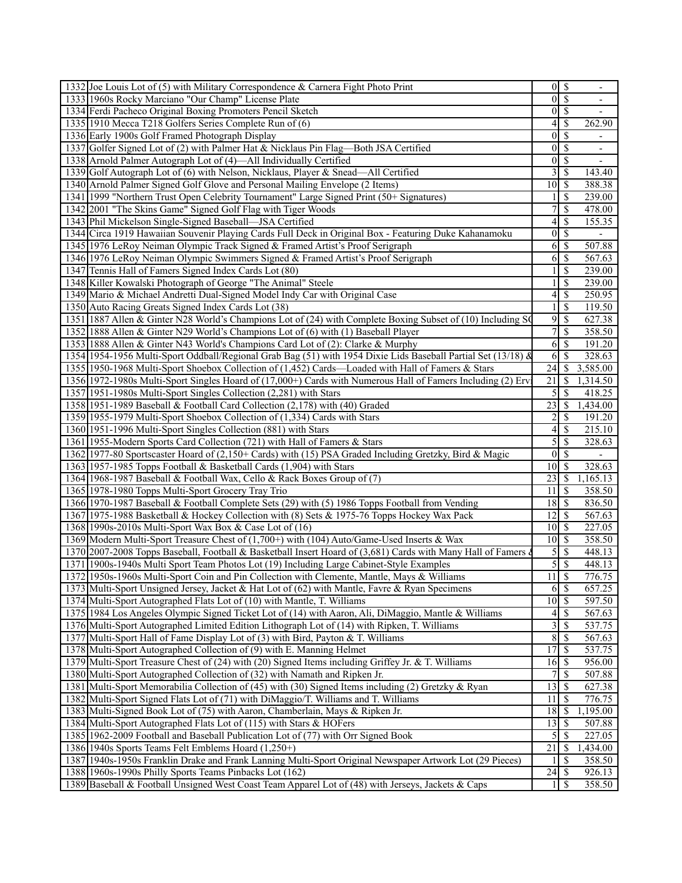| | | | | |
|---|---|---|---|---|
| 1332 | Joe Louis Lot of (5) with Military Correspondence & Carnera Fight Photo Print | 0 | $ | - |
| 1333 | 1960s Rocky Marciano "Our Champ" License Plate | 0 | $ | - |
| 1334 | Ferdi Pacheco Original Boxing Promoters Pencil Sketch | 0 | $ | - |
| 1335 | 1910 Mecca T218 Golfers Series Complete Run of (6) | 4 | $ | 262.90 |
| 1336 | Early 1900s Golf Framed Photograph Display | 0 | $ | - |
| 1337 | Golfer Signed Lot of (2) with Palmer Hat & Nicklaus Pin Flag—Both JSA Certified | 0 | $ | - |
| 1338 | Arnold Palmer Autograph Lot of (4)—All Individually Certified | 0 | $ | - |
| 1339 | Golf Autograph Lot of (6) with Nelson, Nicklaus, Player & Snead—All Certified | 3 | $ | 143.40 |
| 1340 | Arnold Palmer Signed Golf Glove and Personal Mailing Envelope (2 Items) | 10 | $ | 388.38 |
| 1341 | 1999 "Northern Trust Open Celebrity Tournament" Large Signed Print (50+ Signatures) | 1 | $ | 239.00 |
| 1342 | 2001 "The Skins Game" Signed Golf Flag with Tiger Woods | 7 | $ | 478.00 |
| 1343 | Phil Mickelson Single-Signed Baseball—JSA Certified | 4 | $ | 155.35 |
| 1344 | Circa 1919 Hawaiian Souvenir Playing Cards Full Deck in Original Box - Featuring Duke Kahanamoku | 0 | $ | - |
| 1345 | 1976 LeRoy Neiman Olympic Track Signed & Framed Artist's Proof Serigraph | 6 | $ | 507.88 |
| 1346 | 1976 LeRoy Neiman Olympic Swimmers Signed & Framed Artist's Proof Serigraph | 6 | $ | 567.63 |
| 1347 | Tennis Hall of Famers Signed Index Cards Lot (80) | 1 | $ | 239.00 |
| 1348 | Killer Kowalski Photograph of George "The Animal" Steele | 1 | $ | 239.00 |
| 1349 | Mario & Michael Andretti Dual-Signed Model Indy Car with Original Case | 4 | $ | 250.95 |
| 1350 | Auto Racing Greats Signed Index Cards Lot (38) | 1 | $ | 119.50 |
| 1351 | 1887 Allen & Ginter N28 World's Champions Lot of (24) with Complete Boxing Subset of (10) Including S( | 9 | $ | 627.38 |
| 1352 | 1888 Allen & Ginter N29 World's Champions Lot of (6) with (1) Baseball Player | 7 | $ | 358.50 |
| 1353 | 1888 Allen & Ginter N43 World's Champions Card Lot of (2): Clarke & Murphy | 6 | $ | 191.20 |
| 1354 | 1954-1956 Multi-Sport Oddball/Regional Grab Bag (51) with 1954 Dixie Lids Baseball Partial Set (13/18) & | 6 | $ | 328.63 |
| 1355 | 1950-1968 Multi-Sport Shoebox Collection of (1,452) Cards—Loaded with Hall of Famers & Stars | 24 | $ | 3,585.00 |
| 1356 | 1972-1980s Multi-Sport Singles Hoard of (17,000+) Cards with Numerous Hall of Famers Including (2) Erv | 21 | $ | 1,314.50 |
| 1357 | 1951-1980s Multi-Sport Singles Collection (2,281) with Stars | 5 | $ | 418.25 |
| 1358 | 1951-1989 Baseball & Football Card Collection (2,178) with (40) Graded | 23 | $ | 1,434.00 |
| 1359 | 1955-1979 Multi-Sport Shoebox Collection of (1,334) Cards with Stars | 2 | $ | 191.20 |
| 1360 | 1951-1996 Multi-Sport Singles Collection (881) with Stars | 4 | $ | 215.10 |
| 1361 | 1955-Modern Sports Card Collection (721) with Hall of Famers & Stars | 5 | $ | 328.63 |
| 1362 | 1977-80 Sportscaster Hoard of (2,150+ Cards) with (15) PSA Graded Including Gretzky, Bird & Magic | 0 | $ | - |
| 1363 | 1957-1985 Topps Football & Basketball Cards (1,904) with Stars | 10 | $ | 328.63 |
| 1364 | 1968-1987 Baseball & Football Wax, Cello & Rack Boxes Group of (7) | 23 | $ | 1,165.13 |
| 1365 | 1978-1980 Topps Multi-Sport Grocery Tray Trio | 11 | $ | 358.50 |
| 1366 | 1970-1987 Baseball & Football Complete Sets (29) with (5) 1986 Topps Football from Vending | 18 | $ | 836.50 |
| 1367 | 1975-1988 Basketball & Hockey Collection with (8) Sets & 1975-76 Topps Hockey Wax Pack | 12 | $ | 567.63 |
| 1368 | 1990s-2010s Multi-Sport Wax Box & Case Lot of (16) | 10 | $ | 227.05 |
| 1369 | Modern Multi-Sport Treasure Chest of (1,700+) with (104) Auto/Game-Used Inserts & Wax | 10 | $ | 358.50 |
| 1370 | 2007-2008 Topps Baseball, Football & Basketball Insert Hoard of (3,681) Cards with Many Hall of Famers & | 5 | $ | 448.13 |
| 1371 | 1900s-1940s Multi Sport Team Photos Lot (19) Including Large Cabinet-Style Examples | 5 | $ | 448.13 |
| 1372 | 1950s-1960s Multi-Sport Coin and Pin Collection with Clemente, Mantle, Mays & Williams | 11 | $ | 776.75 |
| 1373 | Multi-Sport Unsigned Jersey, Jacket & Hat Lot of (62) with Mantle, Favre & Ryan Specimens | 6 | $ | 657.25 |
| 1374 | Multi-Sport Autographed Flats Lot of (10) with Mantle, T. Williams | 10 | $ | 597.50 |
| 1375 | 1984 Los Angeles Olympic Signed Ticket Lot of (14) with Aaron, Ali, DiMaggio, Mantle & Williams | 4 | $ | 567.63 |
| 1376 | Multi-Sport Autographed Limited Edition Lithograph Lot of (14) with Ripken, T. Williams | 3 | $ | 537.75 |
| 1377 | Multi-Sport Hall of Fame Display Lot of (3) with Bird, Payton & T. Williams | 8 | $ | 567.63 |
| 1378 | Multi-Sport Autographed Collection of (9) with E. Manning Helmet | 17 | $ | 537.75 |
| 1379 | Multi-Sport Treasure Chest of (24) with (20) Signed Items including Griffey Jr. & T. Williams | 16 | $ | 956.00 |
| 1380 | Multi-Sport Autographed Collection of (32) with Namath and Ripken Jr. | 7 | $ | 507.88 |
| 1381 | Multi-Sport Memorabilia Collection of (45) with (30) Signed Items including (2) Gretzky & Ryan | 13 | $ | 627.38 |
| 1382 | Multi-Sport Signed Flats Lot of (71) with DiMaggio/T. Williams and T. Williams | 11 | $ | 776.75 |
| 1383 | Multi-Signed Book Lot of (75) with Aaron, Chamberlain, Mays & Ripken Jr. | 18 | $ | 1,195.00 |
| 1384 | Multi-Sport Autographed Flats Lot of (115) with Stars & HOFers | 13 | $ | 507.88 |
| 1385 | 1962-2009 Football and Baseball Publication Lot of (77) with Orr Signed Book | 5 | $ | 227.05 |
| 1386 | 1940s Sports Teams Felt Emblems Hoard (1,250+) | 21 | $ | 1,434.00 |
| 1387 | 1940s-1950s Franklin Drake and Frank Lanning Multi-Sport Original Newspaper Artwork Lot (29 Pieces) | 1 | $ | 358.50 |
| 1388 | 1960s-1990s Philly Sports Teams Pinbacks Lot (162) | 24 | $ | 926.13 |
| 1389 | Baseball & Football Unsigned West Coast Team Apparel Lot of (48) with Jerseys, Jackets & Caps | 1 | $ | 358.50 |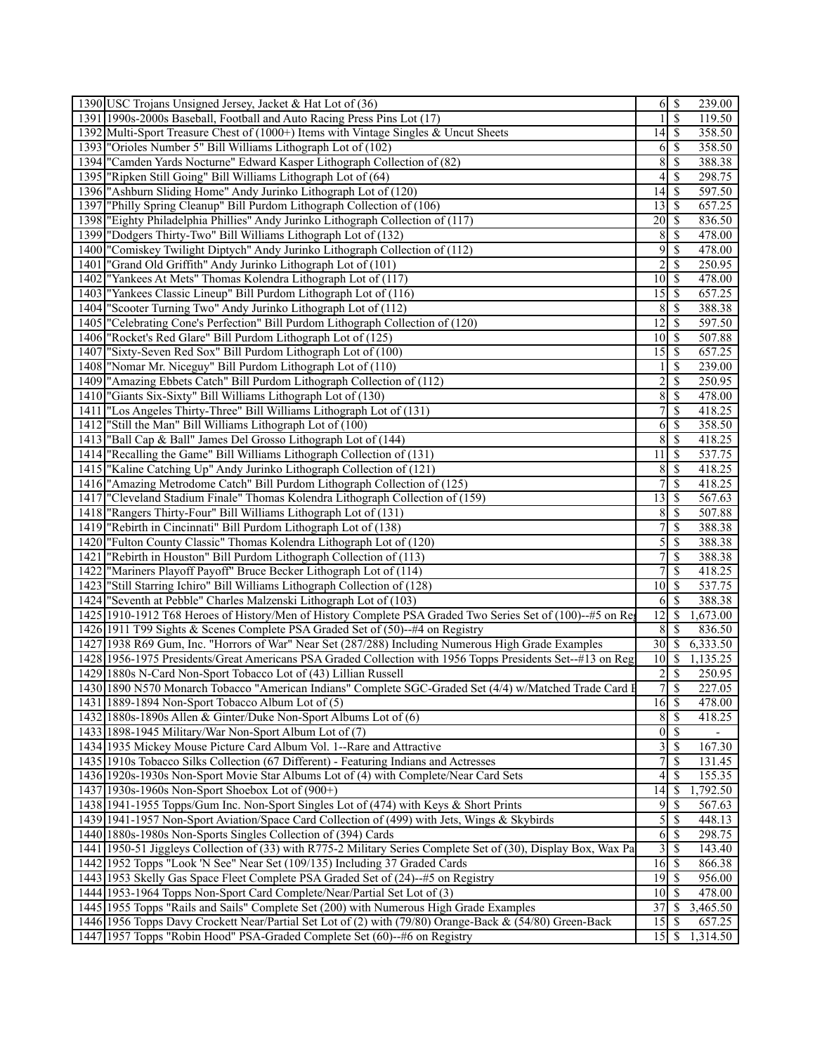| | | | | |
|---|---|---|---|---|
| 1390 | USC Trojans Unsigned Jersey, Jacket & Hat Lot of (36) | 6 | $ | 239.00 |
| 1391 | 1990s-2000s Baseball, Football and Auto Racing Press Pins Lot (17) | 1 | $ | 119.50 |
| 1392 | Multi-Sport Treasure Chest of (1000+) Items with Vintage Singles & Uncut Sheets | 14 | $ | 358.50 |
| 1393 | "Orioles Number 5" Bill Williams Lithograph Lot of (102) | 6 | $ | 358.50 |
| 1394 | "Camden Yards Nocturne" Edward Kasper Lithograph Collection of (82) | 8 | $ | 388.38 |
| 1395 | "Ripken Still Going" Bill Williams Lithograph Lot of (64) | 4 | $ | 298.75 |
| 1396 | "Ashburn Sliding Home" Andy Jurinko Lithograph Lot of (120) | 14 | $ | 597.50 |
| 1397 | "Philly Spring Cleanup" Bill Purdom Lithograph Collection of (106) | 13 | $ | 657.25 |
| 1398 | "Eighty Philadelphia Phillies" Andy Jurinko Lithograph Collection of (117) | 20 | $ | 836.50 |
| 1399 | "Dodgers Thirty-Two" Bill Williams Lithograph Lot of (132) | 8 | $ | 478.00 |
| 1400 | "Comiskey Twilight Diptych" Andy Jurinko Lithograph Collection of (112) | 9 | $ | 478.00 |
| 1401 | "Grand Old Griffith" Andy Jurinko Lithograph Lot of (101) | 2 | $ | 250.95 |
| 1402 | "Yankees At Mets" Thomas Kolendra Lithograph Lot of (117) | 10 | $ | 478.00 |
| 1403 | "Yankees Classic Lineup" Bill Purdom Lithograph Lot of (116) | 15 | $ | 657.25 |
| 1404 | "Scooter Turning Two" Andy Jurinko Lithograph Lot of (112) | 8 | $ | 388.38 |
| 1405 | "Celebrating Cone's Perfection" Bill Purdom Lithograph Collection of (120) | 12 | $ | 597.50 |
| 1406 | "Rocket's Red Glare" Bill Purdom Lithograph Lot of (125) | 10 | $ | 507.88 |
| 1407 | "Sixty-Seven Red Sox" Bill Purdom Lithograph Lot of (100) | 15 | $ | 657.25 |
| 1408 | "Nomar Mr. Niceguy" Bill Purdom Lithograph Lot of (110) | 1 | $ | 239.00 |
| 1409 | "Amazing Ebbets Catch" Bill Purdom Lithograph Collection of (112) | 2 | $ | 250.95 |
| 1410 | "Giants Six-Sixty" Bill Williams Lithograph Lot of (130) | 8 | $ | 478.00 |
| 1411 | "Los Angeles Thirty-Three" Bill Williams Lithograph Lot of (131) | 7 | $ | 418.25 |
| 1412 | "Still the Man" Bill Williams Lithograph Lot of (100) | 6 | $ | 358.50 |
| 1413 | "Ball Cap & Ball" James Del Grosso Lithograph Lot of (144) | 8 | $ | 418.25 |
| 1414 | "Recalling the Game" Bill Williams Lithograph Collection of (131) | 11 | $ | 537.75 |
| 1415 | "Kaline Catching Up" Andy Jurinko Lithograph Collection of (121) | 8 | $ | 418.25 |
| 1416 | "Amazing Metrodome Catch" Bill Purdom Lithograph Collection of (125) | 7 | $ | 418.25 |
| 1417 | "Cleveland Stadium Finale" Thomas Kolendra Lithograph Collection of (159) | 13 | $ | 567.63 |
| 1418 | "Rangers Thirty-Four" Bill Williams Lithograph Lot of (131) | 8 | $ | 507.88 |
| 1419 | "Rebirth in Cincinnati" Bill Purdom Lithograph Lot of (138) | 7 | $ | 388.38 |
| 1420 | "Fulton County Classic" Thomas Kolendra Lithograph Lot of (120) | 5 | $ | 388.38 |
| 1421 | "Rebirth in Houston" Bill Purdom Lithograph Collection of (113) | 7 | $ | 388.38 |
| 1422 | "Mariners Playoff Payoff" Bruce Becker Lithograph Lot of (114) | 7 | $ | 418.25 |
| 1423 | "Still Starring Ichiro" Bill Williams Lithograph Collection of (128) | 10 | $ | 537.75 |
| 1424 | "Seventh at Pebble" Charles Malzenski Lithograph Lot of (103) | 6 | $ | 388.38 |
| 1425 | 1910-1912 T68 Heroes of History/Men of History Complete PSA Graded Two Series Set of (100)--#5 on Reg | 12 | $ | 1,673.00 |
| 1426 | 1911 T99 Sights & Scenes Complete PSA Graded Set of (50)--#4 on Registry | 8 | $ | 836.50 |
| 1427 | 1938 R69 Gum, Inc. "Horrors of War" Near Set (287/288) Including Numerous High Grade Examples | 30 | $ | 6,333.50 |
| 1428 | 1956-1975 Presidents/Great Americans PSA Graded Collection with 1956 Topps Presidents Set--#13 on Reg | 10 | $ | 1,135.25 |
| 1429 | 1880s N-Card Non-Sport Tobacco Lot of (43) Lillian Russell | 2 | $ | 250.95 |
| 1430 | 1890 N570 Monarch Tobacco "American Indians" Complete SGC-Graded Set (4/4) w/Matched Trade Card I | 7 | $ | 227.05 |
| 1431 | 1889-1894 Non-Sport Tobacco Album Lot of (5) | 16 | $ | 478.00 |
| 1432 | 1880s-1890s Allen & Ginter/Duke Non-Sport Albums Lot of (6) | 8 | $ | 418.25 |
| 1433 | 1898-1945 Military/War Non-Sport Album Lot of (7) | 0 | $ | - |
| 1434 | 1935 Mickey Mouse Picture Card Album Vol. 1--Rare and Attractive | 3 | $ | 167.30 |
| 1435 | 1910s Tobacco Silks Collection (67 Different) - Featuring Indians and Actresses | 7 | $ | 131.45 |
| 1436 | 1920s-1930s Non-Sport Movie Star Albums Lot of (4) with Complete/Near Card Sets | 4 | $ | 155.35 |
| 1437 | 1930s-1960s Non-Sport Shoebox Lot of (900+) | 14 | $ | 1,792.50 |
| 1438 | 1941-1955 Topps/Gum Inc. Non-Sport Singles Lot of (474) with Keys & Short Prints | 9 | $ | 567.63 |
| 1439 | 1941-1957 Non-Sport Aviation/Space Card Collection of (499) with Jets, Wings & Skybirds | 5 | $ | 448.13 |
| 1440 | 1880s-1980s Non-Sports Singles Collection of (394) Cards | 6 | $ | 298.75 |
| 1441 | 1950-51 Jiggleys Collection of (33) with R775-2 Military Series Complete Set of (30), Display Box, Wax Pa | 3 | $ | 143.40 |
| 1442 | 1952 Topps "Look 'N See" Near Set (109/135) Including 37 Graded Cards | 16 | $ | 866.38 |
| 1443 | 1953 Skelly Gas Space Fleet Complete PSA Graded Set of (24)--#5 on Registry | 19 | $ | 956.00 |
| 1444 | 1953-1964 Topps Non-Sport Card Complete/Near/Partial Set Lot of (3) | 10 | $ | 478.00 |
| 1445 | 1955 Topps "Rails and Sails" Complete Set (200) with Numerous High Grade Examples | 37 | $ | 3,465.50 |
| 1446 | 1956 Topps Davy Crockett Near/Partial Set Lot of (2) with (79/80) Orange-Back & (54/80) Green-Back | 15 | $ | 657.25 |
| 1447 | 1957 Topps "Robin Hood" PSA-Graded Complete Set (60)--#6 on Registry | 15 | $ | 1,314.50 |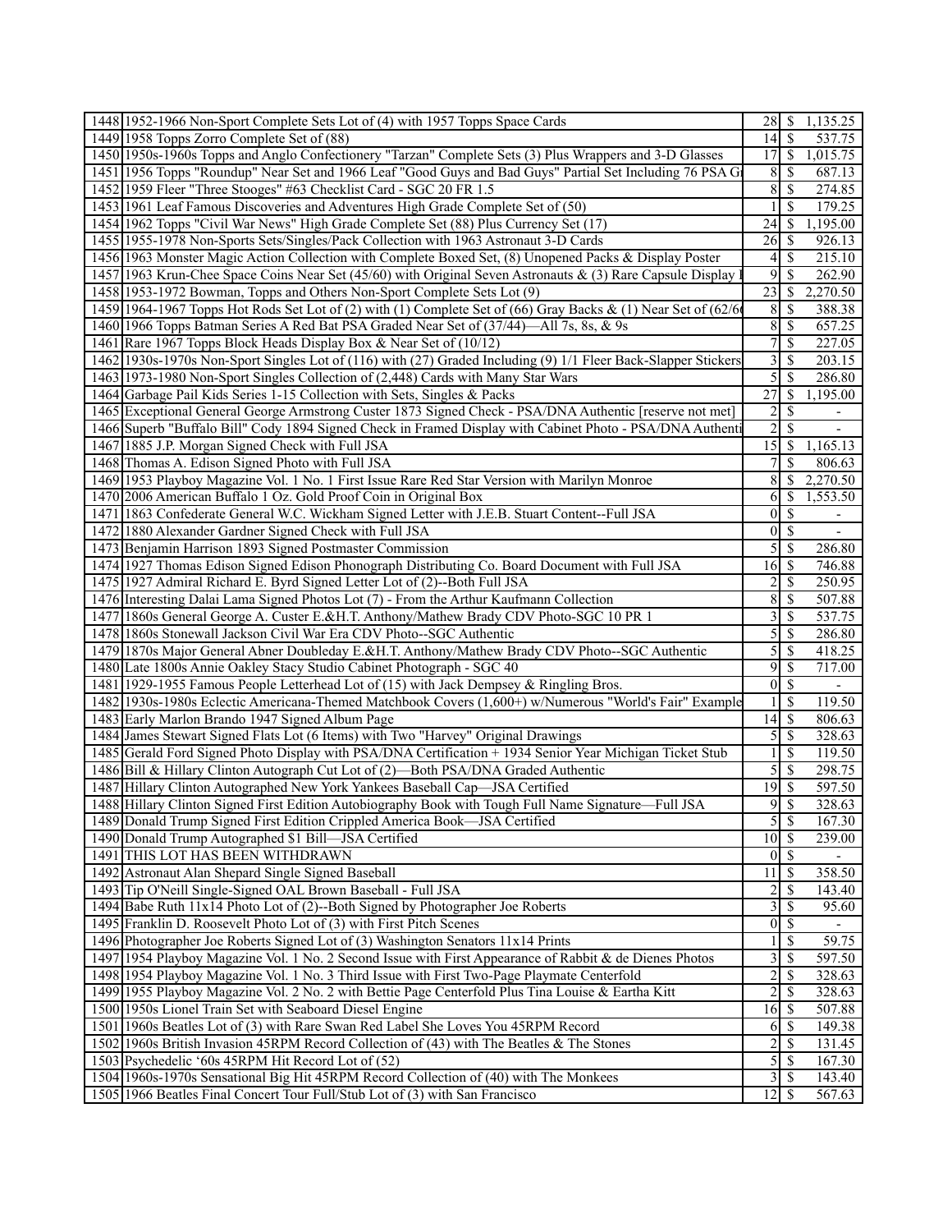| | | | | |
|---|---|---|---|---|
| 1448 | 1952-1966 Non-Sport Complete Sets Lot of (4) with 1957 Topps Space Cards | 28 | $ | 1,135.25 |
| 1449 | 1958 Topps Zorro Complete Set of (88) | 14 | $ | 537.75 |
| 1450 | 1950s-1960s Topps and Anglo Confectionery "Tarzan" Complete Sets (3) Plus Wrappers and 3-D Glasses | 17 | $ | 1,015.75 |
| 1451 | 1956 Topps "Roundup" Near Set and 1966 Leaf "Good Guys and Bad Guys" Partial Set Including 76 PSA G | 8 | $ | 687.13 |
| 1452 | 1959 Fleer "Three Stooges" #63 Checklist Card - SGC 20 FR 1.5 | 8 | $ | 274.85 |
| 1453 | 1961 Leaf Famous Discoveries and Adventures High Grade Complete Set of (50) | 1 | $ | 179.25 |
| 1454 | 1962 Topps "Civil War News" High Grade Complete Set (88) Plus Currency Set (17) | 24 | $ | 1,195.00 |
| 1455 | 1955-1978 Non-Sports Sets/Singles/Pack Collection with 1963 Astronaut 3-D Cards | 26 | $ | 926.13 |
| 1456 | 1963 Monster Magic Action Collection with Complete Boxed Set, (8) Unopened Packs & Display Poster | 4 | $ | 215.10 |
| 1457 | 1963 Krun-Chee Space Coins Near Set (45/60) with Original Seven Astronauts & (3) Rare Capsule Display | 9 | $ | 262.90 |
| 1458 | 1953-1972 Bowman, Topps and Others Non-Sport Complete Sets Lot (9) | 23 | $ | 2,270.50 |
| 1459 | 1964-1967 Topps Hot Rods Set Lot of (2) with (1) Complete Set of (66) Gray Backs & (1) Near Set of (62/6 | 8 | $ | 388.38 |
| 1460 | 1966 Topps Batman Series A Red Bat PSA Graded Near Set of (37/44)—All 7s, 8s, & 9s | 8 | $ | 657.25 |
| 1461 | Rare 1967 Topps Block Heads Display Box & Near Set of (10/12) | 7 | $ | 227.05 |
| 1462 | 1930s-1970s Non-Sport Singles Lot of (116) with (27) Graded Including (9) 1/1 Fleer Back-Slapper Stickers | 3 | $ | 203.15 |
| 1463 | 1973-1980 Non-Sport Singles Collection of (2,448) Cards with Many Star Wars | 5 | $ | 286.80 |
| 1464 | Garbage Pail Kids Series 1-15 Collection with Sets, Singles & Packs | 27 | $ | 1,195.00 |
| 1465 | Exceptional General George Armstrong Custer 1873 Signed Check - PSA/DNA Authentic [reserve not met] | 2 | $ | - |
| 1466 | Superb "Buffalo Bill" Cody 1894 Signed Check in Framed Display with Cabinet Photo - PSA/DNA Authenti | 2 | $ | - |
| 1467 | 1885 J.P. Morgan Signed Check with Full JSA | 15 | $ | 1,165.13 |
| 1468 | Thomas A. Edison Signed Photo with Full JSA | 7 | $ | 806.63 |
| 1469 | 1953 Playboy Magazine Vol. 1 No. 1 First Issue Rare Red Star Version with Marilyn Monroe | 8 | $ | 2,270.50 |
| 1470 | 2006 American Buffalo 1 Oz. Gold Proof Coin in Original Box | 6 | $ | 1,553.50 |
| 1471 | 1863 Confederate General W.C. Wickham Signed Letter with J.E.B. Stuart Content--Full JSA | 0 | $ | - |
| 1472 | 1880 Alexander Gardner Signed Check with Full JSA | 0 | $ | - |
| 1473 | Benjamin Harrison 1893 Signed Postmaster Commission | 5 | $ | 286.80 |
| 1474 | 1927 Thomas Edison Signed Edison Phonograph Distributing Co. Board Document with Full JSA | 16 | $ | 746.88 |
| 1475 | 1927 Admiral Richard E. Byrd Signed Letter Lot of (2)--Both Full JSA | 2 | $ | 250.95 |
| 1476 | Interesting Dalai Lama Signed Photos Lot (7) - From the Arthur Kaufmann Collection | 8 | $ | 507.88 |
| 1477 | 1860s General George A. Custer E.&H.T. Anthony/Mathew Brady CDV Photo-SGC 10 PR 1 | 3 | $ | 537.75 |
| 1478 | 1860s Stonewall Jackson Civil War Era CDV Photo--SGC Authentic | 5 | $ | 286.80 |
| 1479 | 1870s Major General Abner Doubleday E.&H.T. Anthony/Mathew Brady CDV Photo--SGC Authentic | 5 | $ | 418.25 |
| 1480 | Late 1800s Annie Oakley Stacy Studio Cabinet Photograph - SGC 40 | 9 | $ | 717.00 |
| 1481 | 1929-1955 Famous People Letterhead Lot of (15) with Jack Dempsey & Ringling Bros. | 0 | $ | - |
| 1482 | 1930s-1980s Eclectic Americana-Themed Matchbook Covers (1,600+) w/Numerous "World's Fair" Example | 1 | $ | 119.50 |
| 1483 | Early Marlon Brando 1947 Signed Album Page | 14 | $ | 806.63 |
| 1484 | James Stewart Signed Flats Lot (6 Items) with Two "Harvey" Original Drawings | 5 | $ | 328.63 |
| 1485 | Gerald Ford Signed Photo Display with PSA/DNA Certification + 1934 Senior Year Michigan Ticket Stub | 1 | $ | 119.50 |
| 1486 | Bill & Hillary Clinton Autograph Cut Lot of (2)—Both PSA/DNA Graded Authentic | 5 | $ | 298.75 |
| 1487 | Hillary Clinton Autographed New York Yankees Baseball Cap—JSA Certified | 19 | $ | 597.50 |
| 1488 | Hillary Clinton Signed First Edition Autobiography Book with Tough Full Name Signature—Full JSA | 9 | $ | 328.63 |
| 1489 | Donald Trump Signed First Edition Crippled America Book—JSA Certified | 5 | $ | 167.30 |
| 1490 | Donald Trump Autographed $1 Bill—JSA Certified | 10 | $ | 239.00 |
| 1491 | THIS LOT HAS BEEN WITHDRAWN | 0 | $ | - |
| 1492 | Astronaut Alan Shepard Single Signed Baseball | 11 | $ | 358.50 |
| 1493 | Tip O'Neill Single-Signed OAL Brown Baseball - Full JSA | 2 | $ | 143.40 |
| 1494 | Babe Ruth 11x14 Photo Lot of (2)--Both Signed by Photographer Joe Roberts | 3 | $ | 95.60 |
| 1495 | Franklin D. Roosevelt Photo Lot of (3) with First Pitch Scenes | 0 | $ | - |
| 1496 | Photographer Joe Roberts Signed Lot of (3) Washington Senators 11x14 Prints | 1 | $ | 59.75 |
| 1497 | 1954 Playboy Magazine Vol. 1 No. 2 Second Issue with First Appearance of Rabbit & de Dienes Photos | 3 | $ | 597.50 |
| 1498 | 1954 Playboy Magazine Vol. 1 No. 3 Third Issue with First Two-Page Playmate Centerfold | 2 | $ | 328.63 |
| 1499 | 1955 Playboy Magazine Vol. 2 No. 2 with Bettie Page Centerfold Plus Tina Louise & Eartha Kitt | 2 | $ | 328.63 |
| 1500 | 1950s Lionel Train Set with Seaboard Diesel Engine | 16 | $ | 507.88 |
| 1501 | 1960s Beatles Lot of (3) with Rare Swan Red Label She Loves You 45RPM Record | 6 | $ | 149.38 |
| 1502 | 1960s British Invasion 45RPM Record Collection of (43) with The Beatles & The Stones | 2 | $ | 131.45 |
| 1503 | Psychedelic '60s 45RPM Hit Record Lot of (52) | 5 | $ | 167.30 |
| 1504 | 1960s-1970s Sensational Big Hit 45RPM Record Collection of (40) with The Monkees | 3 | $ | 143.40 |
| 1505 | 1966 Beatles Final Concert Tour Full/Stub Lot of (3) with San Francisco | 12 | $ | 567.63 |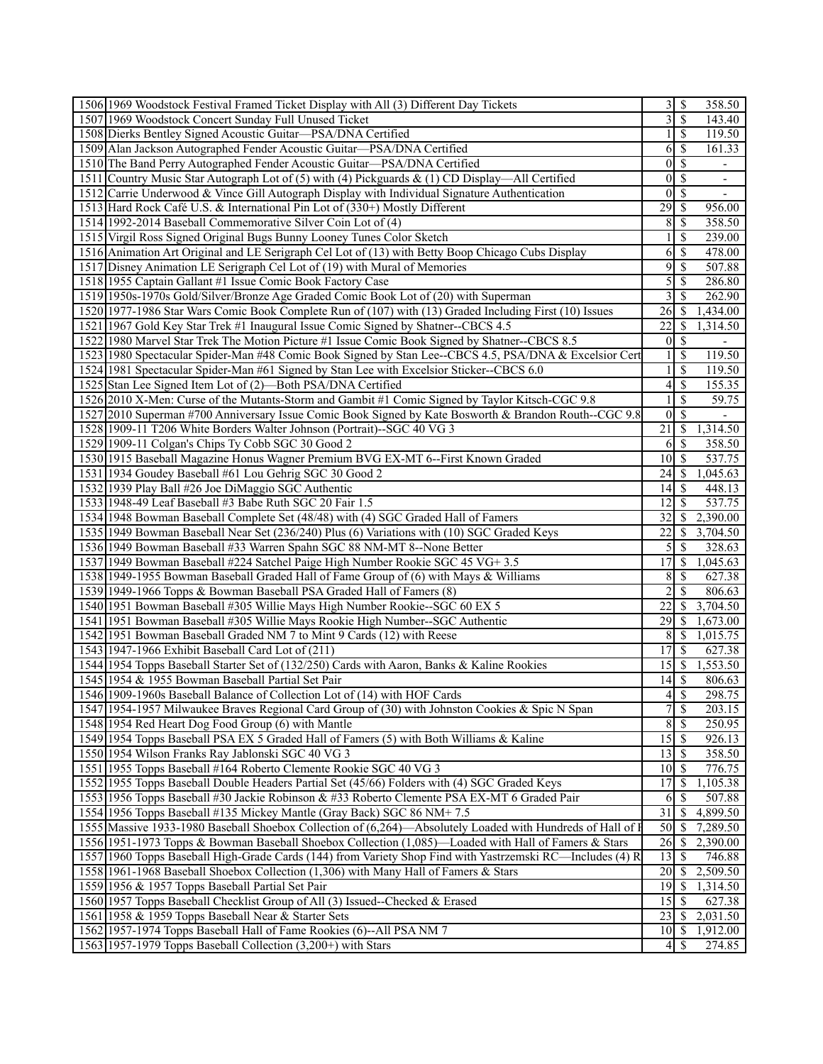| | | | | |
|---|---|---|---|---|
| 1506 | 1969 Woodstock Festival Framed Ticket Display with All (3) Different Day Tickets | 3 | $ | 358.50 |
| 1507 | 1969 Woodstock Concert Sunday Full Unused Ticket | 3 | $ | 143.40 |
| 1508 | Dierks Bentley Signed Acoustic Guitar—PSA/DNA Certified | 1 | $ | 119.50 |
| 1509 | Alan Jackson Autographed Fender Acoustic Guitar—PSA/DNA Certified | 6 | $ | 161.33 |
| 1510 | The Band Perry Autographed Fender Acoustic Guitar—PSA/DNA Certified | 0 | $ | - |
| 1511 | Country Music Star Autograph Lot of (5) with (4) Pickguards & (1) CD Display—All Certified | 0 | $ | - |
| 1512 | Carrie Underwood & Vince Gill Autograph Display with Individual Signature Authentication | 0 | $ | - |
| 1513 | Hard Rock Café U.S. & International Pin Lot of (330+) Mostly Different | 29 | $ | 956.00 |
| 1514 | 1992-2014 Baseball Commemorative Silver Coin Lot of (4) | 8 | $ | 358.50 |
| 1515 | Virgil Ross Signed Original Bugs Bunny Looney Tunes Color Sketch | 1 | $ | 239.00 |
| 1516 | Animation Art Original and LE Serigraph Cel Lot of (13) with Betty Boop Chicago Cubs Display | 6 | $ | 478.00 |
| 1517 | Disney Animation LE Serigraph Cel Lot of (19) with Mural of Memories | 9 | $ | 507.88 |
| 1518 | 1955 Captain Gallant #1 Issue Comic Book Factory Case | 5 | $ | 286.80 |
| 1519 | 1950s-1970s Gold/Silver/Bronze Age Graded Comic Book Lot of (20) with Superman | 3 | $ | 262.90 |
| 1520 | 1977-1986 Star Wars Comic Book Complete Run of (107) with (13) Graded Including First (10) Issues | 26 | $ | 1,434.00 |
| 1521 | 1967 Gold Key Star Trek #1 Inaugural Issue Comic Signed by Shatner--CBCS 4.5 | 22 | $ | 1,314.50 |
| 1522 | 1980 Marvel Star Trek The Motion Picture #1 Issue Comic Book Signed by Shatner--CBCS 8.5 | 0 | $ | - |
| 1523 | 1980 Spectacular Spider-Man #48 Comic Book Signed by Stan Lee--CBCS 4.5, PSA/DNA & Excelsior Cert | 1 | $ | 119.50 |
| 1524 | 1981 Spectacular Spider-Man #61 Signed by Stan Lee with Excelsior Sticker--CBCS 6.0 | 1 | $ | 119.50 |
| 1525 | Stan Lee Signed Item Lot of (2)—Both PSA/DNA Certified | 4 | $ | 155.35 |
| 1526 | 2010 X-Men: Curse of the Mutants-Storm and Gambit #1 Comic Signed by Taylor Kitsch-CGC 9.8 | 1 | $ | 59.75 |
| 1527 | 2010 Superman #700 Anniversary Issue Comic Book Signed by Kate Bosworth & Brandon Routh--CGC 9.8 | 0 | $ | - |
| 1528 | 1909-11 T206 White Borders Walter Johnson (Portrait)--SGC 40 VG 3 | 21 | $ | 1,314.50 |
| 1529 | 1909-11 Colgan's Chips Ty Cobb SGC 30 Good 2 | 6 | $ | 358.50 |
| 1530 | 1915 Baseball Magazine Honus Wagner Premium BVG EX-MT 6--First Known Graded | 10 | $ | 537.75 |
| 1531 | 1934 Goudey Baseball #61 Lou Gehrig SGC 30 Good 2 | 24 | $ | 1,045.63 |
| 1532 | 1939 Play Ball #26 Joe DiMaggio SGC Authentic | 14 | $ | 448.13 |
| 1533 | 1948-49 Leaf Baseball #3 Babe Ruth SGC 20 Fair 1.5 | 12 | $ | 537.75 |
| 1534 | 1948 Bowman Baseball Complete Set (48/48) with (4) SGC Graded Hall of Famers | 32 | $ | 2,390.00 |
| 1535 | 1949 Bowman Baseball Near Set (236/240) Plus (6) Variations with (10) SGC Graded Keys | 22 | $ | 3,704.50 |
| 1536 | 1949 Bowman Baseball #33 Warren Spahn SGC 88 NM-MT 8--None Better | 5 | $ | 328.63 |
| 1537 | 1949 Bowman Baseball #224 Satchel Paige High Number Rookie SGC 45 VG+ 3.5 | 17 | $ | 1,045.63 |
| 1538 | 1949-1955 Bowman Baseball Graded Hall of Fame Group of (6) with Mays & Williams | 8 | $ | 627.38 |
| 1539 | 1949-1966 Topps & Bowman Baseball PSA Graded Hall of Famers (8) | 2 | $ | 806.63 |
| 1540 | 1951 Bowman Baseball #305 Willie Mays High Number Rookie--SGC 60 EX 5 | 22 | $ | 3,704.50 |
| 1541 | 1951 Bowman Baseball #305 Willie Mays Rookie High Number--SGC Authentic | 29 | $ | 1,673.00 |
| 1542 | 1951 Bowman Baseball Graded NM 7 to Mint 9 Cards (12) with Reese | 8 | $ | 1,015.75 |
| 1543 | 1947-1966 Exhibit Baseball Card Lot of (211) | 17 | $ | 627.38 |
| 1544 | 1954 Topps Baseball Starter Set of (132/250) Cards with Aaron, Banks & Kaline Rookies | 15 | $ | 1,553.50 |
| 1545 | 1954 & 1955 Bowman Baseball Partial Set Pair | 14 | $ | 806.63 |
| 1546 | 1909-1960s Baseball Balance of Collection Lot of (14) with HOF Cards | 4 | $ | 298.75 |
| 1547 | 1954-1957 Milwaukee Braves Regional Card Group of (30) with Johnston Cookies & Spic N Span | 7 | $ | 203.15 |
| 1548 | 1954 Red Heart Dog Food Group (6) with Mantle | 8 | $ | 250.95 |
| 1549 | 1954 Topps Baseball PSA EX 5 Graded Hall of Famers (5) with Both Williams & Kaline | 15 | $ | 926.13 |
| 1550 | 1954 Wilson Franks Ray Jablonski SGC 40 VG 3 | 13 | $ | 358.50 |
| 1551 | 1955 Topps Baseball #164 Roberto Clemente Rookie SGC 40 VG 3 | 10 | $ | 776.75 |
| 1552 | 1955 Topps Baseball Double Headers Partial Set (45/66) Folders with (4) SGC Graded Keys | 17 | $ | 1,105.38 |
| 1553 | 1956 Topps Baseball #30 Jackie Robinson & #33 Roberto Clemente PSA EX-MT 6 Graded Pair | 6 | $ | 507.88 |
| 1554 | 1956 Topps Baseball #135 Mickey Mantle (Gray Back) SGC 86 NM+ 7.5 | 31 | $ | 4,899.50 |
| 1555 | Massive 1933-1980 Baseball Shoebox Collection of (6,264)—Absolutely Loaded with Hundreds of Hall of F | 50 | $ | 7,289.50 |
| 1556 | 1951-1973 Topps & Bowman Baseball Shoebox Collection (1,085)—Loaded with Hall of Famers & Stars | 26 | $ | 2,390.00 |
| 1557 | 1960 Topps Baseball High-Grade Cards (144) from Variety Shop Find with Yastrzemski RC—Includes (4) R | 13 | $ | 746.88 |
| 1558 | 1961-1968 Baseball Shoebox Collection (1,306) with Many Hall of Famers & Stars | 20 | $ | 2,509.50 |
| 1559 | 1956 & 1957 Topps Baseball Partial Set Pair | 19 | $ | 1,314.50 |
| 1560 | 1957 Topps Baseball Checklist Group of All (3) Issued--Checked & Erased | 15 | $ | 627.38 |
| 1561 | 1958 & 1959 Topps Baseball Near & Starter Sets | 23 | $ | 2,031.50 |
| 1562 | 1957-1974 Topps Baseball Hall of Fame Rookies (6)--All PSA NM 7 | 10 | $ | 1,912.00 |
| 1563 | 1957-1979 Topps Baseball Collection (3,200+) with Stars | 4 | $ | 274.85 |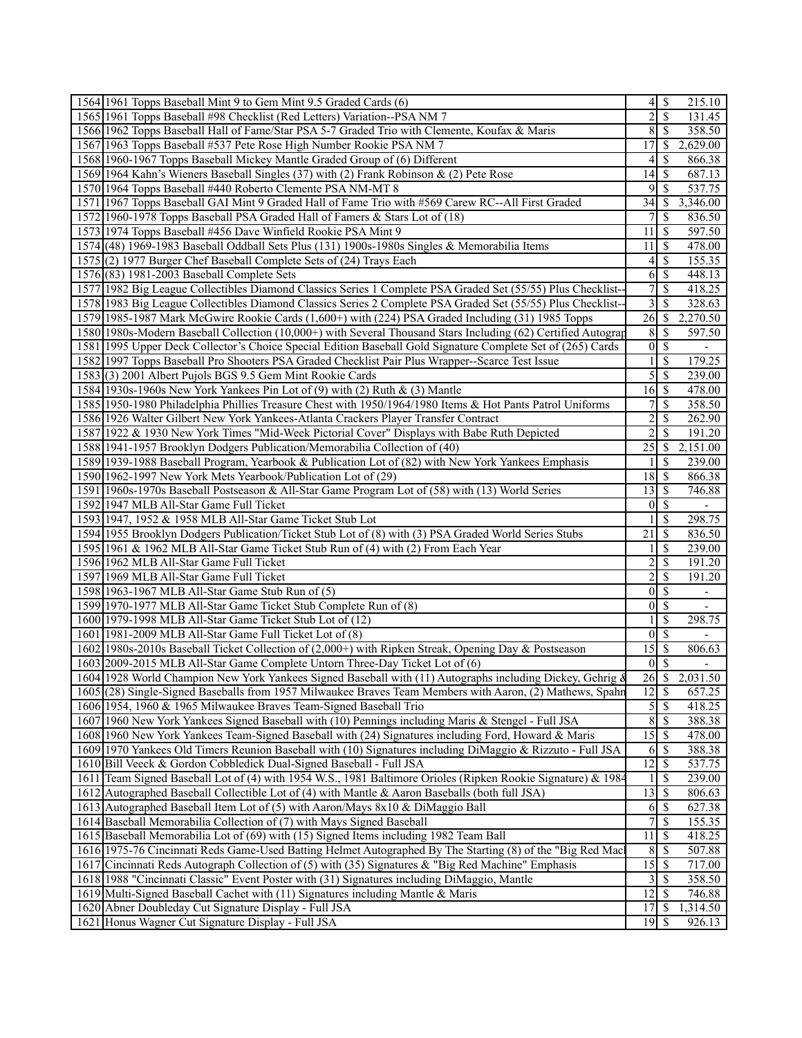| | | | |
|---|---|---|---|
| 1564 | 1961 Topps Baseball Mint 9 to Gem Mint 9.5 Graded Cards (6) | 4 | $ 215.10 |
| 1565 | 1961 Topps Baseball #98 Checklist (Red Letters) Variation--PSA NM 7 | 2 | $ 131.45 |
| 1566 | 1962 Topps Baseball Hall of Fame/Star PSA 5-7 Graded Trio with Clemente, Koufax & Maris | 8 | $ 358.50 |
| 1567 | 1963 Topps Baseball #537 Pete Rose High Number Rookie PSA NM 7 | 17 | $ 2,629.00 |
| 1568 | 1960-1967 Topps Baseball Mickey Mantle Graded Group of (6) Different | 4 | $ 866.38 |
| 1569 | 1964 Kahn's Wieners Baseball Singles (37) with (2) Frank Robinson & (2) Pete Rose | 14 | $ 687.13 |
| 1570 | 1964 Topps Baseball #440 Roberto Clemente PSA NM-MT 8 | 9 | $ 537.75 |
| 1571 | 1967 Topps Baseball GAI Mint 9 Graded Hall of Fame Trio with #569 Carew RC--All First Graded | 34 | $ 3,346.00 |
| 1572 | 1960-1978 Topps Baseball PSA Graded Hall of Famers & Stars Lot of (18) | 7 | $ 836.50 |
| 1573 | 1974 Topps Baseball #456 Dave Winfield Rookie PSA Mint 9 | 11 | $ 597.50 |
| 1574 | (48) 1969-1983 Baseball Oddball Sets Plus (131) 1900s-1980s Singles & Memorabilia Items | 11 | $ 478.00 |
| 1575 | (2) 1977 Burger Chef Baseball Complete Sets of (24) Trays Each | 4 | $ 155.35 |
| 1576 | (83) 1981-2003 Baseball Complete Sets | 6 | $ 448.13 |
| 1577 | 1982 Big League Collectibles Diamond Classics Series 1 Complete PSA Graded Set (55/55) Plus Checklist-- | 7 | $ 418.25 |
| 1578 | 1983 Big League Collectibles Diamond Classics Series 2 Complete PSA Graded Set (55/55) Plus Checklist-- | 3 | $ 328.63 |
| 1579 | 1985-1987 Mark McGwire Rookie Cards (1,600+) with (224) PSA Graded Including (31) 1985 Topps | 26 | $ 2,270.50 |
| 1580 | 1980s-Modern Baseball Collection (10,000+) with Several Thousand Stars Including (62) Certified Autograp | 8 | $ 597.50 |
| 1581 | 1995 Upper Deck Collector's Choice Special Edition Baseball Gold Signature Complete Set of (265) Cards | 0 | $ - |
| 1582 | 1997 Topps Baseball Pro Shooters PSA Graded Checklist Pair Plus Wrapper--Scarce Test Issue | 1 | $ 179.25 |
| 1583 | (3) 2001 Albert Pujols BGS 9.5 Gem Mint Rookie Cards | 5 | $ 239.00 |
| 1584 | 1930s-1960s New York Yankees Pin Lot of (9) with (2) Ruth & (3) Mantle | 16 | $ 478.00 |
| 1585 | 1950-1980 Philadelphia Phillies Treasure Chest with 1950/1964/1980 Items & Hot Pants Patrol Uniforms | 7 | $ 358.50 |
| 1586 | 1926 Walter Gilbert New York Yankees-Atlanta Crackers Player Transfer Contract | 2 | $ 262.90 |
| 1587 | 1922 & 1930 New York Times "Mid-Week Pictorial Cover" Displays with Babe Ruth Depicted | 2 | $ 191.20 |
| 1588 | 1941-1957 Brooklyn Dodgers Publication/Memorabilia Collection of (40) | 25 | $ 2,151.00 |
| 1589 | 1939-1988 Baseball Program, Yearbook & Publication Lot of (82) with New York Yankees Emphasis | 1 | $ 239.00 |
| 1590 | 1962-1997 New York Mets Yearbook/Publication Lot of (29) | 18 | $ 866.38 |
| 1591 | 1960s-1970s Baseball Postseason & All-Star Game Program Lot of (58) with (13) World Series | 13 | $ 746.88 |
| 1592 | 1947 MLB All-Star Game Full Ticket | 0 | $ - |
| 1593 | 1947, 1952 & 1958 MLB All-Star Game Ticket Stub Lot | 1 | $ 298.75 |
| 1594 | 1955 Brooklyn Dodgers Publication/Ticket Stub Lot of (8) with (3) PSA Graded World Series Stubs | 21 | $ 836.50 |
| 1595 | 1961 & 1962 MLB All-Star Game Ticket Stub Run of (4) with (2) From Each Year | 1 | $ 239.00 |
| 1596 | 1962 MLB All-Star Game Full Ticket | 2 | $ 191.20 |
| 1597 | 1969 MLB All-Star Game Full Ticket | 2 | $ 191.20 |
| 1598 | 1963-1967 MLB All-Star Game Stub Run of (5) | 0 | $ - |
| 1599 | 1970-1977 MLB All-Star Game Ticket Stub Complete Run of (8) | 0 | $ - |
| 1600 | 1979-1998 MLB All-Star Game Ticket Stub Lot of (12) | 1 | $ 298.75 |
| 1601 | 1981-2009 MLB All-Star Game Full Ticket Lot of (8) | 0 | $ - |
| 1602 | 1980s-2010s Baseball Ticket Collection of (2,000+) with Ripken Streak, Opening Day & Postseason | 15 | $ 806.63 |
| 1603 | 2009-2015 MLB All-Star Game Complete Untorn Three-Day Ticket Lot of (6) | 0 | $ - |
| 1604 | 1928 World Champion New York Yankees Signed Baseball with (11) Autographs including Dickey, Gehrig & | 26 | $ 2,031.50 |
| 1605 | (28) Single-Signed Baseballs from 1957 Milwaukee Braves Team Members with Aaron, (2) Mathews, Spahn | 12 | $ 657.25 |
| 1606 | 1954, 1960 & 1965 Milwaukee Braves Team-Signed Baseball Trio | 5 | $ 418.25 |
| 1607 | 1960 New York Yankees Signed Baseball with (10) Pennings including Maris & Stengel - Full JSA | 8 | $ 388.38 |
| 1608 | 1960 New York Yankees Team-Signed Baseball with (24) Signatures including Ford, Howard & Maris | 15 | $ 478.00 |
| 1609 | 1970 Yankees Old Timers Reunion Baseball with (10) Signatures including DiMaggio & Rizzuto - Full JSA | 6 | $ 388.38 |
| 1610 | Bill Veeck & Gordon Cobbledick Dual-Signed Baseball - Full JSA | 12 | $ 537.75 |
| 1611 | Team Signed Baseball Lot of (4) with 1954 W.S., 1981 Baltimore Orioles (Ripken Rookie Signature) & 1984 | 1 | $ 239.00 |
| 1612 | Autographed Baseball Collectible Lot of (4) with Mantle & Aaron Baseballs (both full JSA) | 13 | $ 806.63 |
| 1613 | Autographed Baseball Item Lot of (5) with Aaron/Mays 8x10 & DiMaggio Ball | 6 | $ 627.38 |
| 1614 | Baseball Memorabilia Collection of (7) with Mays Signed Baseball | 7 | $ 155.35 |
| 1615 | Baseball Memorabilia Lot of (69) with (15) Signed Items including 1982 Team Ball | 11 | $ 418.25 |
| 1616 | 1975-76 Cincinnati Reds Game-Used Batting Helmet Autographed By The Starting (8) of the "Big Red Mach | 8 | $ 507.88 |
| 1617 | Cincinnati Reds Autograph Collection of (5) with (35) Signatures & "Big Red Machine" Emphasis | 15 | $ 717.00 |
| 1618 | 1988 "Cincinnati Classic" Event Poster with (31) Signatures including DiMaggio, Mantle | 3 | $ 358.50 |
| 1619 | Multi-Signed Baseball Cachet with (11) Signatures including Mantle & Maris | 12 | $ 746.88 |
| 1620 | Abner Doubleday Cut Signature Display - Full JSA | 17 | $ 1,314.50 |
| 1621 | Honus Wagner Cut Signature Display - Full JSA | 19 | $ 926.13 |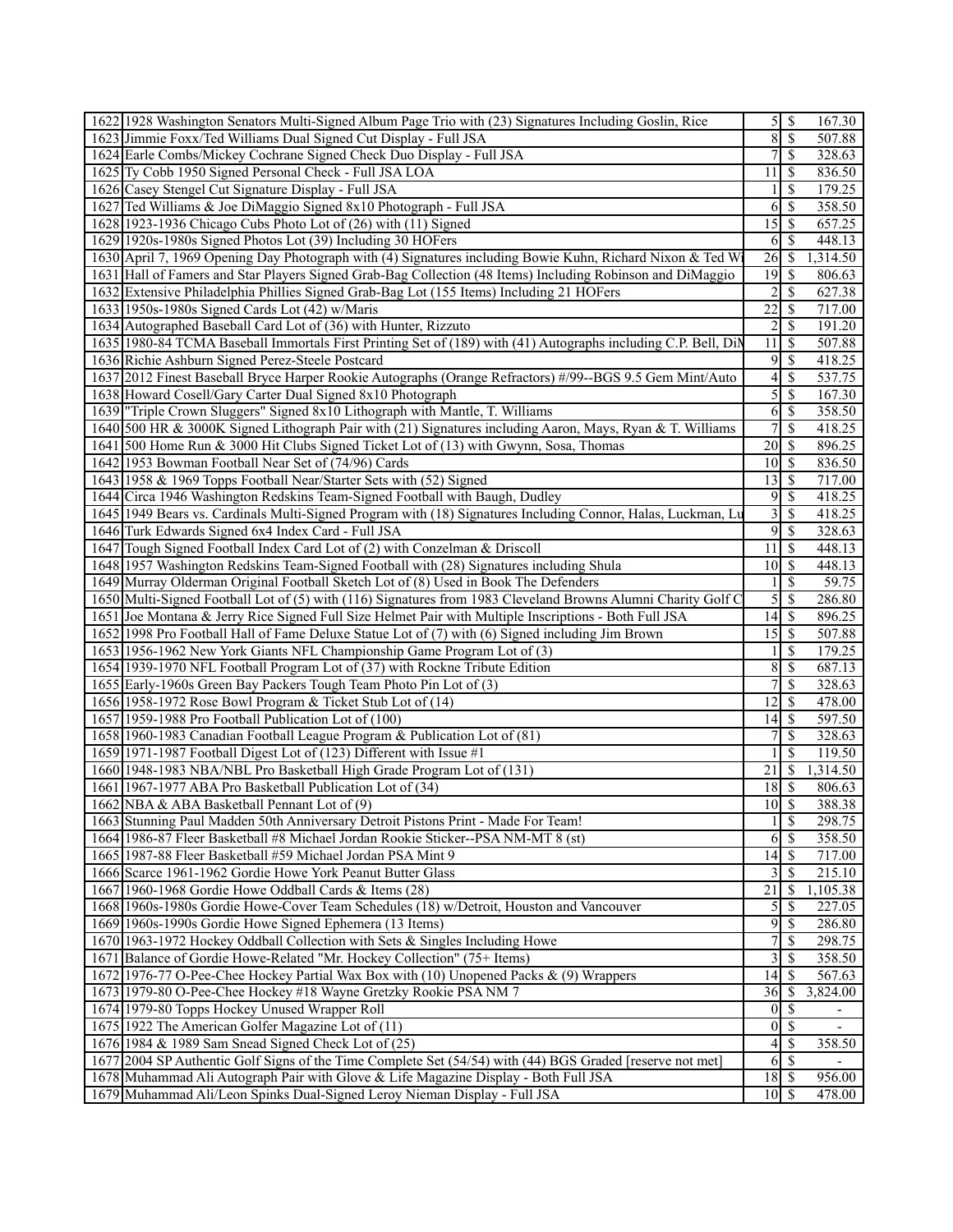| | | | | |
|---|---|---|---|---|
| 1622 | 1928 Washington Senators Multi-Signed Album Page Trio with (23) Signatures Including Goslin, Rice | 5 | $ | 167.30 |
| 1623 | Jimmie Foxx/Ted Williams Dual Signed Cut Display - Full JSA | 8 | $ | 507.88 |
| 1624 | Earle Combs/Mickey Cochrane Signed Check Duo Display - Full JSA | 7 | $ | 328.63 |
| 1625 | Ty Cobb 1950 Signed Personal Check - Full JSA LOA | 11 | $ | 836.50 |
| 1626 | Casey Stengel Cut Signature Display - Full JSA | 1 | $ | 179.25 |
| 1627 | Ted Williams & Joe DiMaggio Signed 8x10 Photograph - Full JSA | 6 | $ | 358.50 |
| 1628 | 1923-1936 Chicago Cubs Photo Lot of (26) with (11) Signed | 15 | $ | 657.25 |
| 1629 | 1920s-1980s Signed Photos Lot (39) Including 30 HOFers | 6 | $ | 448.13 |
| 1630 | April 7, 1969 Opening Day Photograph with (4) Signatures including Bowie Kuhn, Richard Nixon & Ted Wi | 26 | $ | 1,314.50 |
| 1631 | Hall of Famers and Star Players Signed Grab-Bag Collection (48 Items) Including Robinson and DiMaggio | 19 | $ | 806.63 |
| 1632 | Extensive Philadelphia Phillies Signed Grab-Bag Lot (155 Items) Including 21 HOFers | 2 | $ | 627.38 |
| 1633 | 1950s-1980s Signed Cards Lot (42) w/Maris | 22 | $ | 717.00 |
| 1634 | Autographed Baseball Card Lot of (36) with Hunter, Rizzuto | 2 | $ | 191.20 |
| 1635 | 1980-84 TCMA Baseball Immortals First Printing Set of (189) with (41) Autographs including C.P. Bell, DiM | 11 | $ | 507.88 |
| 1636 | Richie Ashburn Signed Perez-Steele Postcard | 9 | $ | 418.25 |
| 1637 | 2012 Finest Baseball Bryce Harper Rookie Autographs (Orange Refractors) #/99--BGS 9.5 Gem Mint/Auto | 4 | $ | 537.75 |
| 1638 | Howard Cosell/Gary Carter Dual Signed 8x10 Photograph | 5 | $ | 167.30 |
| 1639 | "Triple Crown Sluggers" Signed 8x10 Lithograph with Mantle, T. Williams | 6 | $ | 358.50 |
| 1640 | 500 HR & 3000K Signed Lithograph Pair with (21) Signatures including Aaron, Mays, Ryan & T. Williams | 7 | $ | 418.25 |
| 1641 | 500 Home Run & 3000 Hit Clubs Signed Ticket Lot of (13) with Gwynn, Sosa, Thomas | 20 | $ | 896.25 |
| 1642 | 1953 Bowman Football Near Set of (74/96) Cards | 10 | $ | 836.50 |
| 1643 | 1958 & 1969 Topps Football Near/Starter Sets with (52) Signed | 13 | $ | 717.00 |
| 1644 | Circa 1946 Washington Redskins Team-Signed Football with Baugh, Dudley | 9 | $ | 418.25 |
| 1645 | 1949 Bears vs. Cardinals Multi-Signed Program with (18) Signatures Including Connor, Halas, Luckman, Lu | 3 | $ | 418.25 |
| 1646 | Turk Edwards Signed 6x4 Index Card - Full JSA | 9 | $ | 328.63 |
| 1647 | Tough Signed Football Index Card Lot of (2) with Conzelman & Driscoll | 11 | $ | 448.13 |
| 1648 | 1957 Washington Redskins Team-Signed Football with (28) Signatures including Shula | 10 | $ | 448.13 |
| 1649 | Murray Olderman Original Football Sketch Lot of (8) Used in Book The Defenders | 1 | $ | 59.75 |
| 1650 | Multi-Signed Football Lot of (5) with (116) Signatures from 1983 Cleveland Browns Alumni Charity Golf C | 5 | $ | 286.80 |
| 1651 | Joe Montana & Jerry Rice Signed Full Size Helmet Pair with Multiple Inscriptions - Both Full JSA | 14 | $ | 896.25 |
| 1652 | 1998 Pro Football Hall of Fame Deluxe Statue Lot of (7) with (6) Signed including Jim Brown | 15 | $ | 507.88 |
| 1653 | 1956-1962 New York Giants NFL Championship Game Program Lot of (3) | 1 | $ | 179.25 |
| 1654 | 1939-1970 NFL Football Program Lot of (37) with Rockne Tribute Edition | 8 | $ | 687.13 |
| 1655 | Early-1960s Green Bay Packers Tough Team Photo Pin Lot of (3) | 7 | $ | 328.63 |
| 1656 | 1958-1972 Rose Bowl Program & Ticket Stub Lot of (14) | 12 | $ | 478.00 |
| 1657 | 1959-1988 Pro Football Publication Lot of (100) | 14 | $ | 597.50 |
| 1658 | 1960-1983 Canadian Football League Program & Publication Lot of (81) | 7 | $ | 328.63 |
| 1659 | 1971-1987 Football Digest Lot of (123) Different with Issue #1 | 1 | $ | 119.50 |
| 1660 | 1948-1983 NBA/NBL Pro Basketball High Grade Program Lot of (131) | 21 | $ | 1,314.50 |
| 1661 | 1967-1977 ABA Pro Basketball Publication Lot of (34) | 18 | $ | 806.63 |
| 1662 | NBA & ABA Basketball Pennant Lot of (9) | 10 | $ | 388.38 |
| 1663 | Stunning Paul Madden 50th Anniversary Detroit Pistons Print - Made For Team! | 1 | $ | 298.75 |
| 1664 | 1986-87 Fleer Basketball #8 Michael Jordan Rookie Sticker--PSA NM-MT 8 (st) | 6 | $ | 358.50 |
| 1665 | 1987-88 Fleer Basketball #59 Michael Jordan PSA Mint 9 | 14 | $ | 717.00 |
| 1666 | Scarce 1961-1962 Gordie Howe York Peanut Butter Glass | 3 | $ | 215.10 |
| 1667 | 1960-1968 Gordie Howe Oddball Cards & Items (28) | 21 | $ | 1,105.38 |
| 1668 | 1960s-1980s Gordie Howe-Cover Team Schedules (18) w/Detroit, Houston and Vancouver | 5 | $ | 227.05 |
| 1669 | 1960s-1990s Gordie Howe Signed Ephemera (13 Items) | 9 | $ | 286.80 |
| 1670 | 1963-1972 Hockey Oddball Collection with Sets & Singles Including Howe | 7 | $ | 298.75 |
| 1671 | Balance of Gordie Howe-Related "Mr. Hockey Collection" (75+ Items) | 3 | $ | 358.50 |
| 1672 | 1976-77 O-Pee-Chee Hockey Partial Wax Box with (10) Unopened Packs & (9) Wrappers | 14 | $ | 567.63 |
| 1673 | 1979-80 O-Pee-Chee Hockey #18 Wayne Gretzky Rookie PSA NM 7 | 36 | $ | 3,824.00 |
| 1674 | 1979-80 Topps Hockey Unused Wrapper Roll | 0 | $ | - |
| 1675 | 1922 The American Golfer Magazine Lot of (11) | 0 | $ | - |
| 1676 | 1984 & 1989 Sam Snead Signed Check Lot of (25) | 4 | $ | 358.50 |
| 1677 | 2004 SP Authentic Golf Signs of the Time Complete Set (54/54) with (44) BGS Graded [reserve not met] | 6 | $ | - |
| 1678 | Muhammad Ali Autograph Pair with Glove & Life Magazine Display - Both Full JSA | 18 | $ | 956.00 |
| 1679 | Muhammad Ali/Leon Spinks Dual-Signed Leroy Nieman Display - Full JSA | 10 | $ | 478.00 |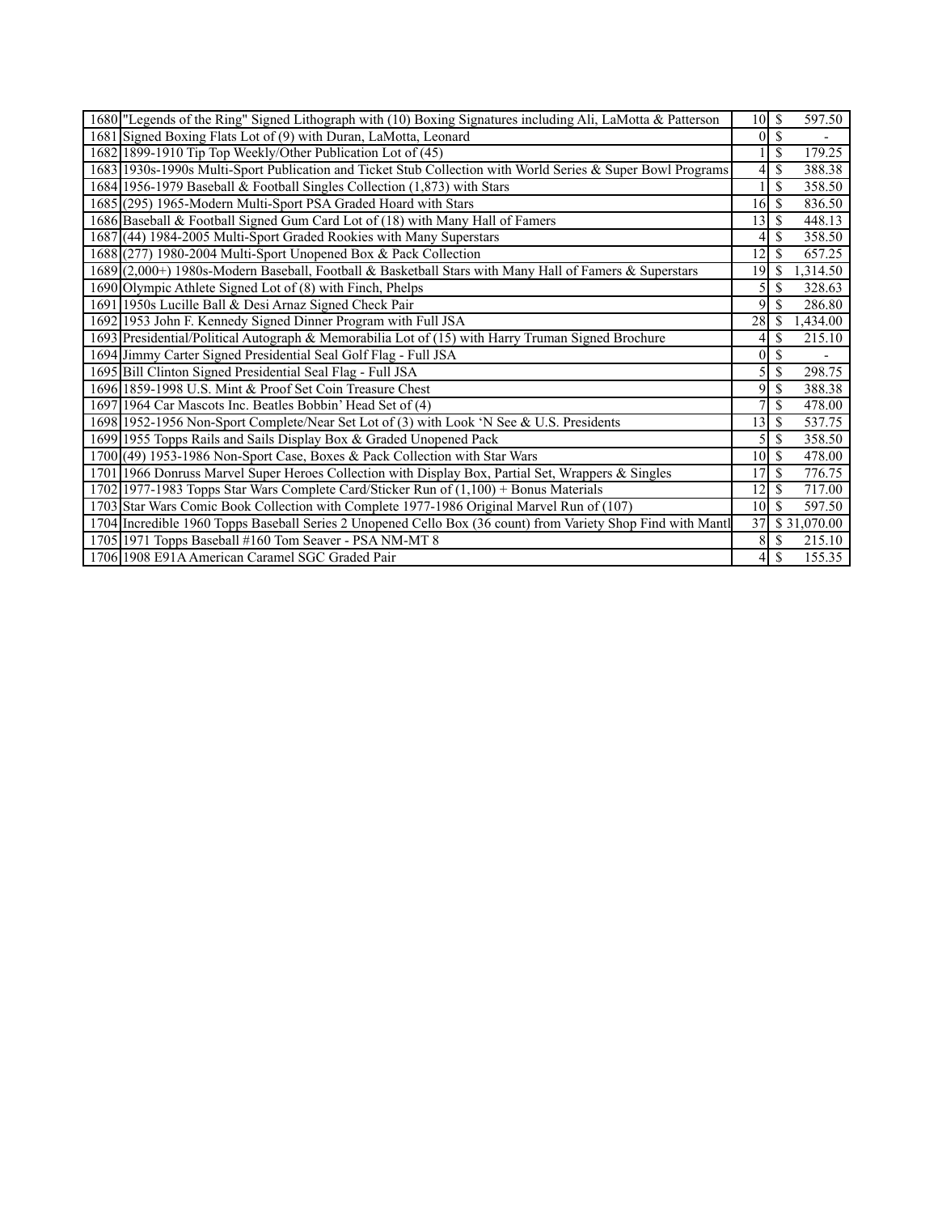| | | | |
|---|---|---|---|
| 1680 | "Legends of the Ring" Signed Lithograph with (10) Boxing Signatures including Ali, LaMotta & Patterson | 10 | $ 597.50 |
| 1681 | Signed Boxing Flats Lot of (9) with Duran, LaMotta, Leonard | 0 | $ - |
| 1682 | 1899-1910 Tip Top Weekly/Other Publication Lot of (45) | 1 | $ 179.25 |
| 1683 | 1930s-1990s Multi-Sport Publication and Ticket Stub Collection with World Series & Super Bowl Programs | 4 | $ 388.38 |
| 1684 | 1956-1979 Baseball & Football Singles Collection (1,873) with Stars | 1 | $ 358.50 |
| 1685 | (295) 1965-Modern Multi-Sport PSA Graded Hoard with Stars | 16 | $ 836.50 |
| 1686 | Baseball & Football Signed Gum Card Lot of (18) with Many Hall of Famers | 13 | $ 448.13 |
| 1687 | (44) 1984-2005 Multi-Sport Graded Rookies with Many Superstars | 4 | $ 358.50 |
| 1688 | (277) 1980-2004 Multi-Sport Unopened Box & Pack Collection | 12 | $ 657.25 |
| 1689 | (2,000+) 1980s-Modern Baseball, Football & Basketball Stars with Many Hall of Famers & Superstars | 19 | $ 1,314.50 |
| 1690 | Olympic Athlete Signed Lot of (8) with Finch, Phelps | 5 | $ 328.63 |
| 1691 | 1950s Lucille Ball & Desi Arnaz Signed Check Pair | 9 | $ 286.80 |
| 1692 | 1953 John F. Kennedy Signed Dinner Program with Full JSA | 28 | $ 1,434.00 |
| 1693 | Presidential/Political Autograph & Memorabilia Lot of (15) with Harry Truman Signed Brochure | 4 | $ 215.10 |
| 1694 | Jimmy Carter Signed Presidential Seal Golf Flag - Full JSA | 0 | $ - |
| 1695 | Bill Clinton Signed Presidential Seal Flag - Full JSA | 5 | $ 298.75 |
| 1696 | 1859-1998 U.S. Mint & Proof Set Coin Treasure Chest | 9 | $ 388.38 |
| 1697 | 1964 Car Mascots Inc. Beatles Bobbin' Head Set of (4) | 7 | $ 478.00 |
| 1698 | 1952-1956 Non-Sport Complete/Near Set Lot of (3) with Look 'N See & U.S. Presidents | 13 | $ 537.75 |
| 1699 | 1955 Topps Rails and Sails Display Box & Graded Unopened Pack | 5 | $ 358.50 |
| 1700 | (49) 1953-1986 Non-Sport Case, Boxes & Pack Collection with Star Wars | 10 | $ 478.00 |
| 1701 | 1966 Donruss Marvel Super Heroes Collection with Display Box, Partial Set, Wrappers & Singles | 17 | $ 776.75 |
| 1702 | 1977-1983 Topps Star Wars Complete Card/Sticker Run of (1,100) + Bonus Materials | 12 | $ 717.00 |
| 1703 | Star Wars Comic Book Collection with Complete 1977-1986 Original Marvel Run of (107) | 10 | $ 597.50 |
| 1704 | Incredible 1960 Topps Baseball Series 2 Unopened Cello Box (36 count) from Variety Shop Find with Mantl | 37 | $ 31,070.00 |
| 1705 | 1971 Topps Baseball #160 Tom Seaver - PSA NM-MT 8 | 8 | $ 215.10 |
| 1706 | 1908 E91A American Caramel SGC Graded Pair | 4 | $ 155.35 |